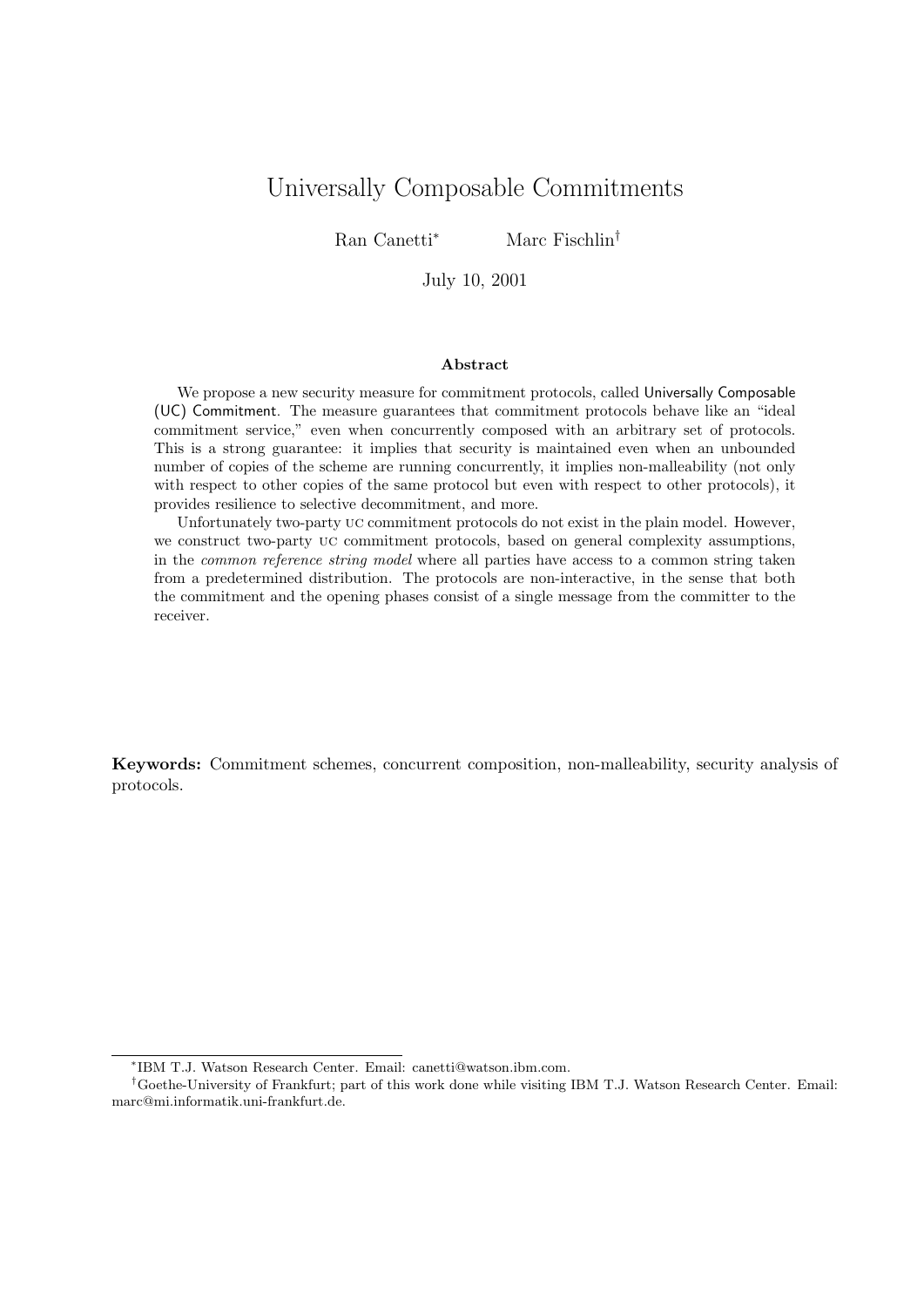# Universally Composable Commitments

Ran Canetti[*] Marc Fischlin[†]

July 10, 2001

### Abstract

We propose a new security measure for commitment protocols, called Universally Composable (UC) Commitment. The measure guarantees that commitment protocols behave like an "ideal commitment service," even when concurrently composed with an arbitrary set of protocols. This is a strong guarantee: it implies that security is maintained even when an unbounded number of copies of the scheme are running concurrently, it implies non-malleability (not only with respect to other copies of the same protocol but even with respect to other protocols), it provides resilience to selective decommitment, and more.

Unfortunately two-party UC commitment protocols do not exist in the plain model. However, we construct two-party UC commitment protocols, based on general complexity assumptions, in the *common reference string model* where all parties have access to a common string taken from a predetermined distribution. The protocols are non-interactive, in the sense that both the commitment and the opening phases consist of a single message from the committer to the receiver.

**Keywords:** Commitment schemes, concurrent composition, non-malleability, security analysis of protocols.

---

[*] IBM T.J. Watson Research Center. Email: canetti@watson.ibm.com.

[†] Goethe-University of Frankfurt; part of this work done while visiting IBM T.J. Watson Research Center. Email: marc@mi.informatik.uni-frankfurt.de.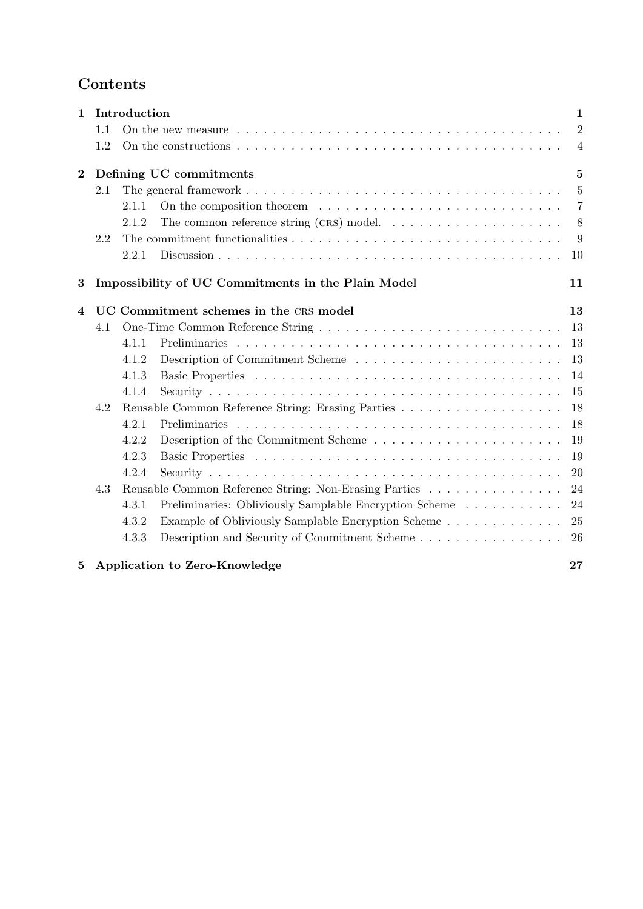# Contents

**1 Introduction** — 1
- 1.1 On the new measure — 2
- 1.2 On the constructions — 4

**2 Defining UC commitments** — 5
- 2.1 The general framework — 5
  - 2.1.1 On the composition theorem — 7
  - 2.1.2 The common reference string (CRS) model. — 8
- 2.2 The commitment functionalities — 9
  - 2.2.1 Discussion — 10

**3 Impossibility of UC Commitments in the Plain Model** — 11

**4 UC Commitment schemes in the CRS model** — 13
- 4.1 One-Time Common Reference String — 13
  - 4.1.1 Preliminaries — 13
  - 4.1.2 Description of Commitment Scheme — 13
  - 4.1.3 Basic Properties — 14
  - 4.1.4 Security — 15
- 4.2 Reusable Common Reference String: Erasing Parties — 18
  - 4.2.1 Preliminaries — 18
  - 4.2.2 Description of the Commitment Scheme — 19
  - 4.2.3 Basic Properties — 19
  - 4.2.4 Security — 20
- 4.3 Reusable Common Reference String: Non-Erasing Parties — 24
  - 4.3.1 Preliminaries: Obliviously Samplable Encryption Scheme — 24
  - 4.3.2 Example of Obliviously Samplable Encryption Scheme — 25
  - 4.3.3 Description and Security of Commitment Scheme — 26

**5 Application to Zero-Knowledge** — 27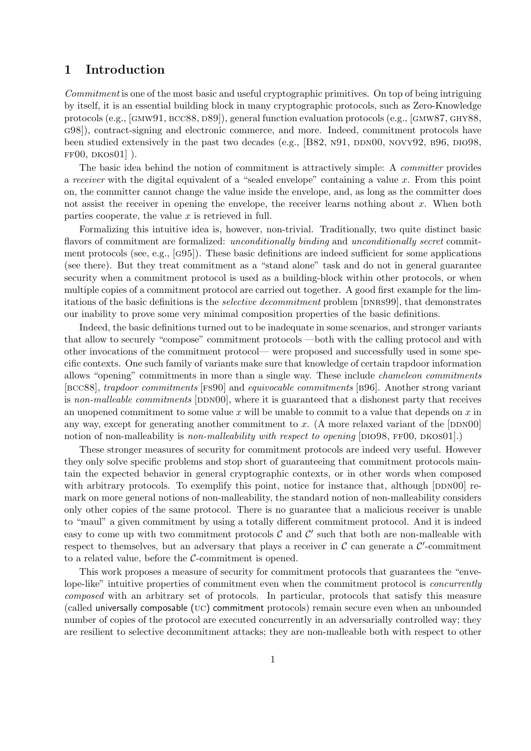# 1 Introduction

*Commitment* is one of the most basic and useful cryptographic primitives. On top of being intriguing by itself, it is an essential building block in many cryptographic protocols, such as Zero-Knowledge protocols (e.g., [GMW91, BCC88, D89]), general function evaluation protocols (e.g., [GMW87, GHY88, G98]), contract-signing and electronic commerce, and more. Indeed, commitment protocols have been studied extensively in the past two decades (e.g., [B82, N91, DDN00, NOVY92, B96, DIO98, FF00, DKOS01] ).

The basic idea behind the notion of commitment is attractively simple: A *committer* provides a *receiver* with the digital equivalent of a "sealed envelope" containing a value $x$. From this point on, the committer cannot change the value inside the envelope, and, as long as the committer does not assist the receiver in opening the envelope, the receiver learns nothing about $x$. When both parties cooperate, the value $x$ is retrieved in full.

Formalizing this intuitive idea is, however, non-trivial. Traditionally, two quite distinct basic flavors of commitment are formalized: *unconditionally binding* and *unconditionally secret* commitment protocols (see, e.g., [G95]). These basic definitions are indeed sufficient for some applications (see there). But they treat commitment as a "stand alone" task and do not in general guarantee security when a commitment protocol is used as a building-block within other protocols, or when multiple copies of a commitment protocol are carried out together. A good first example for the limitations of the basic definitions is the *selective decommitment* problem [DNRS99], that demonstrates our inability to prove some very minimal composition properties of the basic definitions.

Indeed, the basic definitions turned out to be inadequate in some scenarios, and stronger variants that allow to securely "compose" commitment protocols —both with the calling protocol and with other invocations of the commitment protocol— were proposed and successfully used in some specific contexts. One such family of variants make sure that knowledge of certain trapdoor information allows "opening" commitments in more than a single way. These include *chameleon commitments* [BCC88], *trapdoor commitments* [FS90] and *equivocable commitments* [B96]. Another strong variant is *non-malleable commitments* [DDN00], where it is guaranteed that a dishonest party that receives an unopened commitment to some value $x$ will be unable to commit to a value that depends on $x$ in any way, except for generating another commitment to $x$. (A more relaxed variant of the [DDN00] notion of non-malleability is *non-malleability with respect to opening* [DIO98, FF00, DKOS01].)

These stronger measures of security for commitment protocols are indeed very useful. However they only solve specific problems and stop short of guaranteeing that commitment protocols maintain the expected behavior in general cryptographic contexts, or in other words when composed with arbitrary protocols. To exemplify this point, notice for instance that, although [DDN00] remark on more general notions of non-malleability, the standard notion of non-malleability considers only other copies of the same protocol. There is no guarantee that a malicious receiver is unable to "maul" a given commitment by using a totally different commitment protocol. And it is indeed easy to come up with two commitment protocols $\mathcal{C}$ and $\mathcal{C}'$ such that both are non-malleable with respect to themselves, but an adversary that plays a receiver in $\mathcal{C}$ can generate a $\mathcal{C}'$-commitment to a related value, before the $\mathcal{C}$-commitment is opened.

This work proposes a measure of security for commitment protocols that guarantees the "envelope-like" intuitive properties of commitment even when the commitment protocol is *concurrently composed* with an arbitrary set of protocols. In particular, protocols that satisfy this measure (called universally composable (UC) commitment protocols) remain secure even when an unbounded number of copies of the protocol are executed concurrently in an adversarially controlled way; they are resilient to selective decommitment attacks; they are non-malleable both with respect to other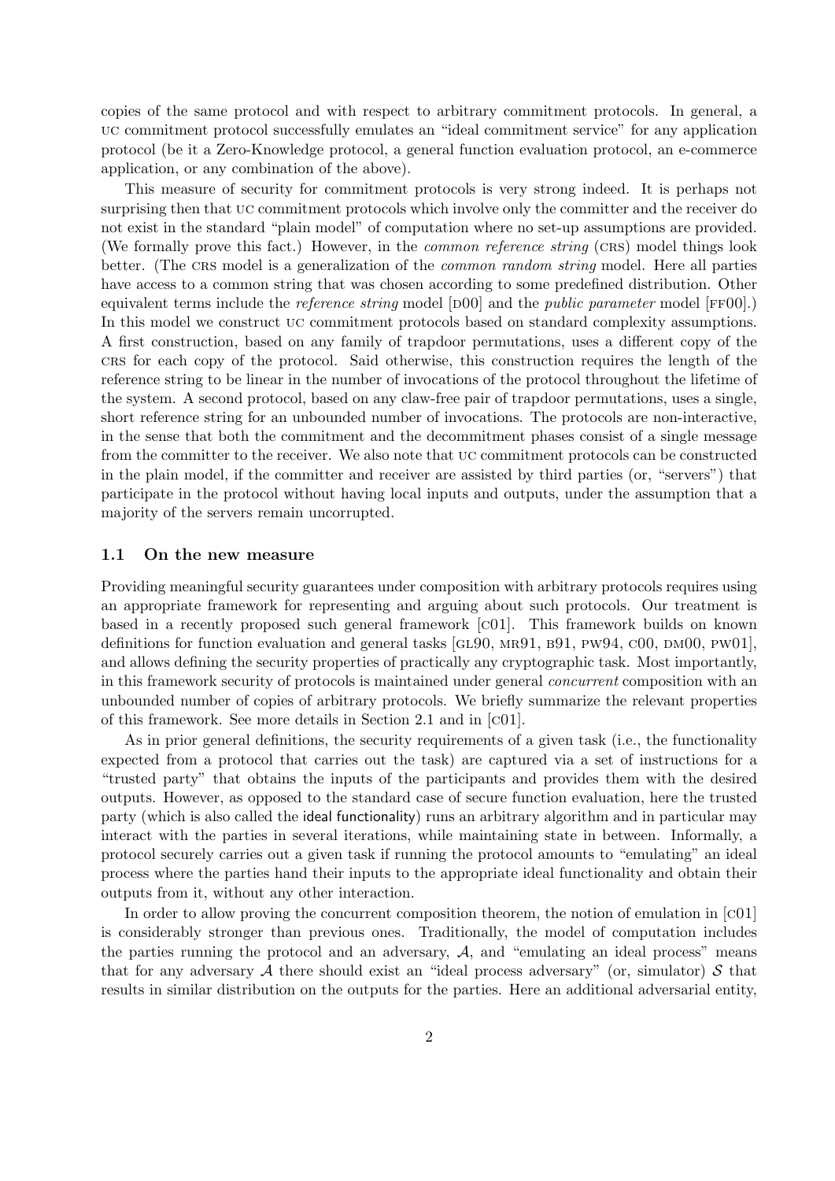copies of the same protocol and with respect to arbitrary commitment protocols. In general, a UC commitment protocol successfully emulates an "ideal commitment service" for any application protocol (be it a Zero-Knowledge protocol, a general function evaluation protocol, an e-commerce application, or any combination of the above).

This measure of security for commitment protocols is very strong indeed. It is perhaps not surprising then that UC commitment protocols which involve only the committer and the receiver do not exist in the standard "plain model" of computation where no set-up assumptions are provided. (We formally prove this fact.) However, in the *common reference string* (CRS) model things look better. (The CRS model is a generalization of the *common random string* model. Here all parties have access to a common string that was chosen according to some predefined distribution. Other equivalent terms include the *reference string* model [D00] and the *public parameter* model [FF00].) In this model we construct UC commitment protocols based on standard complexity assumptions. A first construction, based on any family of trapdoor permutations, uses a different copy of the CRS for each copy of the protocol. Said otherwise, this construction requires the length of the reference string to be linear in the number of invocations of the protocol throughout the lifetime of the system. A second protocol, based on any claw-free pair of trapdoor permutations, uses a single, short reference string for an unbounded number of invocations. The protocols are non-interactive, in the sense that both the commitment and the decommitment phases consist of a single message from the committer to the receiver. We also note that UC commitment protocols can be constructed in the plain model, if the committer and receiver are assisted by third parties (or, "servers") that participate in the protocol without having local inputs and outputs, under the assumption that a majority of the servers remain uncorrupted.

### 1.1 On the new measure

Providing meaningful security guarantees under composition with arbitrary protocols requires using an appropriate framework for representing and arguing about such protocols. Our treatment is based in a recently proposed such general framework [C01]. This framework builds on known definitions for function evaluation and general tasks [GL90, MR91, B91, PW94, C00, DM00, PW01], and allows defining the security properties of practically any cryptographic task. Most importantly, in this framework security of protocols is maintained under general *concurrent* composition with an unbounded number of copies of arbitrary protocols. We briefly summarize the relevant properties of this framework. See more details in Section 2.1 and in [C01].

As in prior general definitions, the security requirements of a given task (i.e., the functionality expected from a protocol that carries out the task) are captured via a set of instructions for a "trusted party" that obtains the inputs of the participants and provides them with the desired outputs. However, as opposed to the standard case of secure function evaluation, here the trusted party (which is also called the ideal functionality) runs an arbitrary algorithm and in particular may interact with the parties in several iterations, while maintaining state in between. Informally, a protocol securely carries out a given task if running the protocol amounts to "emulating" an ideal process where the parties hand their inputs to the appropriate ideal functionality and obtain their outputs from it, without any other interaction.

In order to allow proving the concurrent composition theorem, the notion of emulation in [C01] is considerably stronger than previous ones. Traditionally, the model of computation includes the parties running the protocol and an adversary, $\mathcal{A}$, and "emulating an ideal process" means that for any adversary $\mathcal{A}$ there should exist an "ideal process adversary" (or, simulator) $\mathcal{S}$ that results in similar distribution on the outputs for the parties. Here an additional adversarial entity,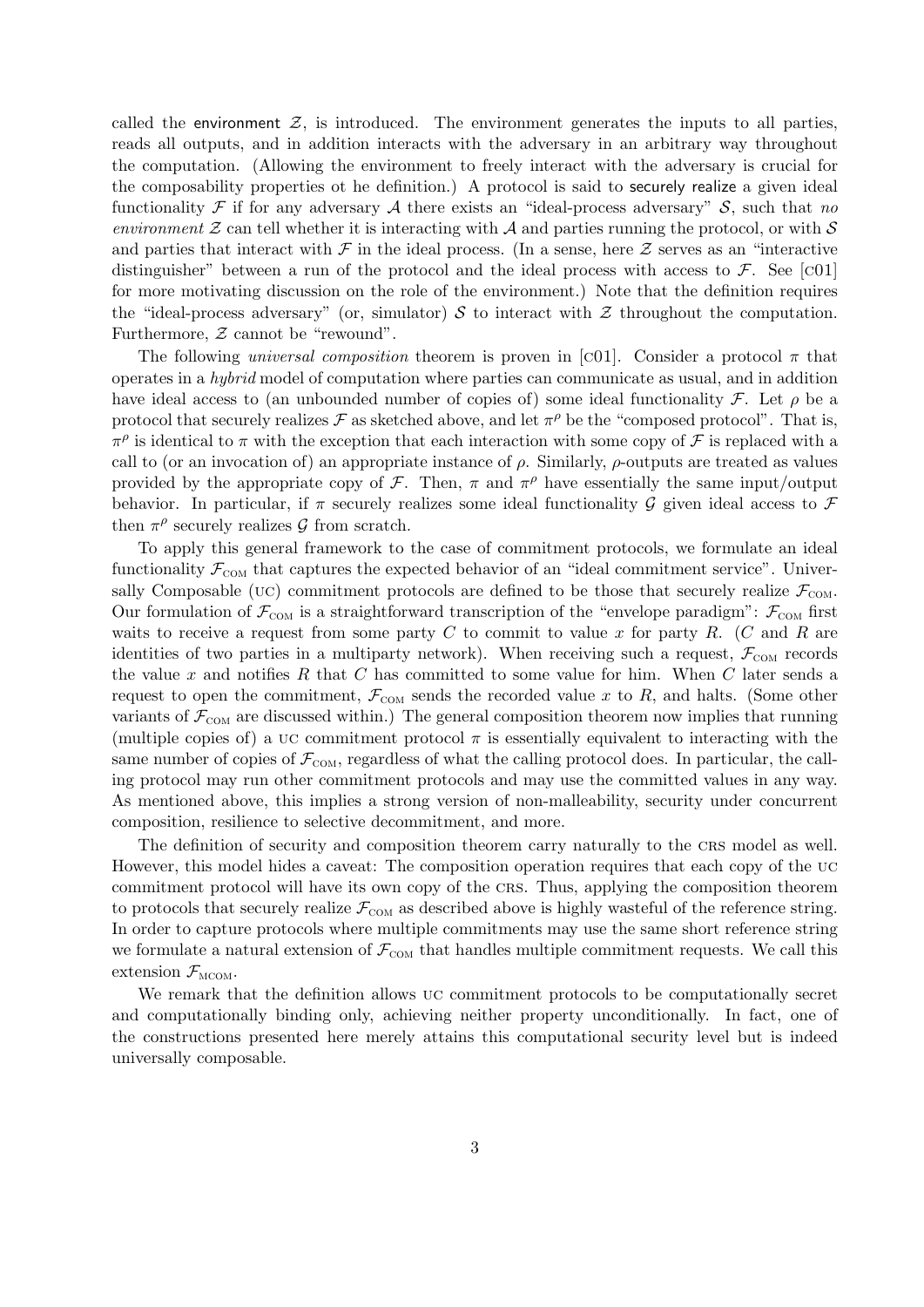called the environment $\mathcal{Z}$, is introduced. The environment generates the inputs to all parties, reads all outputs, and in addition interacts with the adversary in an arbitrary way throughout the computation. (Allowing the environment to freely interact with the adversary is crucial for the composability properties ot he definition.) A protocol is said to securely realize a given ideal functionality $\mathcal{F}$ if for any adversary $\mathcal{A}$ there exists an "ideal-process adversary" $\mathcal{S}$, such that *no environment* $\mathcal{Z}$ can tell whether it is interacting with $\mathcal{A}$ and parties running the protocol, or with $\mathcal{S}$ and parties that interact with $\mathcal{F}$ in the ideal process. (In a sense, here $\mathcal{Z}$ serves as an "interactive distinguisher" between a run of the protocol and the ideal process with access to $\mathcal{F}$. See [C01] for more motivating discussion on the role of the environment.) Note that the definition requires the "ideal-process adversary" (or, simulator) $\mathcal{S}$ to interact with $\mathcal{Z}$ throughout the computation. Furthermore, $\mathcal{Z}$ cannot be "rewound".

The following *universal composition* theorem is proven in [C01]. Consider a protocol $\pi$ that operates in a *hybrid* model of computation where parties can communicate as usual, and in addition have ideal access to (an unbounded number of copies of) some ideal functionality $\mathcal{F}$. Let $\rho$ be a protocol that securely realizes $\mathcal{F}$ as sketched above, and let $\pi^\rho$ be the "composed protocol". That is, $\pi^\rho$ is identical to $\pi$ with the exception that each interaction with some copy of $\mathcal{F}$ is replaced with a call to (or an invocation of) an appropriate instance of $\rho$. Similarly, $\rho$-outputs are treated as values provided by the appropriate copy of $\mathcal{F}$. Then, $\pi$ and $\pi^\rho$ have essentially the same input/output behavior. In particular, if $\pi$ securely realizes some ideal functionality $\mathcal{G}$ given ideal access to $\mathcal{F}$ then $\pi^\rho$ securely realizes $\mathcal{G}$ from scratch.

To apply this general framework to the case of commitment protocols, we formulate an ideal functionality $\mathcal{F}_{\text{COM}}$ that captures the expected behavior of an "ideal commitment service". Universally Composable (UC) commitment protocols are defined to be those that securely realize $\mathcal{F}_{\text{COM}}$. Our formulation of $\mathcal{F}_{\text{COM}}$ is a straightforward transcription of the "envelope paradigm": $\mathcal{F}_{\text{COM}}$ first waits to receive a request from some party $C$ to commit to value $x$ for party $R$. ($C$ and $R$ are identities of two parties in a multiparty network). When receiving such a request, $\mathcal{F}_{\text{COM}}$ records the value $x$ and notifies $R$ that $C$ has committed to some value for him. When $C$ later sends a request to open the commitment, $\mathcal{F}_{\text{COM}}$ sends the recorded value $x$ to $R$, and halts. (Some other variants of $\mathcal{F}_{\text{COM}}$ are discussed within.) The general composition theorem now implies that running (multiple copies of) a UC commitment protocol $\pi$ is essentially equivalent to interacting with the same number of copies of $\mathcal{F}_{\text{COM}}$, regardless of what the calling protocol does. In particular, the calling protocol may run other commitment protocols and may use the committed values in any way. As mentioned above, this implies a strong version of non-malleability, security under concurrent composition, resilience to selective decommitment, and more.

The definition of security and composition theorem carry naturally to the CRS model as well. However, this model hides a caveat: The composition operation requires that each copy of the UC commitment protocol will have its own copy of the CRS. Thus, applying the composition theorem to protocols that securely realize $\mathcal{F}_{\text{COM}}$ as described above is highly wasteful of the reference string. In order to capture protocols where multiple commitments may use the same short reference string we formulate a natural extension of $\mathcal{F}_{\text{COM}}$ that handles multiple commitment requests. We call this extension $\mathcal{F}_{\text{MCOM}}$.

We remark that the definition allows UC commitment protocols to be computationally secret and computationally binding only, achieving neither property unconditionally. In fact, one of the constructions presented here merely attains this computational security level but is indeed universally composable.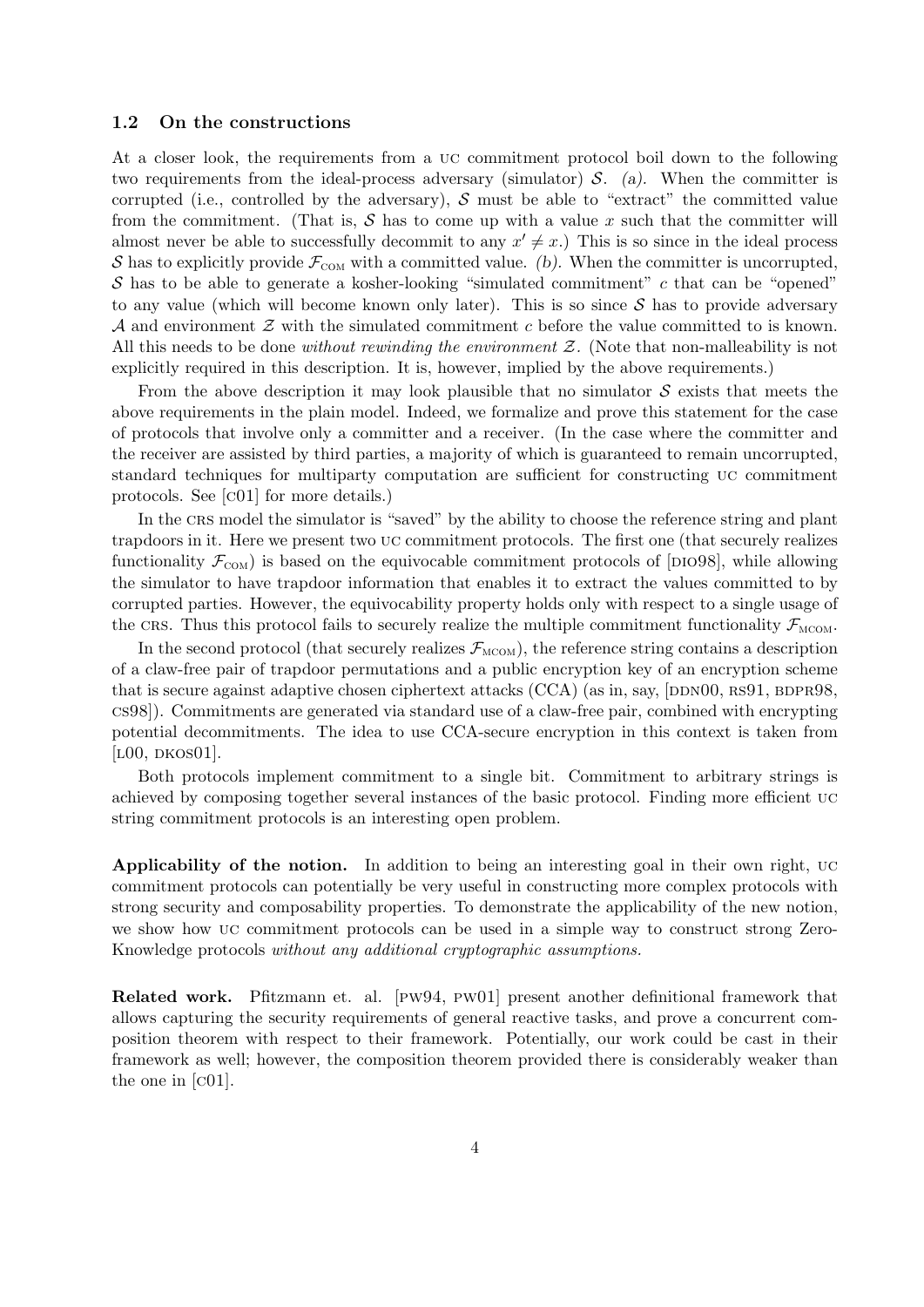### 1.2 On the constructions

At a closer look, the requirements from a UC commitment protocol boil down to the following two requirements from the ideal-process adversary (simulator) $\mathcal{S}$. *(a).* When the committer is corrupted (i.e., controlled by the adversary), $\mathcal{S}$ must be able to "extract" the committed value from the commitment. (That is, $\mathcal{S}$ has to come up with a value $x$ such that the committer will almost never be able to successfully decommit to any $x' \neq x$.) This is so since in the ideal process $\mathcal{S}$ has to explicitly provide $\mathcal{F}_{\text{COM}}$ with a committed value. *(b).* When the committer is uncorrupted, $\mathcal{S}$ has to be able to generate a kosher-looking "simulated commitment" $c$ that can be "opened" to any value (which will become known only later). This is so since $\mathcal{S}$ has to provide adversary $\mathcal{A}$ and environment $\mathcal{Z}$ with the simulated commitment $c$ before the value committed to is known. All this needs to be done *without rewinding the environment* $\mathcal{Z}$. (Note that non-malleability is not explicitly required in this description. It is, however, implied by the above requirements.)

From the above description it may look plausible that no simulator $\mathcal{S}$ exists that meets the above requirements in the plain model. Indeed, we formalize and prove this statement for the case of protocols that involve only a committer and a receiver. (In the case where the committer and the receiver are assisted by third parties, a majority of which is guaranteed to remain uncorrupted, standard techniques for multiparty computation are sufficient for constructing UC commitment protocols. See [C01] for more details.)

In the CRS model the simulator is "saved" by the ability to choose the reference string and plant trapdoors in it. Here we present two UC commitment protocols. The first one (that securely realizes functionality $\mathcal{F}_{\text{COM}}$) is based on the equivocable commitment protocols of [DIO98], while allowing the simulator to have trapdoor information that enables it to extract the values committed to by corrupted parties. However, the equivocability property holds only with respect to a single usage of the CRS. Thus this protocol fails to securely realize the multiple commitment functionality $\mathcal{F}_{\text{MCOM}}$.

In the second protocol (that securely realizes $\mathcal{F}_{\text{MCOM}}$), the reference string contains a description of a claw-free pair of trapdoor permutations and a public encryption key of an encryption scheme that is secure against adaptive chosen ciphertext attacks (CCA) (as in, say, [DDN00, RS91, BDPR98, CS98]). Commitments are generated via standard use of a claw-free pair, combined with encrypting potential decommitments. The idea to use CCA-secure encryption in this context is taken from [L00, DKOS01].

Both protocols implement commitment to a single bit. Commitment to arbitrary strings is achieved by composing together several instances of the basic protocol. Finding more efficient UC string commitment protocols is an interesting open problem.

**Applicability of the notion.** In addition to being an interesting goal in their own right, UC commitment protocols can potentially be very useful in constructing more complex protocols with strong security and composability properties. To demonstrate the applicability of the new notion, we show how UC commitment protocols can be used in a simple way to construct strong Zero-Knowledge protocols *without any additional cryptographic assumptions.*

**Related work.** Pfitzmann et. al. [PW94, PW01] present another definitional framework that allows capturing the security requirements of general reactive tasks, and prove a concurrent composition theorem with respect to their framework. Potentially, our work could be cast in their framework as well; however, the composition theorem provided there is considerably weaker than the one in [C01].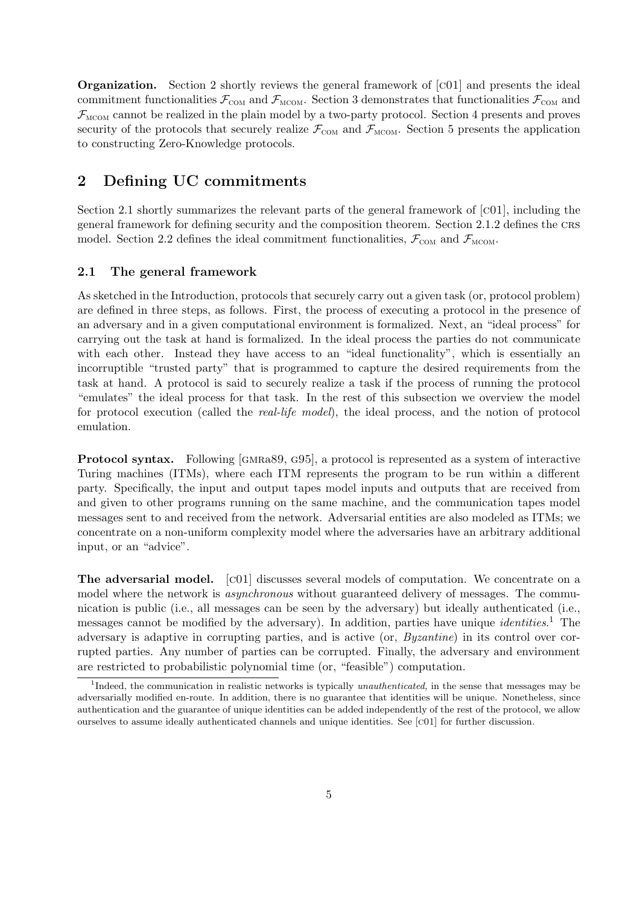**Organization.** Section 2 shortly reviews the general framework of [C01] and presents the ideal commitment functionalities $\mathcal{F}_{\text{COM}}$ and $\mathcal{F}_{\text{MCOM}}$. Section 3 demonstrates that functionalities $\mathcal{F}_{\text{COM}}$ and $\mathcal{F}_{\text{MCOM}}$ cannot be realized in the plain model by a two-party protocol. Section 4 presents and proves security of the protocols that securely realize $\mathcal{F}_{\text{COM}}$ and $\mathcal{F}_{\text{MCOM}}$. Section 5 presents the application to constructing Zero-Knowledge protocols.

## 2 Defining UC commitments

Section 2.1 shortly summarizes the relevant parts of the general framework of [C01], including the general framework for defining security and the composition theorem. Section 2.1.2 defines the CRS model. Section 2.2 defines the ideal commitment functionalities, $\mathcal{F}_{\text{COM}}$ and $\mathcal{F}_{\text{MCOM}}$.

### 2.1 The general framework

As sketched in the Introduction, protocols that securely carry out a given task (or, protocol problem) are defined in three steps, as follows. First, the process of executing a protocol in the presence of an adversary and in a given computational environment is formalized. Next, an "ideal process" for carrying out the task at hand is formalized. In the ideal process the parties do not communicate with each other. Instead they have access to an "ideal functionality", which is essentially an incorruptible "trusted party" that is programmed to capture the desired requirements from the task at hand. A protocol is said to securely realize a task if the process of running the protocol "emulates" the ideal process for that task. In the rest of this subsection we overview the model for protocol execution (called the *real-life model*), the ideal process, and the notion of protocol emulation.

**Protocol syntax.** Following [GMRa89, G95], a protocol is represented as a system of interactive Turing machines (ITMs), where each ITM represents the program to be run within a different party. Specifically, the input and output tapes model inputs and outputs that are received from and given to other programs running on the same machine, and the communication tapes model messages sent to and received from the network. Adversarial entities are also modeled as ITMs; we concentrate on a non-uniform complexity model where the adversaries have an arbitrary additional input, or an "advice".

**The adversarial model.** [C01] discusses several models of computation. We concentrate on a model where the network is *asynchronous* without guaranteed delivery of messages. The communication is public (i.e., all messages can be seen by the adversary) but ideally authenticated (i.e., messages cannot be modified by the adversary). In addition, parties have unique *identities*.[1] The adversary is adaptive in corrupting parties, and is active (or, *Byzantine*) in its control over corrupted parties. Any number of parties can be corrupted. Finally, the adversary and environment are restricted to probabilistic polynomial time (or, "feasible") computation.

[1] Indeed, the communication in realistic networks is typically *unauthenticated,* in the sense that messages may be adversarially modified en-route. In addition, there is no guarantee that identities will be unique. Nonetheless, since authentication and the guarantee of unique identities can be added independently of the rest of the protocol, we allow ourselves to assume ideally authenticated channels and unique identities. See [C01] for further discussion.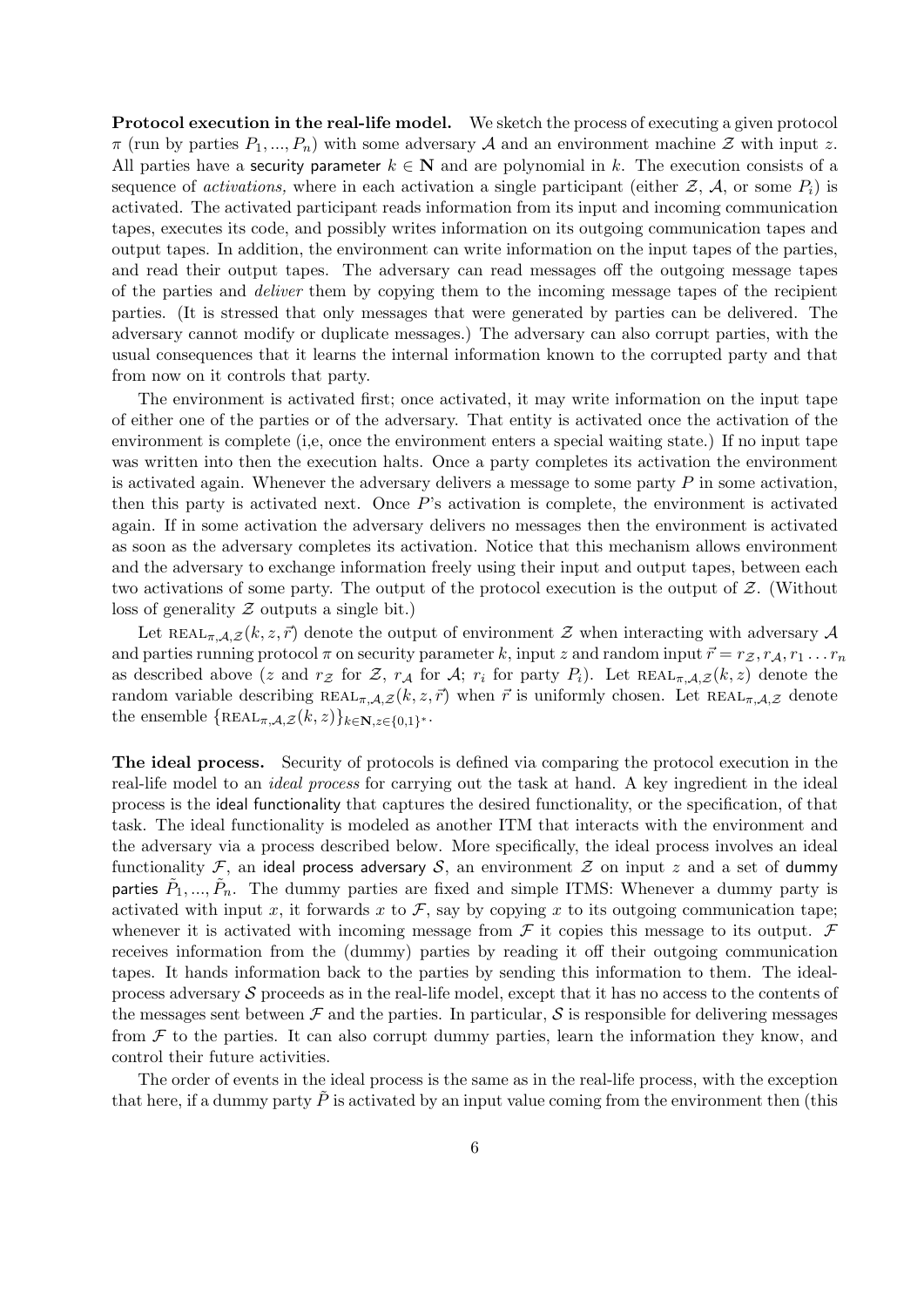**Protocol execution in the real-life model.** We sketch the process of executing a given protocol $\pi$ (run by parties $P_1, ..., P_n$) with some adversary $\mathcal{A}$ and an environment machine $\mathcal{Z}$ with input $z$. All parties have a security parameter $k \in \mathbf{N}$ and are polynomial in $k$. The execution consists of a sequence of *activations,* where in each activation a single participant (either $\mathcal{Z}$, $\mathcal{A}$, or some $P_i$) is activated. The activated participant reads information from its input and incoming communication tapes, executes its code, and possibly writes information on its outgoing communication tapes and output tapes. In addition, the environment can write information on the input tapes of the parties, and read their output tapes. The adversary can read messages off the outgoing message tapes of the parties and *deliver* them by copying them to the incoming message tapes of the recipient parties. (It is stressed that only messages that were generated by parties can be delivered. The adversary cannot modify or duplicate messages.) The adversary can also corrupt parties, with the usual consequences that it learns the internal information known to the corrupted party and that from now on it controls that party.

The environment is activated first; once activated, it may write information on the input tape of either one of the parties or of the adversary. That entity is activated once the activation of the environment is complete (i,e, once the environment enters a special waiting state.) If no input tape was written into then the execution halts. Once a party completes its activation the environment is activated again. Whenever the adversary delivers a message to some party $P$ in some activation, then this party is activated next. Once $P$'s activation is complete, the environment is activated again. If in some activation the adversary delivers no messages then the environment is activated as soon as the adversary completes its activation. Notice that this mechanism allows environment and the adversary to exchange information freely using their input and output tapes, between each two activations of some party. The output of the protocol execution is the output of $\mathcal{Z}$. (Without loss of generality $\mathcal{Z}$ outputs a single bit.)

Let $\text{REAL}_{\pi,\mathcal{A},\mathcal{Z}}(k, z, \vec{r})$ denote the output of environment $\mathcal{Z}$ when interacting with adversary $\mathcal{A}$ and parties running protocol $\pi$ on security parameter $k$, input $z$ and random input $\vec{r} = r_{\mathcal{Z}}, r_{\mathcal{A}}, r_1 \ldots r_n$ as described above ($z$ and $r_{\mathcal{Z}}$ for $\mathcal{Z}$, $r_{\mathcal{A}}$ for $\mathcal{A}$; $r_i$ for party $P_i$). Let $\text{REAL}_{\pi,\mathcal{A},\mathcal{Z}}(k, z)$ denote the random variable describing $\text{REAL}_{\pi,\mathcal{A},\mathcal{Z}}(k, z, \vec{r})$ when $\vec{r}$ is uniformly chosen. Let $\text{REAL}_{\pi,\mathcal{A},\mathcal{Z}}$ denote the ensemble $\{\text{REAL}_{\pi,\mathcal{A},\mathcal{Z}}(k, z)\}_{k\in\mathbf{N},z\in\{0,1\}^*}$.

**The ideal process.** Security of protocols is defined via comparing the protocol execution in the real-life model to an *ideal process* for carrying out the task at hand. A key ingredient in the ideal process is the ideal functionality that captures the desired functionality, or the specification, of that task. The ideal functionality is modeled as another ITM that interacts with the environment and the adversary via a process described below. More specifically, the ideal process involves an ideal functionality $\mathcal{F}$, an ideal process adversary $\mathcal{S}$, an environment $\mathcal{Z}$ on input $z$ and a set of dummy parties $\tilde{P}_1, ..., \tilde{P}_n$. The dummy parties are fixed and simple ITMS: Whenever a dummy party is activated with input $x$, it forwards $x$ to $\mathcal{F}$, say by copying $x$ to its outgoing communication tape; whenever it is activated with incoming message from $\mathcal{F}$ it copies this message to its output. $\mathcal{F}$ receives information from the (dummy) parties by reading it off their outgoing communication tapes. It hands information back to the parties by sending this information to them. The ideal-process adversary $\mathcal{S}$ proceeds as in the real-life model, except that it has no access to the contents of the messages sent between $\mathcal{F}$ and the parties. In particular, $\mathcal{S}$ is responsible for delivering messages from $\mathcal{F}$ to the parties. It can also corrupt dummy parties, learn the information they know, and control their future activities.

The order of events in the ideal process is the same as in the real-life process, with the exception that here, if a dummy party $\tilde{P}$ is activated by an input value coming from the environment then (this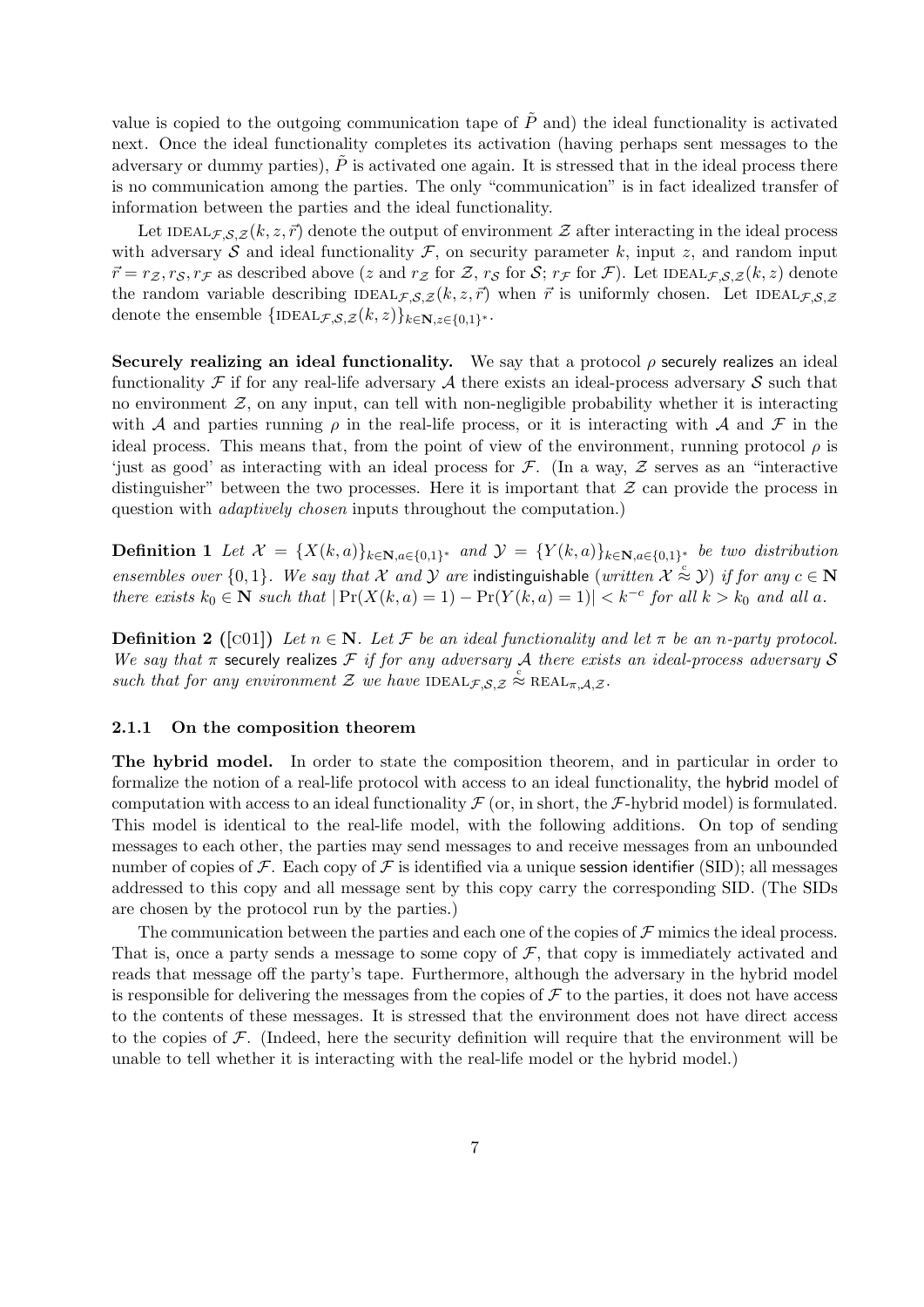value is copied to the outgoing communication tape of $\tilde{P}$ and) the ideal functionality is activated next. Once the ideal functionality completes its activation (having perhaps sent messages to the adversary or dummy parties), $\tilde{P}$ is activated one again. It is stressed that in the ideal process there is no communication among the parties. The only "communication" is in fact idealized transfer of information between the parties and the ideal functionality.

Let $\text{IDEAL}_{\mathcal{F},\mathcal{S},\mathcal{Z}}(k,z,\vec{r})$ denote the output of environment $\mathcal{Z}$ after interacting in the ideal process with adversary $\mathcal{S}$ and ideal functionality $\mathcal{F}$, on security parameter $k$, input $z$, and random input $\vec{r} = r_{\mathcal{Z}}, r_{\mathcal{S}}, r_{\mathcal{F}}$ as described above ($z$ and $r_{\mathcal{Z}}$ for $\mathcal{Z}$, $r_{\mathcal{S}}$ for $\mathcal{S}$; $r_{\mathcal{F}}$ for $\mathcal{F}$). Let $\text{IDEAL}_{\mathcal{F},\mathcal{S},\mathcal{Z}}(k,z)$ denote the random variable describing $\text{IDEAL}_{\mathcal{F},\mathcal{S},\mathcal{Z}}(k,z,\vec{r})$ when $\vec{r}$ is uniformly chosen. Let $\text{IDEAL}_{\mathcal{F},\mathcal{S},\mathcal{Z}}$ denote the ensemble $\{\text{IDEAL}_{\mathcal{F},\mathcal{S},\mathcal{Z}}(k,z)\}_{k\in\mathbf{N},z\in\{0,1\}^*}$.

**Securely realizing an ideal functionality.** We say that a protocol $\rho$ securely realizes an ideal functionality $\mathcal{F}$ if for any real-life adversary $\mathcal{A}$ there exists an ideal-process adversary $\mathcal{S}$ such that no environment $\mathcal{Z}$, on any input, can tell with non-negligible probability whether it is interacting with $\mathcal{A}$ and parties running $\rho$ in the real-life process, or it is interacting with $\mathcal{A}$ and $\mathcal{F}$ in the ideal process. This means that, from the point of view of the environment, running protocol $\rho$ is 'just as good' as interacting with an ideal process for $\mathcal{F}$. (In a way, $\mathcal{Z}$ serves as an "interactive distinguisher" between the two processes. Here it is important that $\mathcal{Z}$ can provide the process in question with *adaptively chosen* inputs throughout the computation.)

**Definition 1** *Let $\mathcal{X} = \{X(k,a)\}_{k\in\mathbf{N},a\in\{0,1\}^*}$ and $\mathcal{Y} = \{Y(k,a)\}_{k\in\mathbf{N},a\in\{0,1\}^*}$ be two distribution ensembles over $\{0,1\}$. We say that $\mathcal{X}$ and $\mathcal{Y}$ are indistinguishable (written $\mathcal{X} \stackrel{c}{\approx} \mathcal{Y}$) if for any $c \in \mathbf{N}$ there exists $k_0 \in \mathbf{N}$ such that $|\Pr(X(k,a)=1) - \Pr(Y(k,a)=1)| < k^{-c}$ for all $k > k_0$ and all $a$.*

**Definition 2 ([c01])** *Let $n \in \mathbf{N}$. Let $\mathcal{F}$ be an ideal functionality and let $\pi$ be an $n$-party protocol. We say that $\pi$ securely realizes $\mathcal{F}$ if for any adversary $\mathcal{A}$ there exists an ideal-process adversary $\mathcal{S}$ such that for any environment $\mathcal{Z}$ we have $\text{IDEAL}_{\mathcal{F},\mathcal{S},\mathcal{Z}} \stackrel{c}{\approx} \text{REAL}_{\pi,\mathcal{A},\mathcal{Z}}$.*

### 2.1.1 On the composition theorem

**The hybrid model.** In order to state the composition theorem, and in particular in order to formalize the notion of a real-life protocol with access to an ideal functionality, the hybrid model of computation with access to an ideal functionality $\mathcal{F}$ (or, in short, the $\mathcal{F}$-hybrid model) is formulated. This model is identical to the real-life model, with the following additions. On top of sending messages to each other, the parties may send messages to and receive messages from an unbounded number of copies of $\mathcal{F}$. Each copy of $\mathcal{F}$ is identified via a unique session identifier (SID); all messages addressed to this copy and all message sent by this copy carry the corresponding SID. (The SIDs are chosen by the protocol run by the parties.)

The communication between the parties and each one of the copies of $\mathcal{F}$ mimics the ideal process. That is, once a party sends a message to some copy of $\mathcal{F}$, that copy is immediately activated and reads that message off the party's tape. Furthermore, although the adversary in the hybrid model is responsible for delivering the messages from the copies of $\mathcal{F}$ to the parties, it does not have access to the contents of these messages. It is stressed that the environment does not have direct access to the copies of $\mathcal{F}$. (Indeed, here the security definition will require that the environment will be unable to tell whether it is interacting with the real-life model or the hybrid model.)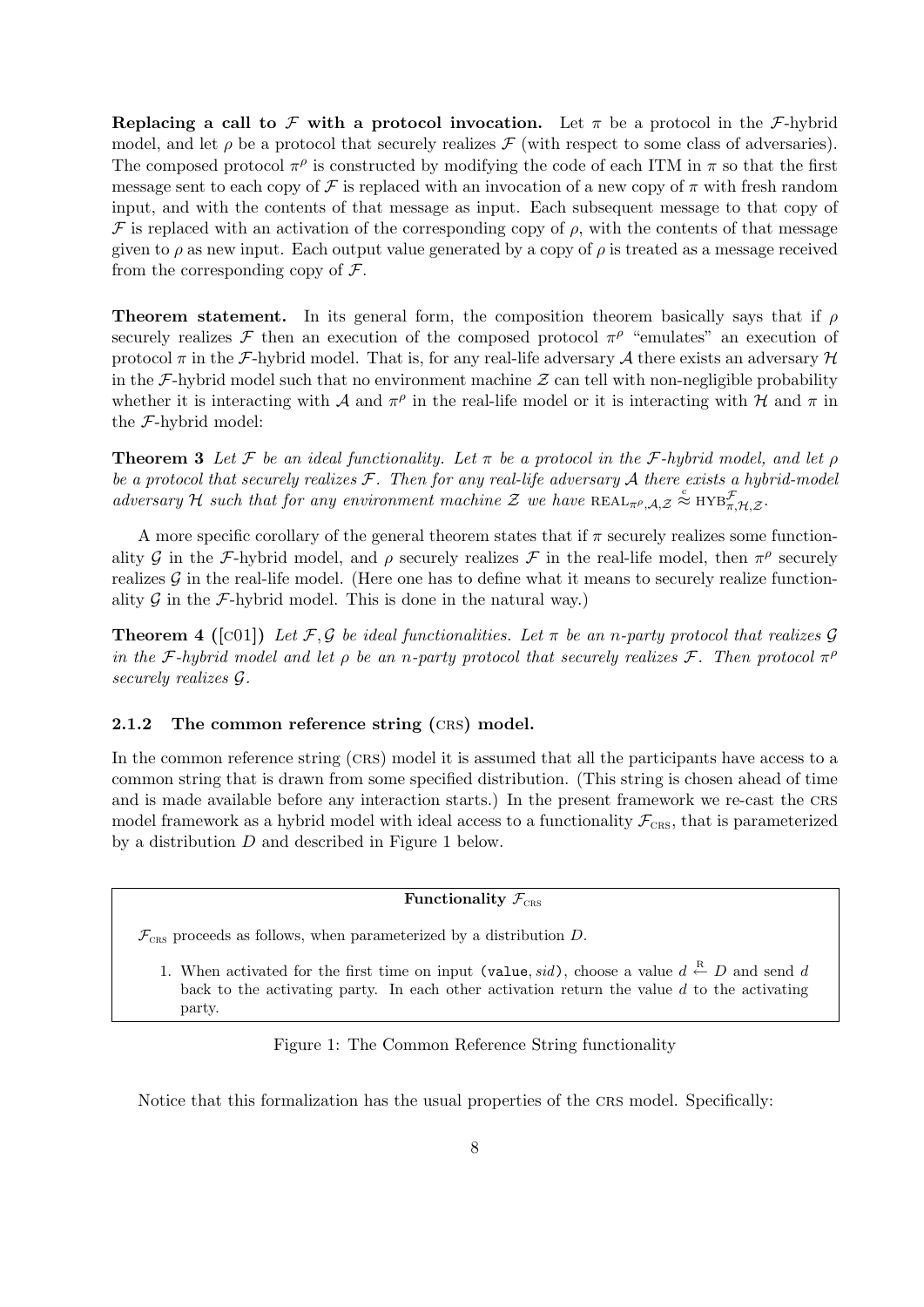**Replacing a call to $\mathcal{F}$ with a protocol invocation.** Let $\pi$ be a protocol in the $\mathcal{F}$-hybrid model, and let $\rho$ be a protocol that securely realizes $\mathcal{F}$ (with respect to some class of adversaries). The composed protocol $\pi^\rho$ is constructed by modifying the code of each ITM in $\pi$ so that the first message sent to each copy of $\mathcal{F}$ is replaced with an invocation of a new copy of $\pi$ with fresh random input, and with the contents of that message as input. Each subsequent message to that copy of $\mathcal{F}$ is replaced with an activation of the corresponding copy of $\rho$, with the contents of that message given to $\rho$ as new input. Each output value generated by a copy of $\rho$ is treated as a message received from the corresponding copy of $\mathcal{F}$.

**Theorem statement.** In its general form, the composition theorem basically says that if $\rho$ securely realizes $\mathcal{F}$ then an execution of the composed protocol $\pi^\rho$ "emulates" an execution of protocol $\pi$ in the $\mathcal{F}$-hybrid model. That is, for any real-life adversary $\mathcal{A}$ there exists an adversary $\mathcal{H}$ in the $\mathcal{F}$-hybrid model such that no environment machine $\mathcal{Z}$ can tell with non-negligible probability whether it is interacting with $\mathcal{A}$ and $\pi^\rho$ in the real-life model or it is interacting with $\mathcal{H}$ and $\pi$ in the $\mathcal{F}$-hybrid model:

**Theorem 3** *Let $\mathcal{F}$ be an ideal functionality. Let $\pi$ be a protocol in the $\mathcal{F}$-hybrid model, and let $\rho$ be a protocol that securely realizes $\mathcal{F}$. Then for any real-life adversary $\mathcal{A}$ there exists a hybrid-model adversary $\mathcal{H}$ such that for any environment machine $\mathcal{Z}$ we have* $\text{REAL}_{\pi^\rho,\mathcal{A},\mathcal{Z}} \overset{c}{\approx} \text{HYB}^{\mathcal{F}}_{\pi,\mathcal{H},\mathcal{Z}}$.

A more specific corollary of the general theorem states that if $\pi$ securely realizes some functionality $\mathcal{G}$ in the $\mathcal{F}$-hybrid model, and $\rho$ securely realizes $\mathcal{F}$ in the real-life model, then $\pi^\rho$ securely realizes $\mathcal{G}$ in the real-life model. (Here one has to define what it means to securely realize functionality $\mathcal{G}$ in the $\mathcal{F}$-hybrid model. This is done in the natural way.)

**Theorem 4 ([c01])** *Let $\mathcal{F}, \mathcal{G}$ be ideal functionalities. Let $\pi$ be an $n$-party protocol that realizes $\mathcal{G}$ in the $\mathcal{F}$-hybrid model and let $\rho$ be an $n$-party protocol that securely realizes $\mathcal{F}$. Then protocol $\pi^\rho$ securely realizes $\mathcal{G}$.*

### 2.1.2 The common reference string (CRS) model.

In the common reference string (CRS) model it is assumed that all the participants have access to a common string that is drawn from some specified distribution. (This string is chosen ahead of time and is made available before any interaction starts.) In the present framework we re-cast the CRS model framework as a hybrid model with ideal access to a functionality $\mathcal{F}_{\text{CRS}}$, that is parameterized by a distribution $D$ and described in Figure 1 below.

---

**Functionality $\mathcal{F}_{\text{CRS}}$**

$\mathcal{F}_{\text{CRS}}$ proceeds as follows, when parameterized by a distribution $D$.

1. When activated for the first time on input (`value`, $sid$), choose a value $d \overset{R}{\leftarrow} D$ and send $d$ back to the activating party. In each other activation return the value $d$ to the activating party.

---

Figure 1: The Common Reference String functionality

Notice that this formalization has the usual properties of the CRS model. Specifically: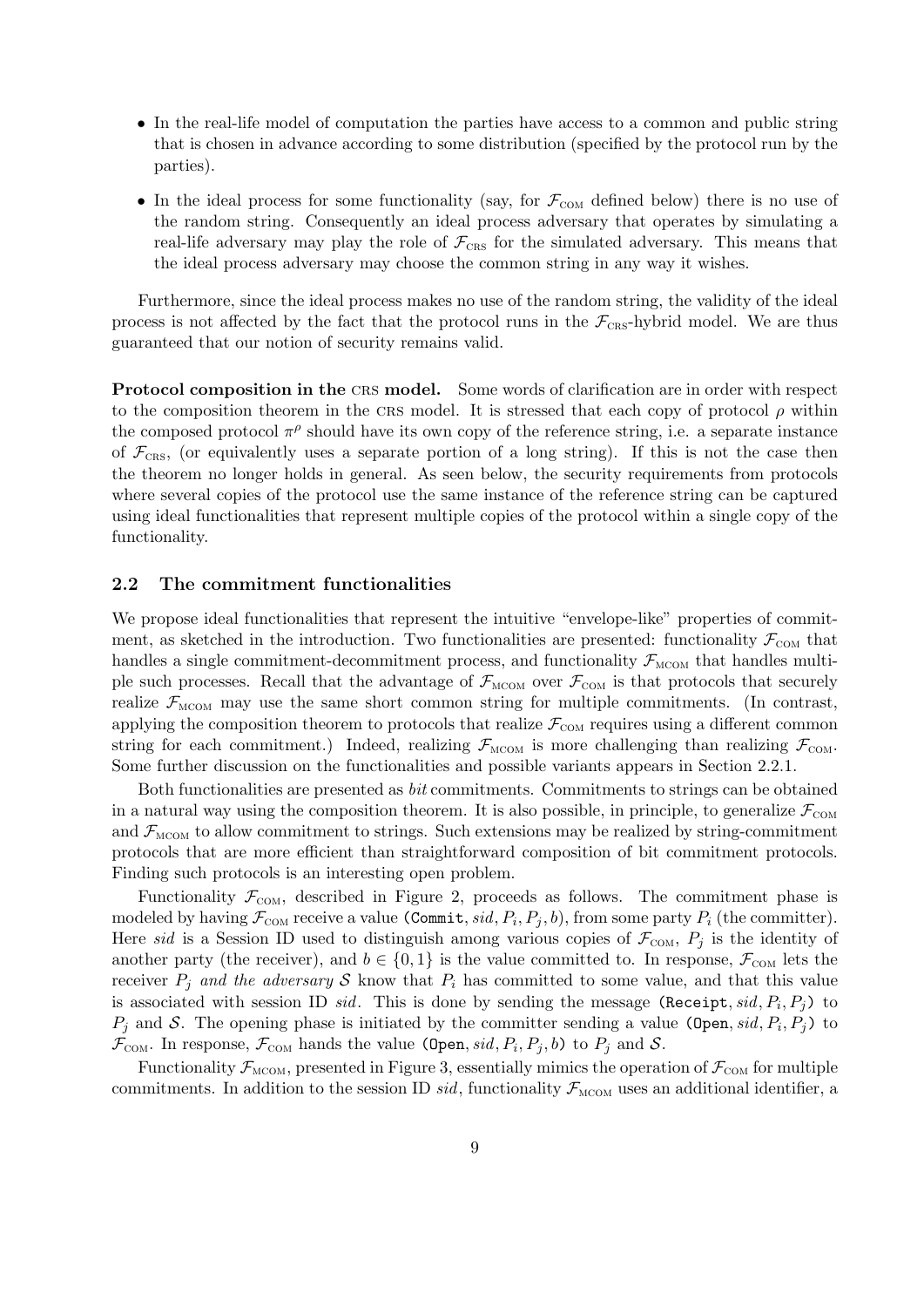- In the real-life model of computation the parties have access to a common and public string that is chosen in advance according to some distribution (specified by the protocol run by the parties).
- In the ideal process for some functionality (say, for $\mathcal{F}_{\text{COM}}$ defined below) there is no use of the random string. Consequently an ideal process adversary that operates by simulating a real-life adversary may play the role of $\mathcal{F}_{\text{CRS}}$ for the simulated adversary. This means that the ideal process adversary may choose the common string in any way it wishes.

Furthermore, since the ideal process makes no use of the random string, the validity of the ideal process is not affected by the fact that the protocol runs in the $\mathcal{F}_{\text{CRS}}$-hybrid model. We are thus guaranteed that our notion of security remains valid.

**Protocol composition in the CRS model.** Some words of clarification are in order with respect to the composition theorem in the CRS model. It is stressed that each copy of protocol $\rho$ within the composed protocol $\pi^\rho$ should have its own copy of the reference string, i.e. a separate instance of $\mathcal{F}_{\text{CRS}}$, (or equivalently uses a separate portion of a long string). If this is not the case then the theorem no longer holds in general. As seen below, the security requirements from protocols where several copies of the protocol use the same instance of the reference string can be captured using ideal functionalities that represent multiple copies of the protocol within a single copy of the functionality.

### 2.2 The commitment functionalities

We propose ideal functionalities that represent the intuitive "envelope-like" properties of commitment, as sketched in the introduction. Two functionalities are presented: functionality $\mathcal{F}_{\text{COM}}$ that handles a single commitment-decommitment process, and functionality $\mathcal{F}_{\text{MCOM}}$ that handles multiple such processes. Recall that the advantage of $\mathcal{F}_{\text{MCOM}}$ over $\mathcal{F}_{\text{COM}}$ is that protocols that securely realize $\mathcal{F}_{\text{MCOM}}$ may use the same short common string for multiple commitments. (In contrast, applying the composition theorem to protocols that realize $\mathcal{F}_{\text{COM}}$ requires using a different common string for each commitment.) Indeed, realizing $\mathcal{F}_{\text{MCOM}}$ is more challenging than realizing $\mathcal{F}_{\text{COM}}$. Some further discussion on the functionalities and possible variants appears in Section 2.2.1.

Both functionalities are presented as *bit* commitments. Commitments to strings can be obtained in a natural way using the composition theorem. It is also possible, in principle, to generalize $\mathcal{F}_{\text{COM}}$ and $\mathcal{F}_{\text{MCOM}}$ to allow commitment to strings. Such extensions may be realized by string-commitment protocols that are more efficient than straightforward composition of bit commitment protocols. Finding such protocols is an interesting open problem.

Functionality $\mathcal{F}_{\text{COM}}$, described in Figure 2, proceeds as follows. The commitment phase is modeled by having $\mathcal{F}_{\text{COM}}$ receive a value $(\texttt{Commit}, sid, P_i, P_j, b)$, from some party $P_i$ (the committer). Here $sid$ is a Session ID used to distinguish among various copies of $\mathcal{F}_{\text{COM}}$, $P_j$ is the identity of another party (the receiver), and $b \in \{0, 1\}$ is the value committed to. In response, $\mathcal{F}_{\text{COM}}$ lets the receiver $P_j$ *and the adversary* $\mathcal{S}$ know that $P_i$ has committed to some value, and that this value is associated with session ID $sid$. This is done by sending the message $(\texttt{Receipt}, sid, P_i, P_j)$ to $P_j$ and $\mathcal{S}$. The opening phase is initiated by the committer sending a value $(\texttt{Open}, sid, P_i, P_j)$ to $\mathcal{F}_{\text{COM}}$. In response, $\mathcal{F}_{\text{COM}}$ hands the value $(\texttt{Open}, sid, P_i, P_j, b)$ to $P_j$ and $\mathcal{S}$.

Functionality $\mathcal{F}_{\text{MCOM}}$, presented in Figure 3, essentially mimics the operation of $\mathcal{F}_{\text{COM}}$ for multiple commitments. In addition to the session ID $sid$, functionality $\mathcal{F}_{\text{MCOM}}$ uses an additional identifier, a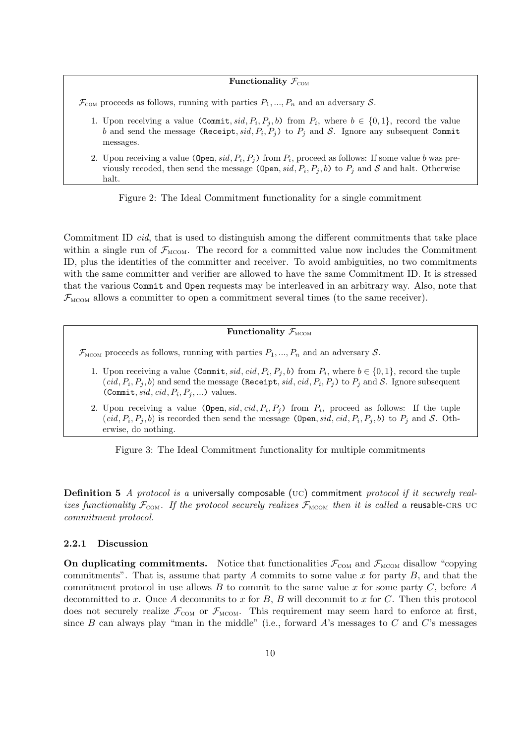**Functionality $\mathcal{F}_{\text{COM}}$**

$\mathcal{F}_{\text{COM}}$ proceeds as follows, running with parties $P_1, ..., P_n$ and an adversary $\mathcal{S}$.

1. Upon receiving a value $(\texttt{Commit}, sid, P_i, P_j, b)$ from $P_i$, where $b \in \{0,1\}$, record the value $b$ and send the message $(\texttt{Receipt}, sid, P_i, P_j)$ to $P_j$ and $\mathcal{S}$. Ignore any subsequent Commit messages.
2. Upon receiving a value $(\texttt{Open}, sid, P_i, P_j)$ from $P_i$, proceed as follows: If some value $b$ was previously recoded, then send the message $(\texttt{Open}, sid, P_i, P_j, b)$ to $P_j$ and $\mathcal{S}$ and halt. Otherwise halt.

Figure 2: The Ideal Commitment functionality for a single commitment

Commitment ID *cid*, that is used to distinguish among the different commitments that take place within a single run of $\mathcal{F}_{\text{MCOM}}$. The record for a committed value now includes the Commitment ID, plus the identities of the committer and receiver. To avoid ambiguities, no two commitments with the same committer and verifier are allowed to have the same Commitment ID. It is stressed that the various Commit and Open requests may be interleaved in an arbitrary way. Also, note that $\mathcal{F}_{\text{MCOM}}$ allows a committer to open a commitment several times (to the same receiver).

**Functionality $\mathcal{F}_{\text{MCOM}}$**

$\mathcal{F}_{\text{MCOM}}$ proceeds as follows, running with parties $P_1, ..., P_n$ and an adversary $\mathcal{S}$.

1. Upon receiving a value $(\texttt{Commit}, sid, cid, P_i, P_j, b)$ from $P_i$, where $b \in \{0,1\}$, record the tuple $(cid, P_i, P_j, b)$ and send the message $(\texttt{Receipt}, sid, cid, P_i, P_j)$ to $P_j$ and $\mathcal{S}$. Ignore subsequent $(\texttt{Commit}, sid, cid, P_i, P_j, ...)$ values.
2. Upon receiving a value $(\texttt{Open}, sid, cid, P_i, P_j)$ from $P_i$, proceed as follows: If the tuple $(cid, P_i, P_j, b)$ is recorded then send the message $(\texttt{Open}, sid, cid, P_i, P_j, b)$ to $P_j$ and $\mathcal{S}$. Otherwise, do nothing.

Figure 3: The Ideal Commitment functionality for multiple commitments

**Definition 5** *A protocol is a* universally composable (UC) commitment *protocol if it securely realizes functionality $\mathcal{F}_{\text{COM}}$. If the protocol securely realizes $\mathcal{F}_{\text{MCOM}}$ then it is called a* reusable-CRS UC *commitment protocol.*

### 2.2.1 Discussion

**On duplicating commitments.** Notice that functionalities $\mathcal{F}_{\text{COM}}$ and $\mathcal{F}_{\text{MCOM}}$ disallow "copying commitments". That is, assume that party $A$ commits to some value $x$ for party $B$, and that the commitment protocol in use allows $B$ to commit to the same value $x$ for some party $C$, before $A$ decommitted to $x$. Once $A$ decommits to $x$ for $B$, $B$ will decommit to $x$ for $C$. Then this protocol does not securely realize $\mathcal{F}_{\text{COM}}$ or $\mathcal{F}_{\text{MCOM}}$. This requirement may seem hard to enforce at first, since $B$ can always play "man in the middle" (i.e., forward $A$'s messages to $C$ and $C$'s messages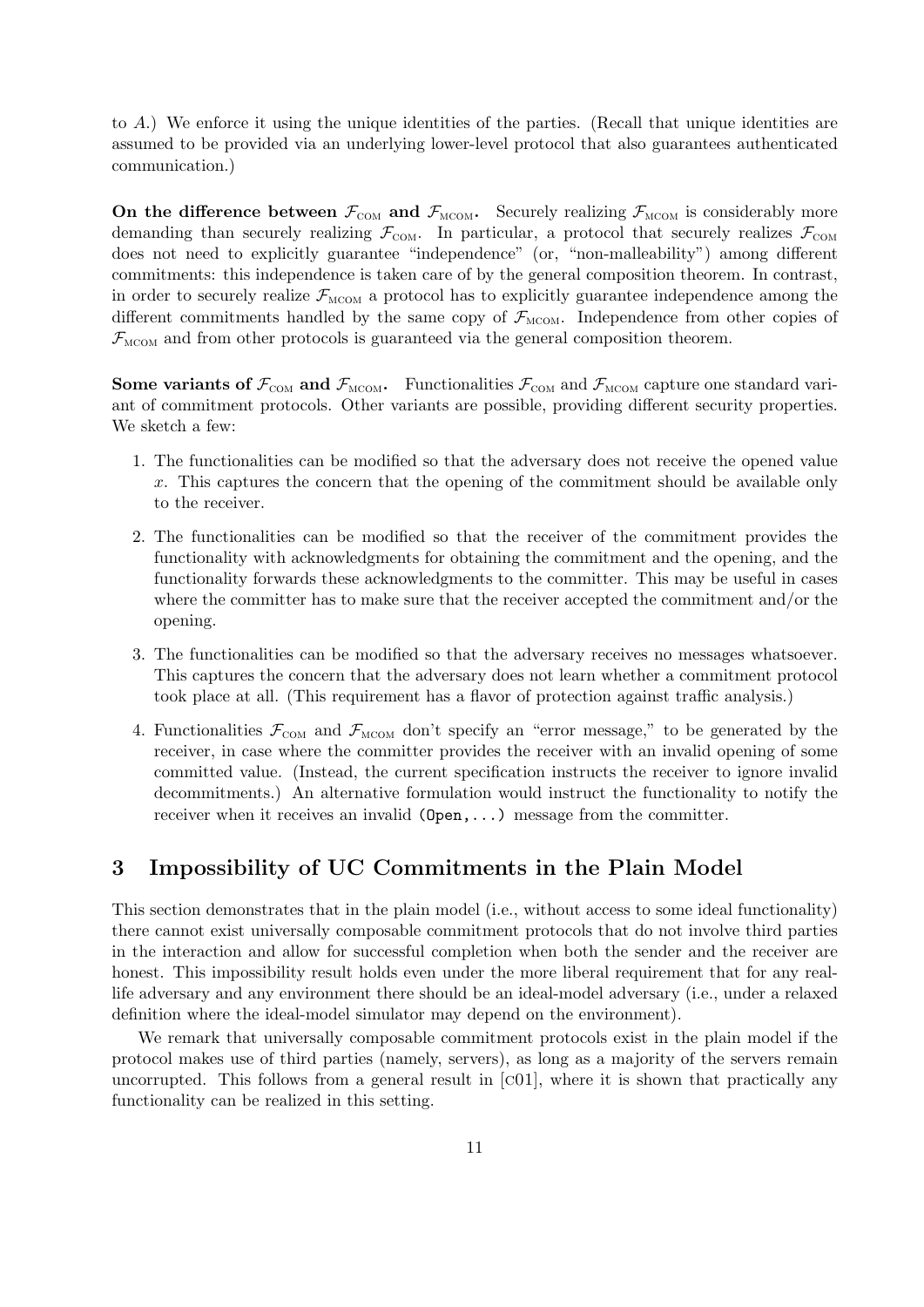to $A$.) We enforce it using the unique identities of the parties. (Recall that unique identities are assumed to be provided via an underlying lower-level protocol that also guarantees authenticated communication.)

**On the difference between $\mathcal{F}_{\text{COM}}$ and $\mathcal{F}_{\text{MCOM}}$.** Securely realizing $\mathcal{F}_{\text{MCOM}}$ is considerably more demanding than securely realizing $\mathcal{F}_{\text{COM}}$. In particular, a protocol that securely realizes $\mathcal{F}_{\text{COM}}$ does not need to explicitly guarantee "independence" (or, "non-malleability") among different commitments: this independence is taken care of by the general composition theorem. In contrast, in order to securely realize $\mathcal{F}_{\text{MCOM}}$ a protocol has to explicitly guarantee independence among the different commitments handled by the same copy of $\mathcal{F}_{\text{MCOM}}$. Independence from other copies of $\mathcal{F}_{\text{MCOM}}$ and from other protocols is guaranteed via the general composition theorem.

**Some variants of $\mathcal{F}_{\text{COM}}$ and $\mathcal{F}_{\text{MCOM}}$.** Functionalities $\mathcal{F}_{\text{COM}}$ and $\mathcal{F}_{\text{MCOM}}$ capture one standard variant of commitment protocols. Other variants are possible, providing different security properties. We sketch a few:

1. The functionalities can be modified so that the adversary does not receive the opened value $x$. This captures the concern that the opening of the commitment should be available only to the receiver.
2. The functionalities can be modified so that the receiver of the commitment provides the functionality with acknowledgments for obtaining the commitment and the opening, and the functionality forwards these acknowledgments to the committer. This may be useful in cases where the committer has to make sure that the receiver accepted the commitment and/or the opening.
3. The functionalities can be modified so that the adversary receives no messages whatsoever. This captures the concern that the adversary does not learn whether a commitment protocol took place at all. (This requirement has a flavor of protection against traffic analysis.)
4. Functionalities $\mathcal{F}_{\text{COM}}$ and $\mathcal{F}_{\text{MCOM}}$ don't specify an "error message," to be generated by the receiver, in case where the committer provides the receiver with an invalid opening of some committed value. (Instead, the current specification instructs the receiver to ignore invalid decommitments.) An alternative formulation would instruct the functionality to notify the receiver when it receives an invalid `(Open,...)` message from the committer.

## 3 Impossibility of UC Commitments in the Plain Model

This section demonstrates that in the plain model (i.e., without access to some ideal functionality) there cannot exist universally composable commitment protocols that do not involve third parties in the interaction and allow for successful completion when both the sender and the receiver are honest. This impossibility result holds even under the more liberal requirement that for any real-life adversary and any environment there should be an ideal-model adversary (i.e., under a relaxed definition where the ideal-model simulator may depend on the environment).

We remark that universally composable commitment protocols exist in the plain model if the protocol makes use of third parties (namely, servers), as long as a majority of the servers remain uncorrupted. This follows from a general result in [C01], where it is shown that practically any functionality can be realized in this setting.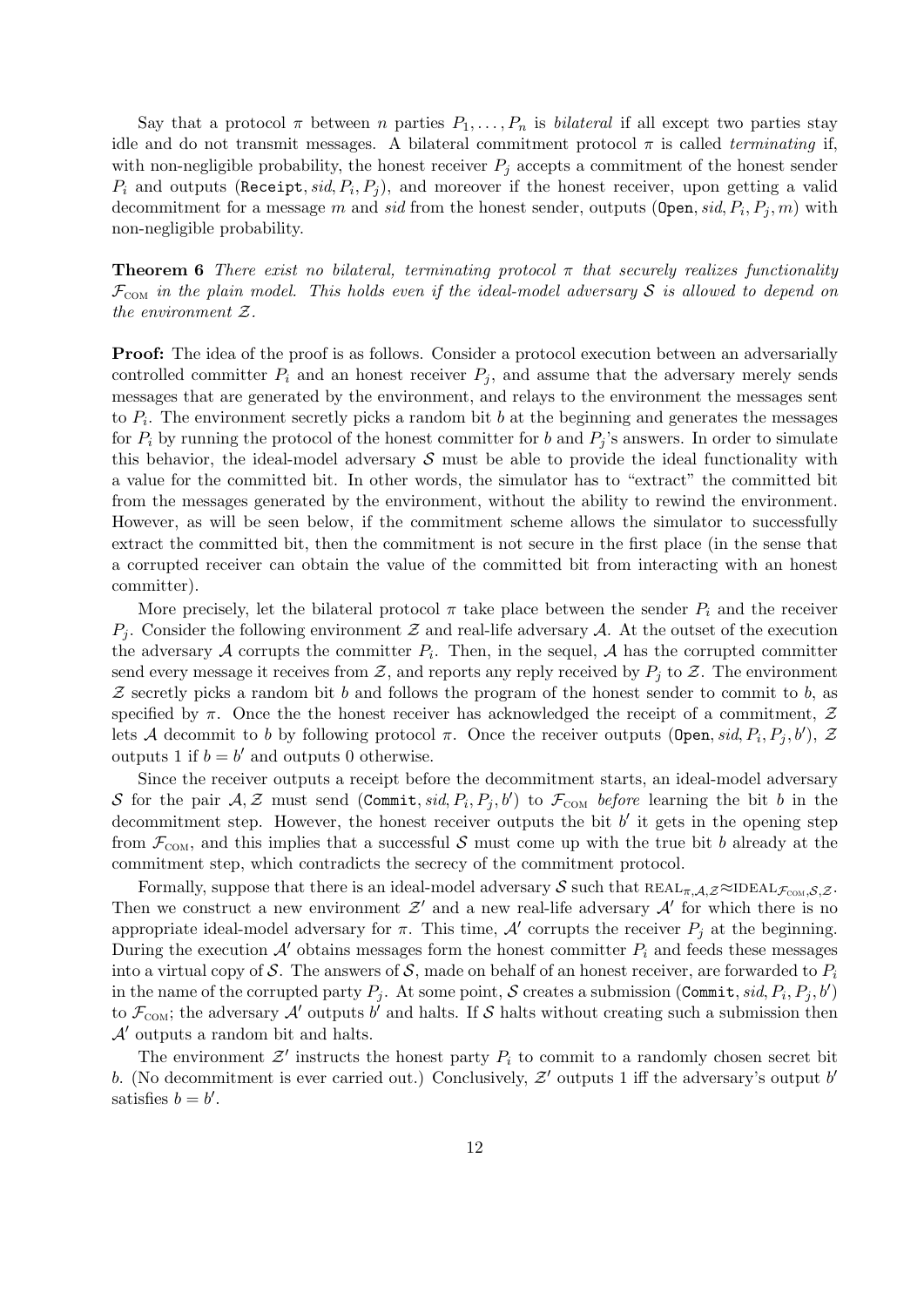Say that a protocol $\pi$ between $n$ parties $P_1, \ldots, P_n$ is *bilateral* if all except two parties stay idle and do not transmit messages. A bilateral commitment protocol $\pi$ is called *terminating* if, with non-negligible probability, the honest receiver $P_j$ accepts a commitment of the honest sender $P_i$ and outputs $(\texttt{Receipt}, sid, P_i, P_j)$, and moreover if the honest receiver, upon getting a valid decommitment for a message $m$ and $sid$ from the honest sender, outputs $(\texttt{Open}, sid, P_i, P_j, m)$ with non-negligible probability.

**Theorem 6** *There exist no bilateral, terminating protocol $\pi$ that securely realizes functionality $\mathcal{F}_{\text{COM}}$ in the plain model. This holds even if the ideal-model adversary $\mathcal{S}$ is allowed to depend on the environment $\mathcal{Z}$.*

**Proof:** The idea of the proof is as follows. Consider a protocol execution between an adversarially controlled committer $P_i$ and an honest receiver $P_j$, and assume that the adversary merely sends messages that are generated by the environment, and relays to the environment the messages sent to $P_i$. The environment secretly picks a random bit $b$ at the beginning and generates the messages for $P_i$ by running the protocol of the honest committer for $b$ and $P_j$'s answers. In order to simulate this behavior, the ideal-model adversary $\mathcal{S}$ must be able to provide the ideal functionality with a value for the committed bit. In other words, the simulator has to "extract" the committed bit from the messages generated by the environment, without the ability to rewind the environment. However, as will be seen below, if the commitment scheme allows the simulator to successfully extract the committed bit, then the commitment is not secure in the first place (in the sense that a corrupted receiver can obtain the value of the committed bit from interacting with an honest committer).

More precisely, let the bilateral protocol $\pi$ take place between the sender $P_i$ and the receiver $P_j$. Consider the following environment $\mathcal{Z}$ and real-life adversary $\mathcal{A}$. At the outset of the execution the adversary $\mathcal{A}$ corrupts the committer $P_i$. Then, in the sequel, $\mathcal{A}$ has the corrupted committer send every message it receives from $\mathcal{Z}$, and reports any reply received by $P_j$ to $\mathcal{Z}$. The environment $\mathcal{Z}$ secretly picks a random bit $b$ and follows the program of the honest sender to commit to $b$, as specified by $\pi$. Once the the honest receiver has acknowledged the receipt of a commitment, $\mathcal{Z}$ lets $\mathcal{A}$ decommit to $b$ by following protocol $\pi$. Once the receiver outputs $(\texttt{Open}, sid, P_i, P_j, b')$, $\mathcal{Z}$ outputs 1 if $b = b'$ and outputs 0 otherwise.

Since the receiver outputs a receipt before the decommitment starts, an ideal-model adversary $\mathcal{S}$ for the pair $\mathcal{A}, \mathcal{Z}$ must send $(\texttt{Commit}, sid, P_i, P_j, b')$ to $\mathcal{F}_{\text{COM}}$ *before* learning the bit $b$ in the decommitment step. However, the honest receiver outputs the bit $b'$ it gets in the opening step from $\mathcal{F}_{\text{COM}}$, and this implies that a successful $\mathcal{S}$ must come up with the true bit $b$ already at the commitment step, which contradicts the secrecy of the commitment protocol.

Formally, suppose that there is an ideal-model adversary $\mathcal{S}$ such that $\text{REAL}_{\pi,\mathcal{A},\mathcal{Z}} \approx \text{IDEAL}_{\mathcal{F}_{\text{COM}},\mathcal{S},\mathcal{Z}}$. Then we construct a new environment $\mathcal{Z}'$ and a new real-life adversary $\mathcal{A}'$ for which there is no appropriate ideal-model adversary for $\pi$. This time, $\mathcal{A}'$ corrupts the receiver $P_j$ at the beginning. During the execution $\mathcal{A}'$ obtains messages form the honest committer $P_i$ and feeds these messages into a virtual copy of $\mathcal{S}$. The answers of $\mathcal{S}$, made on behalf of an honest receiver, are forwarded to $P_i$ in the name of the corrupted party $P_j$. At some point, $\mathcal{S}$ creates a submission $(\texttt{Commit}, sid, P_i, P_j, b')$ to $\mathcal{F}_{\text{COM}}$; the adversary $\mathcal{A}'$ outputs $b'$ and halts. If $\mathcal{S}$ halts without creating such a submission then $\mathcal{A}'$ outputs a random bit and halts.

The environment $\mathcal{Z}'$ instructs the honest party $P_i$ to commit to a randomly chosen secret bit $b$. (No decommitment is ever carried out.) Conclusively, $\mathcal{Z}'$ outputs 1 iff the adversary's output $b'$ satisfies $b = b'$.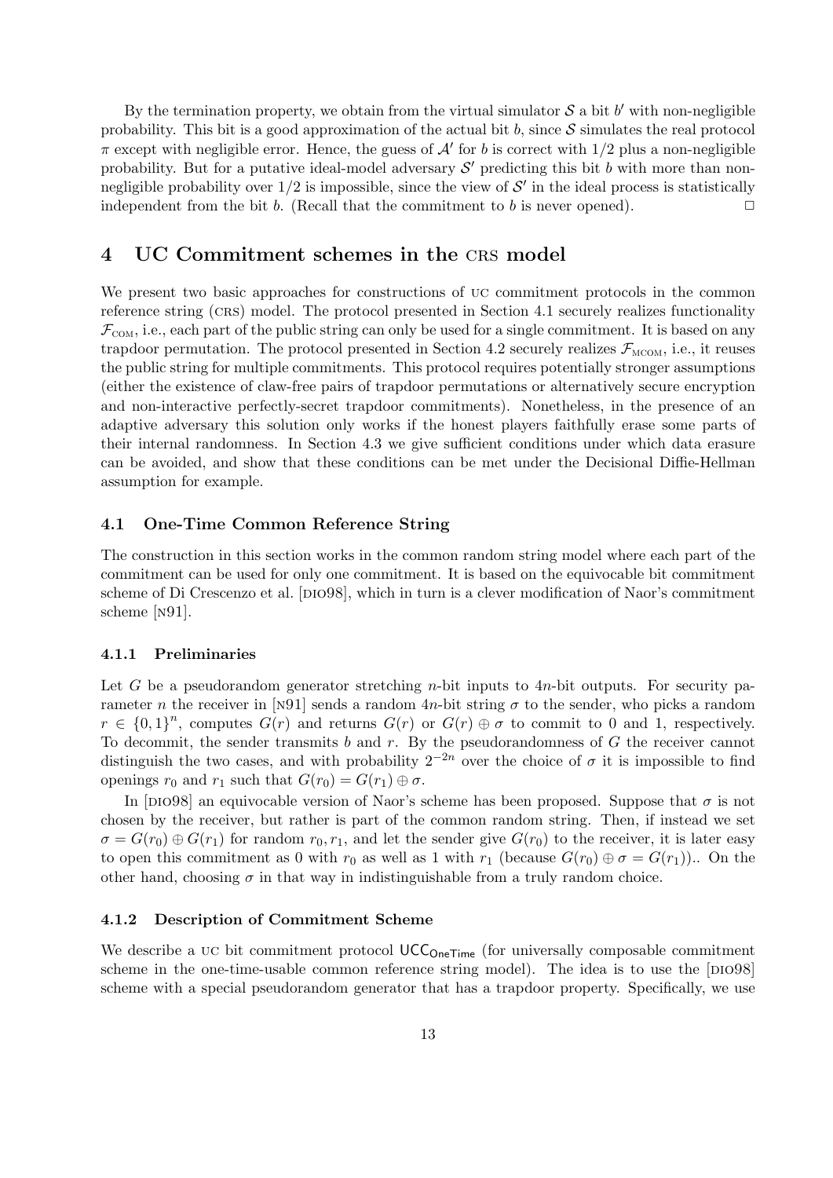By the termination property, we obtain from the virtual simulator $\mathcal{S}$ a bit $b'$ with non-negligible probability. This bit is a good approximation of the actual bit $b$, since $\mathcal{S}$ simulates the real protocol $\pi$ except with negligible error. Hence, the guess of $\mathcal{A}'$ for $b$ is correct with $1/2$ plus a non-negligible probability. But for a putative ideal-model adversary $\mathcal{S}'$ predicting this bit $b$ with more than non-negligible probability over $1/2$ is impossible, since the view of $\mathcal{S}'$ in the ideal process is statistically independent from the bit $b$. (Recall that the commitment to $b$ is never opened). □

# 4 UC Commitment schemes in the CRS model

We present two basic approaches for constructions of UC commitment protocols in the common reference string (CRS) model. The protocol presented in Section 4.1 securely realizes functionality $\mathcal{F}_{\text{COM}}$, i.e., each part of the public string can only be used for a single commitment. It is based on any trapdoor permutation. The protocol presented in Section 4.2 securely realizes $\mathcal{F}_{\text{MCOM}}$, i.e., it reuses the public string for multiple commitments. This protocol requires potentially stronger assumptions (either the existence of claw-free pairs of trapdoor permutations or alternatively secure encryption and non-interactive perfectly-secret trapdoor commitments). Nonetheless, in the presence of an adaptive adversary this solution only works if the honest players faithfully erase some parts of their internal randomness. In Section 4.3 we give sufficient conditions under which data erasure can be avoided, and show that these conditions can be met under the Decisional Diffie-Hellman assumption for example.

## 4.1 One-Time Common Reference String

The construction in this section works in the common random string model where each part of the commitment can be used for only one commitment. It is based on the equivocable bit commitment scheme of Di Crescenzo et al. [DIO98], which in turn is a clever modification of Naor's commitment scheme [N91].

### 4.1.1 Preliminaries

Let $G$ be a pseudorandom generator stretching $n$-bit inputs to $4n$-bit outputs. For security parameter $n$ the receiver in [N91] sends a random $4n$-bit string $\sigma$ to the sender, who picks a random $r \in \{0,1\}^n$, computes $G(r)$ and returns $G(r)$ or $G(r) \oplus \sigma$ to commit to 0 and 1, respectively. To decommit, the sender transmits $b$ and $r$. By the pseudorandomness of $G$ the receiver cannot distinguish the two cases, and with probability $2^{-2n}$ over the choice of $\sigma$ it is impossible to find openings $r_0$ and $r_1$ such that $G(r_0) = G(r_1) \oplus \sigma$.

In [DIO98] an equivocable version of Naor's scheme has been proposed. Suppose that $\sigma$ is not chosen by the receiver, but rather is part of the common random string. Then, if instead we set $\sigma = G(r_0) \oplus G(r_1)$ for random $r_0, r_1$, and let the sender give $G(r_0)$ to the receiver, it is later easy to open this commitment as 0 with $r_0$ as well as 1 with $r_1$ (because $G(r_0) \oplus \sigma = G(r_1)$).. On the other hand, choosing $\sigma$ in that way in indistinguishable from a truly random choice.

### 4.1.2 Description of Commitment Scheme

We describe a UC bit commitment protocol $\mathsf{UCC}_{\mathsf{OneTime}}$ (for universally composable commitment scheme in the one-time-usable common reference string model). The idea is to use the [DIO98] scheme with a special pseudorandom generator that has a trapdoor property. Specifically, we use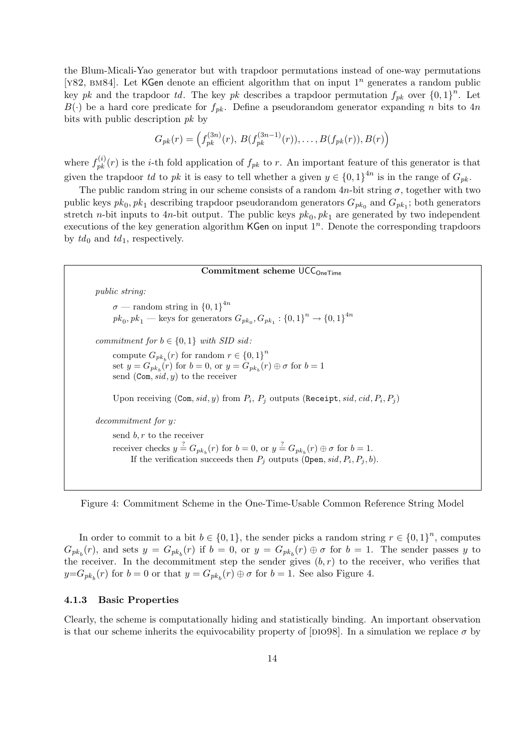the Blum-Micali-Yao generator but with trapdoor permutations instead of one-way permutations [Y82, BM84]. Let KGen denote an efficient algorithm that on input $1^n$ generates a random public key $pk$ and the trapdoor $td$. The key $pk$ describes a trapdoor permutation $f_{pk}$ over $\{0,1\}^n$. Let $B(\cdot)$ be a hard core predicate for $f_{pk}$. Define a pseudorandom generator expanding $n$ bits to $4n$ bits with public description $pk$ by

$$G_{pk}(r) = \left(f_{pk}^{(3n)}(r),\, B(f_{pk}^{(3n-1)}(r)), \ldots, B(f_{pk}(r)), B(r)\right)$$

where $f_{pk}^{(i)}(r)$ is the $i$-th fold application of $f_{pk}$ to $r$. An important feature of this generator is that given the trapdoor $td$ to $pk$ it is easy to tell whether a given $y \in \{0,1\}^{4n}$ is in the range of $G_{pk}$.

The public random string in our scheme consists of a random $4n$-bit string $\sigma$, together with two public keys $pk_0, pk_1$ describing trapdoor pseudorandom generators $G_{pk_0}$ and $G_{pk_1}$; both generators stretch $n$-bit inputs to $4n$-bit output. The public keys $pk_0, pk_1$ are generated by two independent executions of the key generation algorithm KGen on input $1^n$. Denote the corresponding trapdoors by $td_0$ and $td_1$, respectively.

**Commitment scheme $\mathsf{UCC}_{\mathsf{OneTime}}$**

*public string:*

$\sigma$ — random string in $\{0,1\}^{4n}$
$pk_0, pk_1$ — keys for generators $G_{pk_0}, G_{pk_1} : \{0,1\}^n \to \{0,1\}^{4n}$

*commitment for $b \in \{0,1\}$ with SID sid:*

compute $G_{pk_b}(r)$ for random $r \in \{0,1\}^n$
set $y = G_{pk_b}(r)$ for $b = 0$, or $y = G_{pk_b}(r) \oplus \sigma$ for $b = 1$
send $(\texttt{Com}, sid, y)$ to the receiver

Upon receiving $(\texttt{Com}, sid, y)$ from $P_i$, $P_j$ outputs $(\texttt{Receipt}, sid, cid, P_i, P_j)$

*decommitment for $y$:*

send $b, r$ to the receiver
receiver checks $y \stackrel{?}{=} G_{pk_b}(r)$ for $b = 0$, or $y \stackrel{?}{=} G_{pk_b}(r) \oplus \sigma$ for $b = 1$.
If the verification succeeds then $P_j$ outputs $(\texttt{Open}, sid, P_i, P_j, b)$.

Figure 4: Commitment Scheme in the One-Time-Usable Common Reference String Model

In order to commit to a bit $b \in \{0,1\}$, the sender picks a random string $r \in \{0,1\}^n$, computes $G_{pk_b}(r)$, and sets $y = G_{pk_b}(r)$ if $b = 0$, or $y = G_{pk_b}(r) \oplus \sigma$ for $b = 1$. The sender passes $y$ to the receiver. In the decommitment step the sender gives $(b, r)$ to the receiver, who verifies that $y = G_{pk_b}(r)$ for $b = 0$ or that $y = G_{pk_b}(r) \oplus \sigma$ for $b = 1$. See also Figure 4.

### 4.1.3 Basic Properties

Clearly, the scheme is computationally hiding and statistically binding. An important observation is that our scheme inherits the equivocability property of [DIO98]. In a simulation we replace $\sigma$ by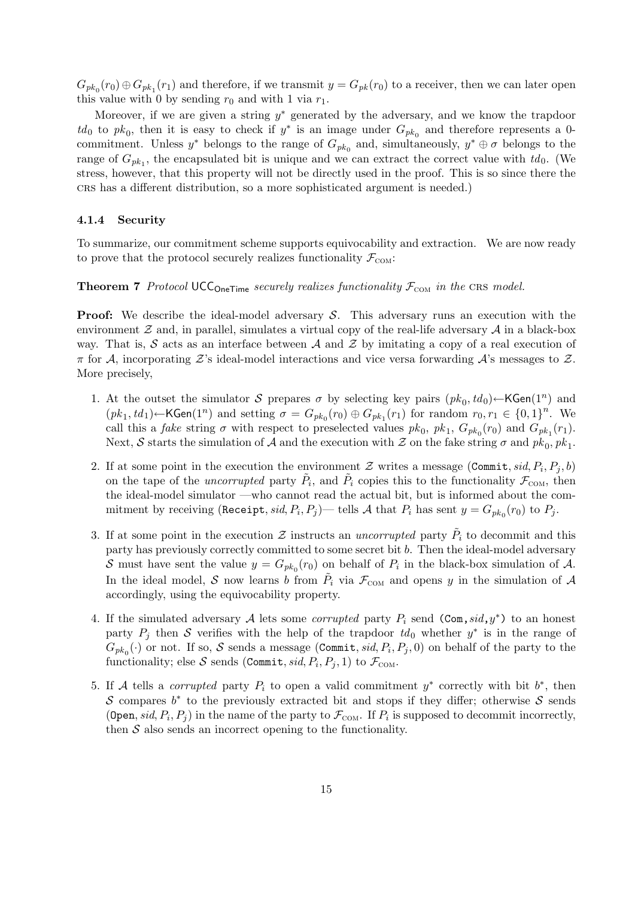$G_{pk_0}(r_0) \oplus G_{pk_1}(r_1)$ and therefore, if we transmit $y = G_{pk}(r_0)$ to a receiver, then we can later open this value with 0 by sending $r_0$ and with 1 via $r_1$.

Moreover, if we are given a string $y^*$ generated by the adversary, and we know the trapdoor $td_0$ to $pk_0$, then it is easy to check if $y^*$ is an image under $G_{pk_0}$ and therefore represents a 0-commitment. Unless $y^*$ belongs to the range of $G_{pk_0}$ and, simultaneously, $y^* \oplus \sigma$ belongs to the range of $G_{pk_1}$, the encapsulated bit is unique and we can extract the correct value with $td_0$. (We stress, however, that this property will not be directly used in the proof. This is so since there the CRS has a different distribution, so a more sophisticated argument is needed.)

#### 4.1.4 Security

To summarize, our commitment scheme supports equivocability and extraction. We are now ready to prove that the protocol securely realizes functionality $\mathcal{F}_{\text{COM}}$:

**Theorem 7** *Protocol* $\mathsf{UCC}_{\mathsf{OneTime}}$ *securely realizes functionality* $\mathcal{F}_{\text{COM}}$ *in the* CRS *model.*

**Proof:** We describe the ideal-model adversary $\mathcal{S}$. This adversary runs an execution with the environment $\mathcal{Z}$ and, in parallel, simulates a virtual copy of the real-life adversary $\mathcal{A}$ in a black-box way. That is, $\mathcal{S}$ acts as an interface between $\mathcal{A}$ and $\mathcal{Z}$ by imitating a copy of a real execution of $\pi$ for $\mathcal{A}$, incorporating $\mathcal{Z}$'s ideal-model interactions and vice versa forwarding $\mathcal{A}$'s messages to $\mathcal{Z}$. More precisely,

1. At the outset the simulator $\mathcal{S}$ prepares $\sigma$ by selecting key pairs $(pk_0, td_0) \leftarrow \mathsf{KGen}(1^n)$ and $(pk_1, td_1) \leftarrow \mathsf{KGen}(1^n)$ and setting $\sigma = G_{pk_0}(r_0) \oplus G_{pk_1}(r_1)$ for random $r_0, r_1 \in \{0,1\}^n$. We call this a *fake* string $\sigma$ with respect to preselected values $pk_0$, $pk_1$, $G_{pk_0}(r_0)$ and $G_{pk_1}(r_1)$. Next, $\mathcal{S}$ starts the simulation of $\mathcal{A}$ and the execution with $\mathcal{Z}$ on the fake string $\sigma$ and $pk_0, pk_1$.

2. If at some point in the execution the environment $\mathcal{Z}$ writes a message $(\texttt{Commit}, sid, P_i, P_j, b)$ on the tape of the *uncorrupted* party $\tilde{P}_i$, and $\tilde{P}_i$ copies this to the functionality $\mathcal{F}_{\text{COM}}$, then the ideal-model simulator —who cannot read the actual bit, but is informed about the commitment by receiving $(\texttt{Receipt}, sid, P_i, P_j)$— tells $\mathcal{A}$ that $P_i$ has sent $y = G_{pk_0}(r_0)$ to $P_j$.

3. If at some point in the execution $\mathcal{Z}$ instructs an *uncorrupted* party $\tilde{P}_i$ to decommit and this party has previously correctly committed to some secret bit $b$. Then the ideal-model adversary $\mathcal{S}$ must have sent the value $y = G_{pk_0}(r_0)$ on behalf of $P_i$ in the black-box simulation of $\mathcal{A}$. In the ideal model, $\mathcal{S}$ now learns $b$ from $\tilde{P}_i$ via $\mathcal{F}_{\text{COM}}$ and opens $y$ in the simulation of $\mathcal{A}$ accordingly, using the equivocability property.

4. If the simulated adversary $\mathcal{A}$ lets some *corrupted* party $P_i$ send $(\texttt{Com}, sid, y^*)$ to an honest party $P_j$ then $\mathcal{S}$ verifies with the help of the trapdoor $td_0$ whether $y^*$ is in the range of $G_{pk_0}(\cdot)$ or not. If so, $\mathcal{S}$ sends a message $(\texttt{Commit}, sid, P_i, P_j, 0)$ on behalf of the party to the functionality; else $\mathcal{S}$ sends $(\texttt{Commit}, sid, P_i, P_j, 1)$ to $\mathcal{F}_{\text{COM}}$.

5. If $\mathcal{A}$ tells a *corrupted* party $P_i$ to open a valid commitment $y^*$ correctly with bit $b^*$, then $\mathcal{S}$ compares $b^*$ to the previously extracted bit and stops if they differ; otherwise $\mathcal{S}$ sends $(\texttt{Open}, sid, P_i, P_j)$ in the name of the party to $\mathcal{F}_{\text{COM}}$. If $P_i$ is supposed to decommit incorrectly, then $\mathcal{S}$ also sends an incorrect opening to the functionality.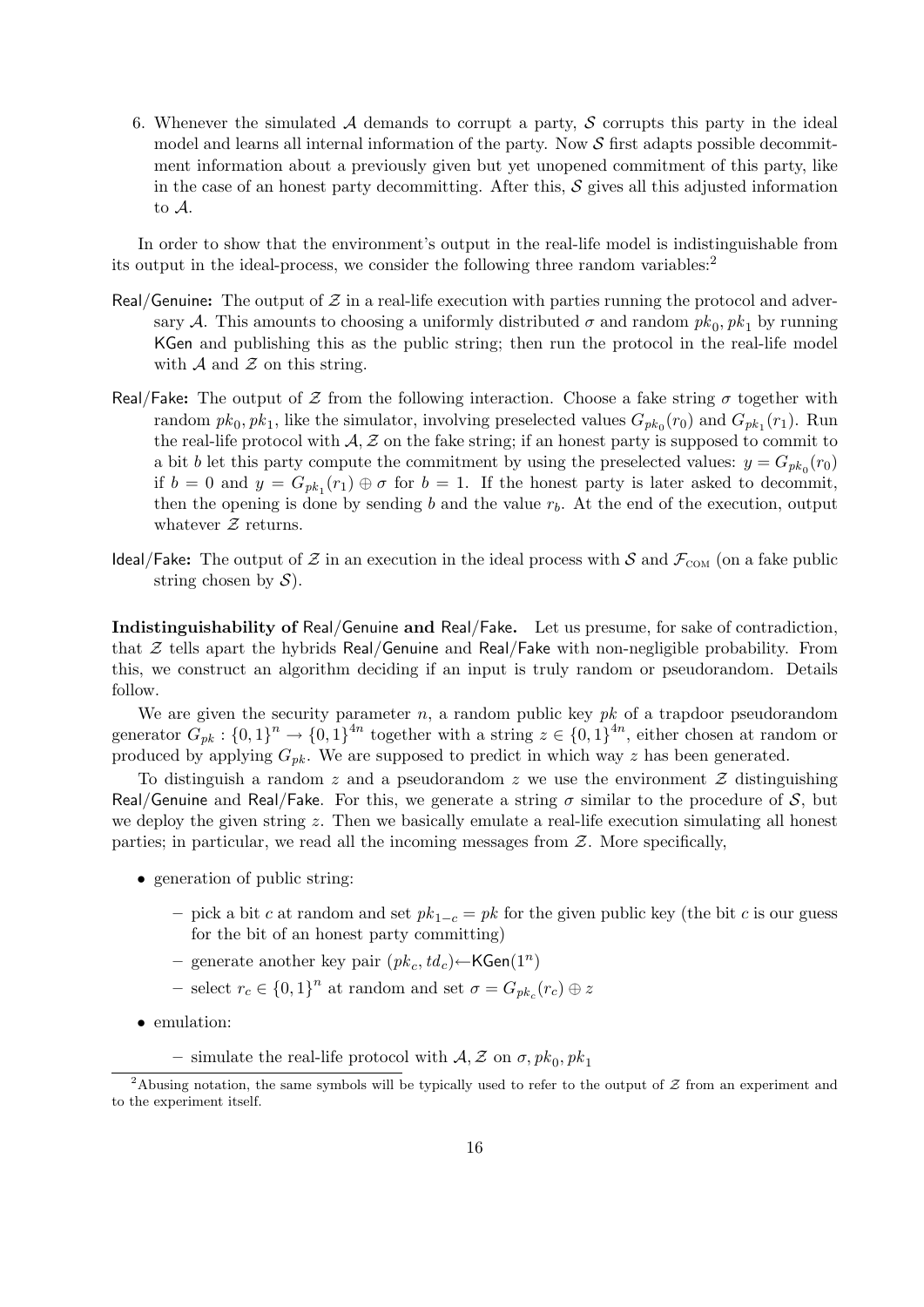6. Whenever the simulated $\mathcal{A}$ demands to corrupt a party, $\mathcal{S}$ corrupts this party in the ideal model and learns all internal information of the party. Now $\mathcal{S}$ first adapts possible decommitment information about a previously given but yet unopened commitment of this party, like in the case of an honest party decommitting. After this, $\mathcal{S}$ gives all this adjusted information to $\mathcal{A}$.

In order to show that the environment's output in the real-life model is indistinguishable from its output in the ideal-process, we consider the following three random variables:[2]

**Real/Genuine:** The output of $\mathcal{Z}$ in a real-life execution with parties running the protocol and adversary $\mathcal{A}$. This amounts to choosing a uniformly distributed $\sigma$ and random $pk_0, pk_1$ by running KGen and publishing this as the public string; then run the protocol in the real-life model with $\mathcal{A}$ and $\mathcal{Z}$ on this string.

**Real/Fake:** The output of $\mathcal{Z}$ from the following interaction. Choose a fake string $\sigma$ together with random $pk_0, pk_1$, like the simulator, involving preselected values $G_{pk_0}(r_0)$ and $G_{pk_1}(r_1)$. Run the real-life protocol with $\mathcal{A}, \mathcal{Z}$ on the fake string; if an honest party is supposed to commit to a bit $b$ let this party compute the commitment by using the preselected values: $y = G_{pk_0}(r_0)$ if $b = 0$ and $y = G_{pk_1}(r_1) \oplus \sigma$ for $b = 1$. If the honest party is later asked to decommit, then the opening is done by sending $b$ and the value $r_b$. At the end of the execution, output whatever $\mathcal{Z}$ returns.

**Ideal/Fake:** The output of $\mathcal{Z}$ in an execution in the ideal process with $\mathcal{S}$ and $\mathcal{F}_{\text{COM}}$ (on a fake public string chosen by $\mathcal{S}$).

**Indistinguishability of Real/Genuine and Real/Fake.** Let us presume, for sake of contradiction, that $\mathcal{Z}$ tells apart the hybrids Real/Genuine and Real/Fake with non-negligible probability. From this, we construct an algorithm deciding if an input is truly random or pseudorandom. Details follow.

We are given the security parameter $n$, a random public key $pk$ of a trapdoor pseudorandom generator $G_{pk} : \{0,1\}^n \to \{0,1\}^{4n}$ together with a string $z \in \{0,1\}^{4n}$, either chosen at random or produced by applying $G_{pk}$. We are supposed to predict in which way $z$ has been generated.

To distinguish a random $z$ and a pseudorandom $z$ we use the environment $\mathcal{Z}$ distinguishing Real/Genuine and Real/Fake. For this, we generate a string $\sigma$ similar to the procedure of $\mathcal{S}$, but we deploy the given string $z$. Then we basically emulate a real-life execution simulating all honest parties; in particular, we read all the incoming messages from $\mathcal{Z}$. More specifically,

- generation of public string:
  - pick a bit $c$ at random and set $pk_{1-c} = pk$ for the given public key (the bit $c$ is our guess for the bit of an honest party committing)
  - generate another key pair $(pk_c, td_c) \leftarrow \mathsf{KGen}(1^n)$
  - select $r_c \in \{0,1\}^n$ at random and set $\sigma = G_{pk_c}(r_c) \oplus z$
- emulation:
  - simulate the real-life protocol with $\mathcal{A}, \mathcal{Z}$ on $\sigma, pk_0, pk_1$

[2] Abusing notation, the same symbols will be typically used to refer to the output of $\mathcal{Z}$ from an experiment and to the experiment itself.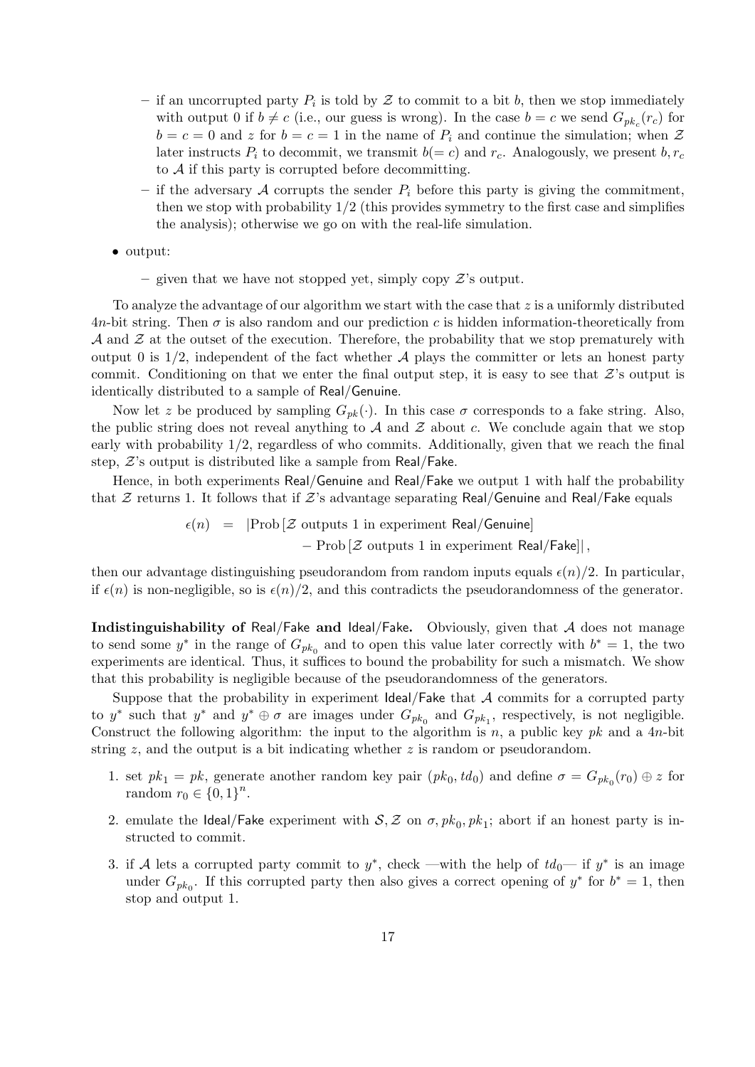- if an uncorrupted party $P_i$ is told by $\mathcal{Z}$ to commit to a bit $b$, then we stop immediately with output 0 if $b \neq c$ (i.e., our guess is wrong). In the case $b = c$ we send $G_{pk_c}(r_c)$ for $b = c = 0$ and $z$ for $b = c = 1$ in the name of $P_i$ and continue the simulation; when $\mathcal{Z}$ later instructs $P_i$ to decommit, we transmit $b(= c)$ and $r_c$. Analogously, we present $b, r_c$ to $\mathcal{A}$ if this party is corrupted before decommitting.
  - if the adversary $\mathcal{A}$ corrupts the sender $P_i$ before this party is giving the commitment, then we stop with probability 1/2 (this provides symmetry to the first case and simplifies the analysis); otherwise we go on with the real-life simulation.

- output:
  - given that we have not stopped yet, simply copy $\mathcal{Z}$'s output.

To analyze the advantage of our algorithm we start with the case that $z$ is a uniformly distributed $4n$-bit string. Then $\sigma$ is also random and our prediction $c$ is hidden information-theoretically from $\mathcal{A}$ and $\mathcal{Z}$ at the outset of the execution. Therefore, the probability that we stop prematurely with output 0 is 1/2, independent of the fact whether $\mathcal{A}$ plays the committer or lets an honest party commit. Conditioning on that we enter the final output step, it is easy to see that $\mathcal{Z}$'s output is identically distributed to a sample of Real/Genuine.

Now let $z$ be produced by sampling $G_{pk}(\cdot)$. In this case $\sigma$ corresponds to a fake string. Also, the public string does not reveal anything to $\mathcal{A}$ and $\mathcal{Z}$ about $c$. We conclude again that we stop early with probability 1/2, regardless of who commits. Additionally, given that we reach the final step, $\mathcal{Z}$'s output is distributed like a sample from Real/Fake.

Hence, in both experiments Real/Genuine and Real/Fake we output 1 with half the probability that $\mathcal{Z}$ returns 1. It follows that if $\mathcal{Z}$'s advantage separating Real/Genuine and Real/Fake equals

$$\begin{aligned}\epsilon(n) \;=\; & \left|\text{Prob}\left[\mathcal{Z} \text{ outputs 1 in experiment Real/Genuine}\right]\right.\\ & \left. - \text{Prob}\left[\mathcal{Z} \text{ outputs 1 in experiment Real/Fake}\right]\right|,\end{aligned}$$

then our advantage distinguishing pseudorandom from random inputs equals $\epsilon(n)/2$. In particular, if $\epsilon(n)$ is non-negligible, so is $\epsilon(n)/2$, and this contradicts the pseudorandomness of the generator.

**Indistinguishability of Real/Fake and Ideal/Fake.** Obviously, given that $\mathcal{A}$ does not manage to send some $y^*$ in the range of $G_{pk_0}$ and to open this value later correctly with $b^* = 1$, the two experiments are identical. Thus, it suffices to bound the probability for such a mismatch. We show that this probability is negligible because of the pseudorandomness of the generators.

Suppose that the probability in experiment Ideal/Fake that $\mathcal{A}$ commits for a corrupted party to $y^*$ such that $y^*$ and $y^* \oplus \sigma$ are images under $G_{pk_0}$ and $G_{pk_1}$, respectively, is not negligible. Construct the following algorithm: the input to the algorithm is $n$, a public key $pk$ and a $4n$-bit string $z$, and the output is a bit indicating whether $z$ is random or pseudorandom.

1. set $pk_1 = pk$, generate another random key pair $(pk_0, td_0)$ and define $\sigma = G_{pk_0}(r_0) \oplus z$ for random $r_0 \in \{0,1\}^n$.
2. emulate the Ideal/Fake experiment with $\mathcal{S}, \mathcal{Z}$ on $\sigma, pk_0, pk_1$; abort if an honest party is instructed to commit.
3. if $\mathcal{A}$ lets a corrupted party commit to $y^*$, check —with the help of $td_0$— if $y^*$ is an image under $G_{pk_0}$. If this corrupted party then also gives a correct opening of $y^*$ for $b^* = 1$, then stop and output 1.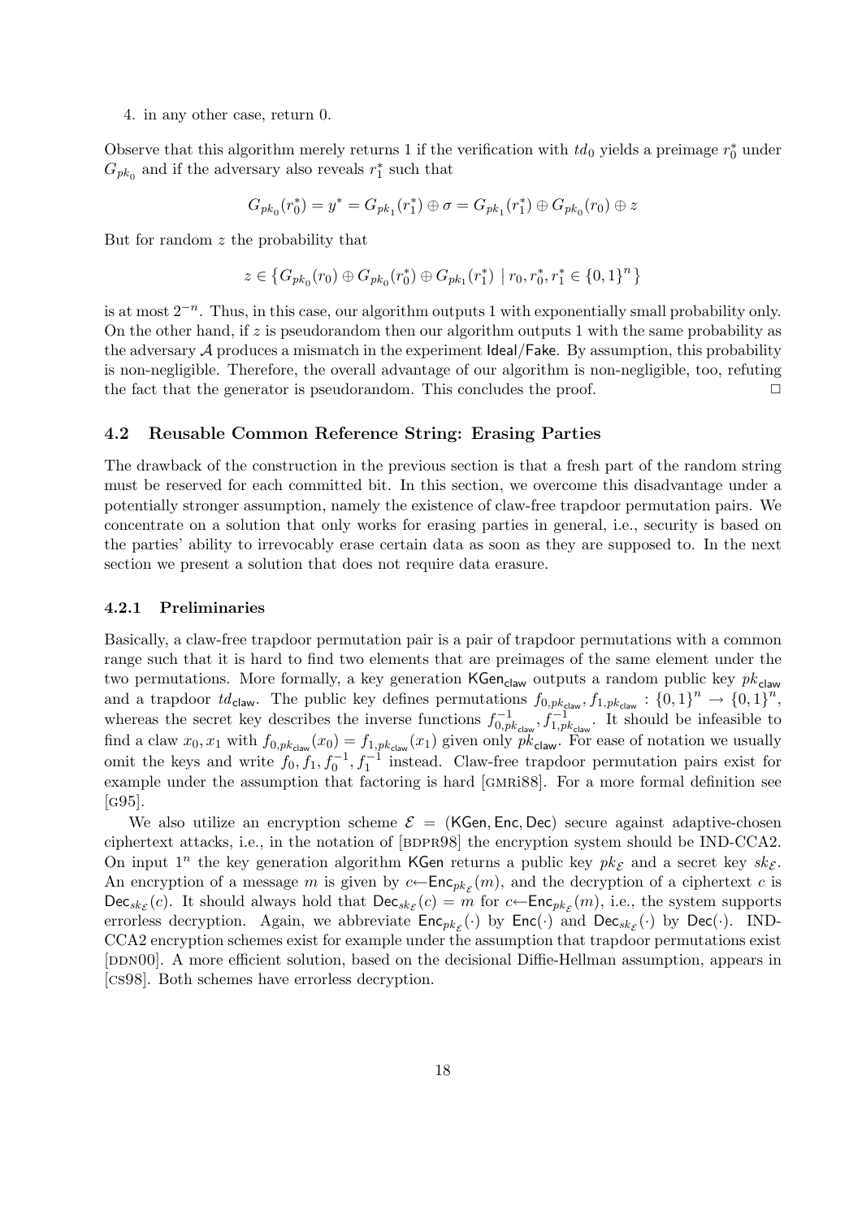4. in any other case, return 0.

Observe that this algorithm merely returns 1 if the verification with $td_0$ yields a preimage $r_0^*$ under $G_{pk_0}$ and if the adversary also reveals $r_1^*$ such that

$$G_{pk_0}(r_0^*) = y^* = G_{pk_1}(r_1^*) \oplus \sigma = G_{pk_1}(r_1^*) \oplus G_{pk_0}(r_0) \oplus z$$

But for random $z$ the probability that

$$z \in \{G_{pk_0}(r_0) \oplus G_{pk_0}(r_0^*) \oplus G_{pk_1}(r_1^*) \mid r_0, r_0^*, r_1^* \in \{0,1\}^n\}$$

is at most $2^{-n}$. Thus, in this case, our algorithm outputs 1 with exponentially small probability only. On the other hand, if $z$ is pseudorandom then our algorithm outputs 1 with the same probability as the adversary $\mathcal{A}$ produces a mismatch in the experiment $\mathsf{Ideal}/\mathsf{Fake}$. By assumption, this probability is non-negligible. Therefore, the overall advantage of our algorithm is non-negligible, too, refuting the fact that the generator is pseudorandom. This concludes the proof. $\square$

### 4.2 Reusable Common Reference String: Erasing Parties

The drawback of the construction in the previous section is that a fresh part of the random string must be reserved for each committed bit. In this section, we overcome this disadvantage under a potentially stronger assumption, namely the existence of claw-free trapdoor permutation pairs. We concentrate on a solution that only works for erasing parties in general, i.e., security is based on the parties' ability to irrevocably erase certain data as soon as they are supposed to. In the next section we present a solution that does not require data erasure.

#### 4.2.1 Preliminaries

Basically, a claw-free trapdoor permutation pair is a pair of trapdoor permutations with a common range such that it is hard to find two elements that are preimages of the same element under the two permutations. More formally, a key generation $\mathsf{KGen}_{\mathsf{claw}}$ outputs a random public key $pk_{\mathsf{claw}}$ and a trapdoor $td_{\mathsf{claw}}$. The public key defines permutations $f_{0,pk_{\mathsf{claw}}}, f_{1,pk_{\mathsf{claw}}} : \{0,1\}^n \to \{0,1\}^n$, whereas the secret key describes the inverse functions $f_{0,pk_{\mathsf{claw}}}^{-1}, f_{1,pk_{\mathsf{claw}}}^{-1}$. It should be infeasible to find a claw $x_0, x_1$ with $f_{0,pk_{\mathsf{claw}}}(x_0) = f_{1,pk_{\mathsf{claw}}}(x_1)$ given only $pk_{\mathsf{claw}}$. For ease of notation we usually omit the keys and write $f_0, f_1, f_0^{-1}, f_1^{-1}$ instead. Claw-free trapdoor permutation pairs exist for example under the assumption that factoring is hard [GMRi88]. For a more formal definition see [G95].

We also utilize an encryption scheme $\mathcal{E} = (\mathsf{KGen}, \mathsf{Enc}, \mathsf{Dec})$ secure against adaptive-chosen ciphertext attacks, i.e., in the notation of [BDPR98] the encryption system should be IND-CCA2. On input $1^n$ the key generation algorithm $\mathsf{KGen}$ returns a public key $pk_{\mathcal{E}}$ and a secret key $sk_{\mathcal{E}}$. An encryption of a message $m$ is given by $c \leftarrow \mathsf{Enc}_{pk_{\mathcal{E}}}(m)$, and the decryption of a ciphertext $c$ is $\mathsf{Dec}_{sk_{\mathcal{E}}}(c)$. It should always hold that $\mathsf{Dec}_{sk_{\mathcal{E}}}(c) = m$ for $c \leftarrow \mathsf{Enc}_{pk_{\mathcal{E}}}(m)$, i.e., the system supports errorless decryption. Again, we abbreviate $\mathsf{Enc}_{pk_{\mathcal{E}}}(\cdot)$ by $\mathsf{Enc}(\cdot)$ and $\mathsf{Dec}_{sk_{\mathcal{E}}}(\cdot)$ by $\mathsf{Dec}(\cdot)$. IND-CCA2 encryption schemes exist for example under the assumption that trapdoor permutations exist [DDN00]. A more efficient solution, based on the decisional Diffie-Hellman assumption, appears in [CS98]. Both schemes have errorless decryption.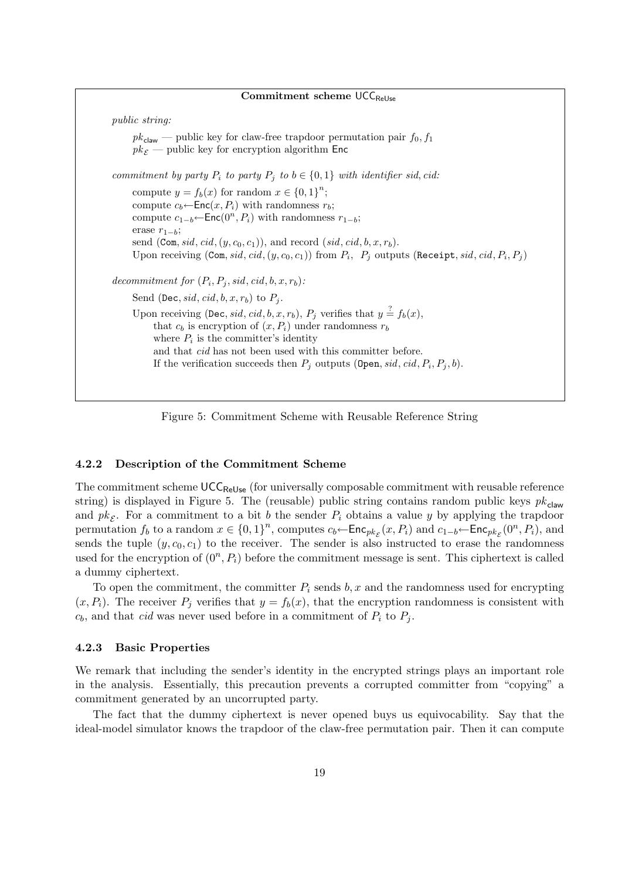**Commitment scheme $\mathsf{UCC}_{\mathsf{ReUse}}$**

*public string:*

$pk_{\mathsf{claw}}$ — public key for claw-free trapdoor permutation pair $f_0, f_1$
$pk_{\mathcal{E}}$ — public key for encryption algorithm $\mathsf{Enc}$

*commitment by party $P_i$ to party $P_j$ to $b \in \{0,1\}$ with identifier sid, cid:*

compute $y = f_b(x)$ for random $x \in \{0,1\}^n$;
compute $c_b \leftarrow \mathsf{Enc}(x, P_i)$ with randomness $r_b$;
compute $c_{1-b} \leftarrow \mathsf{Enc}(0^n, P_i)$ with randomness $r_{1-b}$;
erase $r_{1-b}$;
send $(\mathtt{Com}, sid, cid, (y, c_0, c_1))$, and record $(sid, cid, b, x, r_b)$.
Upon receiving $(\mathtt{Com}, sid, cid, (y, c_0, c_1))$ from $P_i$, $P_j$ outputs $(\mathtt{Receipt}, sid, cid, P_i, P_j)$

*decommitment for $(P_i, P_j, sid, cid, b, x, r_b)$:*

Send $(\mathtt{Dec}, sid, cid, b, x, r_b)$ to $P_j$.
Upon receiving $(\mathtt{Dec}, sid, cid, b, x, r_b)$, $P_j$ verifies that $y \stackrel{?}{=} f_b(x)$,
that $c_b$ is encryption of $(x, P_i)$ under randomness $r_b$
where $P_i$ is the committer's identity
and that $cid$ has not been used with this committer before.
If the verification succeeds then $P_j$ outputs $(\mathtt{Open}, sid, cid, P_i, P_j, b)$.

Figure 5: Commitment Scheme with Reusable Reference String

### 4.2.2 Description of the Commitment Scheme

The commitment scheme $\mathsf{UCC}_{\mathsf{ReUse}}$ (for universally composable commitment with reusable reference string) is displayed in Figure 5. The (reusable) public string contains random public keys $pk_{\mathsf{claw}}$ and $pk_{\mathcal{E}}$. For a commitment to a bit $b$ the sender $P_i$ obtains a value $y$ by applying the trapdoor permutation $f_b$ to a random $x \in \{0,1\}^n$, computes $c_b \leftarrow \mathsf{Enc}_{pk_{\mathcal{E}}}(x, P_i)$ and $c_{1-b} \leftarrow \mathsf{Enc}_{pk_{\mathcal{E}}}(0^n, P_i)$, and sends the tuple $(y, c_0, c_1)$ to the receiver. The sender is also instructed to erase the randomness used for the encryption of $(0^n, P_i)$ before the commitment message is sent. This ciphertext is called a dummy ciphertext.

To open the commitment, the committer $P_i$ sends $b, x$ and the randomness used for encrypting $(x, P_i)$. The receiver $P_j$ verifies that $y = f_b(x)$, that the encryption randomness is consistent with $c_b$, and that $cid$ was never used before in a commitment of $P_i$ to $P_j$.

### 4.2.3 Basic Properties

We remark that including the sender's identity in the encrypted strings plays an important role in the analysis. Essentially, this precaution prevents a corrupted committer from "copying" a commitment generated by an uncorrupted party.

The fact that the dummy ciphertext is never opened buys us equivocability. Say that the ideal-model simulator knows the trapdoor of the claw-free permutation pair. Then it can compute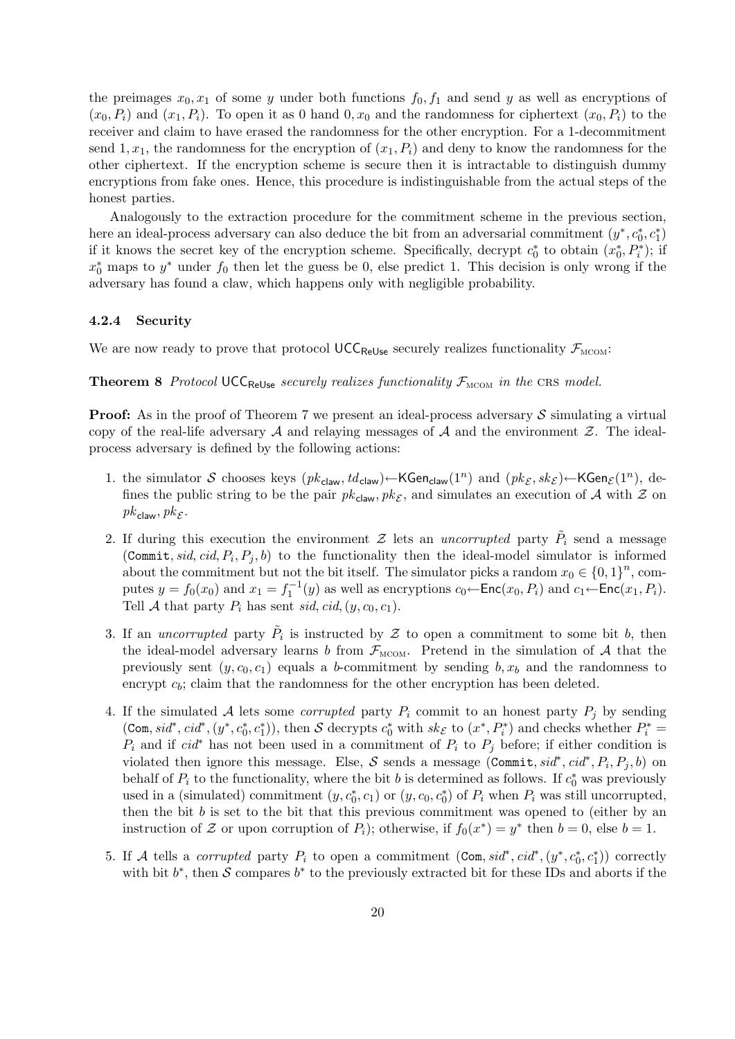the preimages $x_0, x_1$ of some $y$ under both functions $f_0, f_1$ and send $y$ as well as encryptions of $(x_0, P_i)$ and $(x_1, P_i)$. To open it as 0 hand $0, x_0$ and the randomness for ciphertext $(x_0, P_i)$ to the receiver and claim to have erased the randomness for the other encryption. For a 1-decommitment send $1, x_1$, the randomness for the encryption of $(x_1, P_i)$ and deny to know the randomness for the other ciphertext. If the encryption scheme is secure then it is intractable to distinguish dummy encryptions from fake ones. Hence, this procedure is indistinguishable from the actual steps of the honest parties.

Analogously to the extraction procedure for the commitment scheme in the previous section, here an ideal-process adversary can also deduce the bit from an adversarial commitment $(y^*, c_0^*, c_1^*)$ if it knows the secret key of the encryption scheme. Specifically, decrypt $c_0^*$ to obtain $(x_0^*, P_i^*)$; if $x_0^*$ maps to $y^*$ under $f_0$ then let the guess be 0, else predict 1. This decision is only wrong if the adversary has found a claw, which happens only with negligible probability.

### 4.2.4 Security

We are now ready to prove that protocol $\mathsf{UCC}_{\mathsf{ReUse}}$ securely realizes functionality $\mathcal{F}_{\text{MCOM}}$:

**Theorem 8** *Protocol $\mathsf{UCC}_{\mathsf{ReUse}}$ securely realizes functionality $\mathcal{F}_{\text{MCOM}}$ in the* CRS *model.*

**Proof:** As in the proof of Theorem 7 we present an ideal-process adversary $\mathcal{S}$ simulating a virtual copy of the real-life adversary $\mathcal{A}$ and relaying messages of $\mathcal{A}$ and the environment $\mathcal{Z}$. The ideal-process adversary is defined by the following actions:

1. the simulator $\mathcal{S}$ chooses keys $(pk_{\mathsf{claw}}, td_{\mathsf{claw}}) \leftarrow \mathsf{KGen}_{\mathsf{claw}}(1^n)$ and $(pk_{\mathcal{E}}, sk_{\mathcal{E}}) \leftarrow \mathsf{KGen}_{\mathcal{E}}(1^n)$, defines the public string to be the pair $pk_{\mathsf{claw}}, pk_{\mathcal{E}}$, and simulates an execution of $\mathcal{A}$ with $\mathcal{Z}$ on $pk_{\mathsf{claw}}, pk_{\mathcal{E}}$.

2. If during this execution the environment $\mathcal{Z}$ lets an *uncorrupted* party $\tilde{P}_i$ send a message $(\texttt{Commit}, sid, cid, P_i, P_j, b)$ to the functionality then the ideal-model simulator is informed about the commitment but not the bit itself. The simulator picks a random $x_0 \in \{0,1\}^n$, computes $y = f_0(x_0)$ and $x_1 = f_1^{-1}(y)$ as well as encryptions $c_0 \leftarrow \mathsf{Enc}(x_0, P_i)$ and $c_1 \leftarrow \mathsf{Enc}(x_1, P_i)$. Tell $\mathcal{A}$ that party $P_i$ has sent $sid, cid, (y, c_0, c_1)$.

3. If an *uncorrupted* party $\tilde{P}_i$ is instructed by $\mathcal{Z}$ to open a commitment to some bit $b$, then the ideal-model adversary learns $b$ from $\mathcal{F}_{\text{MCOM}}$. Pretend in the simulation of $\mathcal{A}$ that the previously sent $(y, c_0, c_1)$ equals a $b$-commitment by sending $b, x_b$ and the randomness to encrypt $c_b$; claim that the randomness for the other encryption has been deleted.

4. If the simulated $\mathcal{A}$ lets some *corrupted* party $P_i$ commit to an honest party $P_j$ by sending $(\texttt{Com}, sid^*, cid^*, (y^*, c_0^*, c_1^*))$, then $\mathcal{S}$ decrypts $c_0^*$ with $sk_{\mathcal{E}}$ to $(x^*, P_i^*)$ and checks whether $P_i^* = P_i$ and if $cid^*$ has not been used in a commitment of $P_i$ to $P_j$ before; if either condition is violated then ignore this message. Else, $\mathcal{S}$ sends a message $(\texttt{Commit}, sid^*, cid^*, P_i, P_j, b)$ on behalf of $P_i$ to the functionality, where the bit $b$ is determined as follows. If $c_0^*$ was previously used in a (simulated) commitment $(y, c_0^*, c_1)$ or $(y, c_0, c_0^*)$ of $P_i$ when $P_i$ was still uncorrupted, then the bit $b$ is set to the bit that this previous commitment was opened to (either by an instruction of $\mathcal{Z}$ or upon corruption of $P_i$); otherwise, if $f_0(x^*) = y^*$ then $b = 0$, else $b = 1$.

5. If $\mathcal{A}$ tells a *corrupted* party $P_i$ to open a commitment $(\texttt{Com}, sid^*, cid^*, (y^*, c_0^*, c_1^*))$ correctly with bit $b^*$, then $\mathcal{S}$ compares $b^*$ to the previously extracted bit for these IDs and aborts if the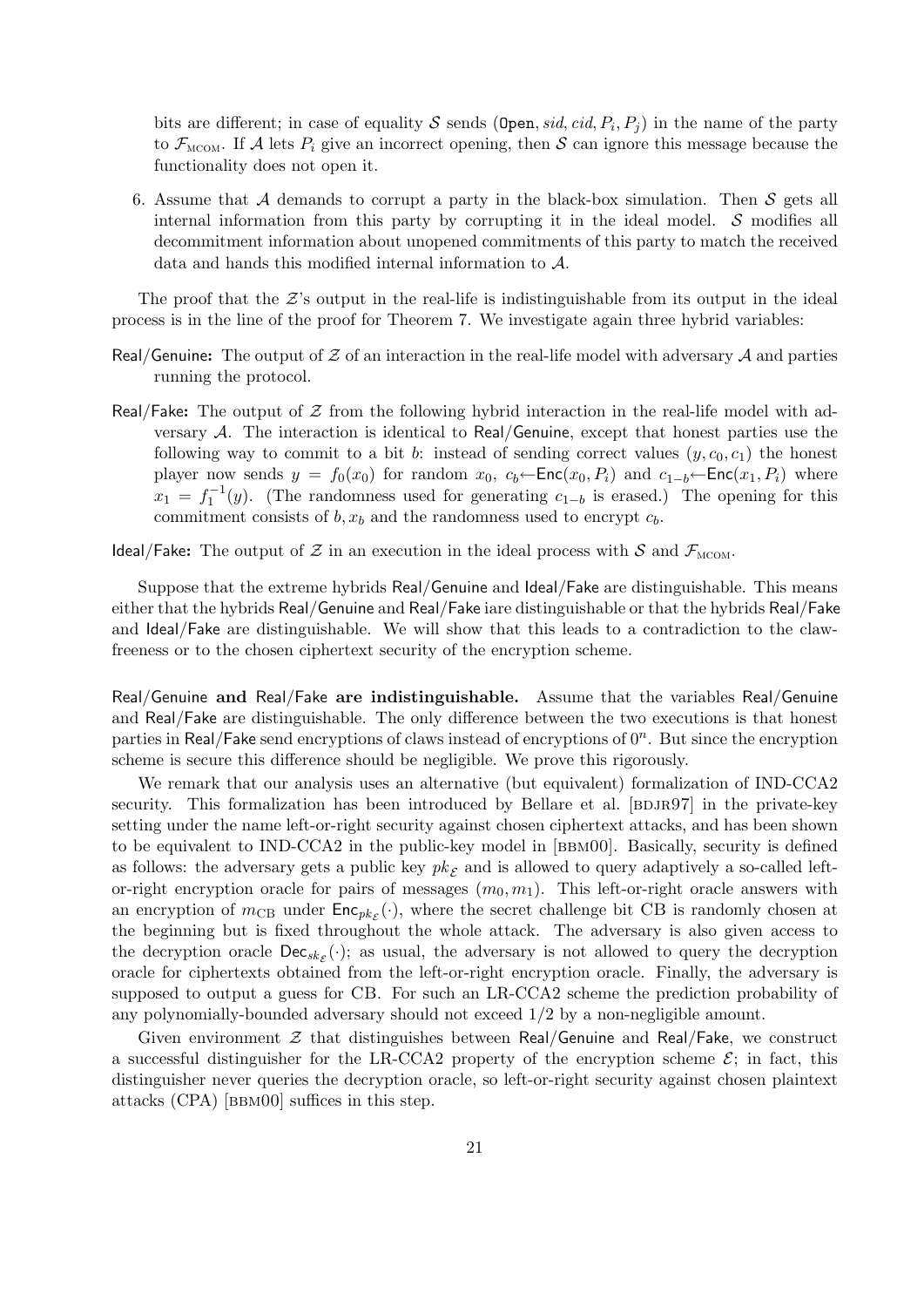bits are different; in case of equality $\mathcal{S}$ sends ($\texttt{Open}, sid, cid, P_i, P_j$) in the name of the party to $\mathcal{F}_{\text{MCOM}}$. If $\mathcal{A}$ lets $P_i$ give an incorrect opening, then $\mathcal{S}$ can ignore this message because the functionality does not open it.

6. Assume that $\mathcal{A}$ demands to corrupt a party in the black-box simulation. Then $\mathcal{S}$ gets all internal information from this party by corrupting it in the ideal model. $\mathcal{S}$ modifies all decommitment information about unopened commitments of this party to match the received data and hands this modified internal information to $\mathcal{A}$.

The proof that the $\mathcal{Z}$'s output in the real-life is indistinguishable from its output in the ideal process is in the line of the proof for Theorem 7. We investigate again three hybrid variables:

**Real/Genuine:** The output of $\mathcal{Z}$ of an interaction in the real-life model with adversary $\mathcal{A}$ and parties running the protocol.

**Real/Fake:** The output of $\mathcal{Z}$ from the following hybrid interaction in the real-life model with adversary $\mathcal{A}$. The interaction is identical to Real/Genuine, except that honest parties use the following way to commit to a bit $b$: instead of sending correct values $(y, c_0, c_1)$ the honest player now sends $y = f_0(x_0)$ for random $x_0$, $c_b \leftarrow \mathsf{Enc}(x_0, P_i)$ and $c_{1-b} \leftarrow \mathsf{Enc}(x_1, P_i)$ where $x_1 = f_1^{-1}(y)$. (The randomness used for generating $c_{1-b}$ is erased.) The opening for this commitment consists of $b, x_b$ and the randomness used to encrypt $c_b$.

**Ideal/Fake:** The output of $\mathcal{Z}$ in an execution in the ideal process with $\mathcal{S}$ and $\mathcal{F}_{\text{MCOM}}$.

Suppose that the extreme hybrids Real/Genuine and Ideal/Fake are distinguishable. This means either that the hybrids Real/Genuine and Real/Fake iare distinguishable or that the hybrids Real/Fake and Ideal/Fake are distinguishable. We will show that this leads to a contradiction to the claw-freeness or to the chosen ciphertext security of the encryption scheme.

**Real/Genuine and Real/Fake are indistinguishable.** Assume that the variables Real/Genuine and Real/Fake are distinguishable. The only difference between the two executions is that honest parties in Real/Fake send encryptions of claws instead of encryptions of $0^n$. But since the encryption scheme is secure this difference should be negligible. We prove this rigorously.

We remark that our analysis uses an alternative (but equivalent) formalization of IND-CCA2 security. This formalization has been introduced by Bellare et al. [BDJR97] in the private-key setting under the name left-or-right security against chosen ciphertext attacks, and has been shown to be equivalent to IND-CCA2 in the public-key model in [BBM00]. Basically, security is defined as follows: the adversary gets a public key $pk_{\mathcal{E}}$ and is allowed to query adaptively a so-called left-or-right encryption oracle for pairs of messages $(m_0, m_1)$. This left-or-right oracle answers with an encryption of $m_{\text{CB}}$ under $\mathsf{Enc}_{pk_{\mathcal{E}}}(\cdot)$, where the secret challenge bit CB is randomly chosen at the beginning but is fixed throughout the whole attack. The adversary is also given access to the decryption oracle $\mathsf{Dec}_{sk_{\mathcal{E}}}(\cdot)$; as usual, the adversary is not allowed to query the decryption oracle for ciphertexts obtained from the left-or-right encryption oracle. Finally, the adversary is supposed to output a guess for CB. For such an LR-CCA2 scheme the prediction probability of any polynomially-bounded adversary should not exceed $1/2$ by a non-negligible amount.

Given environment $\mathcal{Z}$ that distinguishes between Real/Genuine and Real/Fake, we construct a successful distinguisher for the LR-CCA2 property of the encryption scheme $\mathcal{E}$; in fact, this distinguisher never queries the decryption oracle, so left-or-right security against chosen plaintext attacks (CPA) [BBM00] suffices in this step.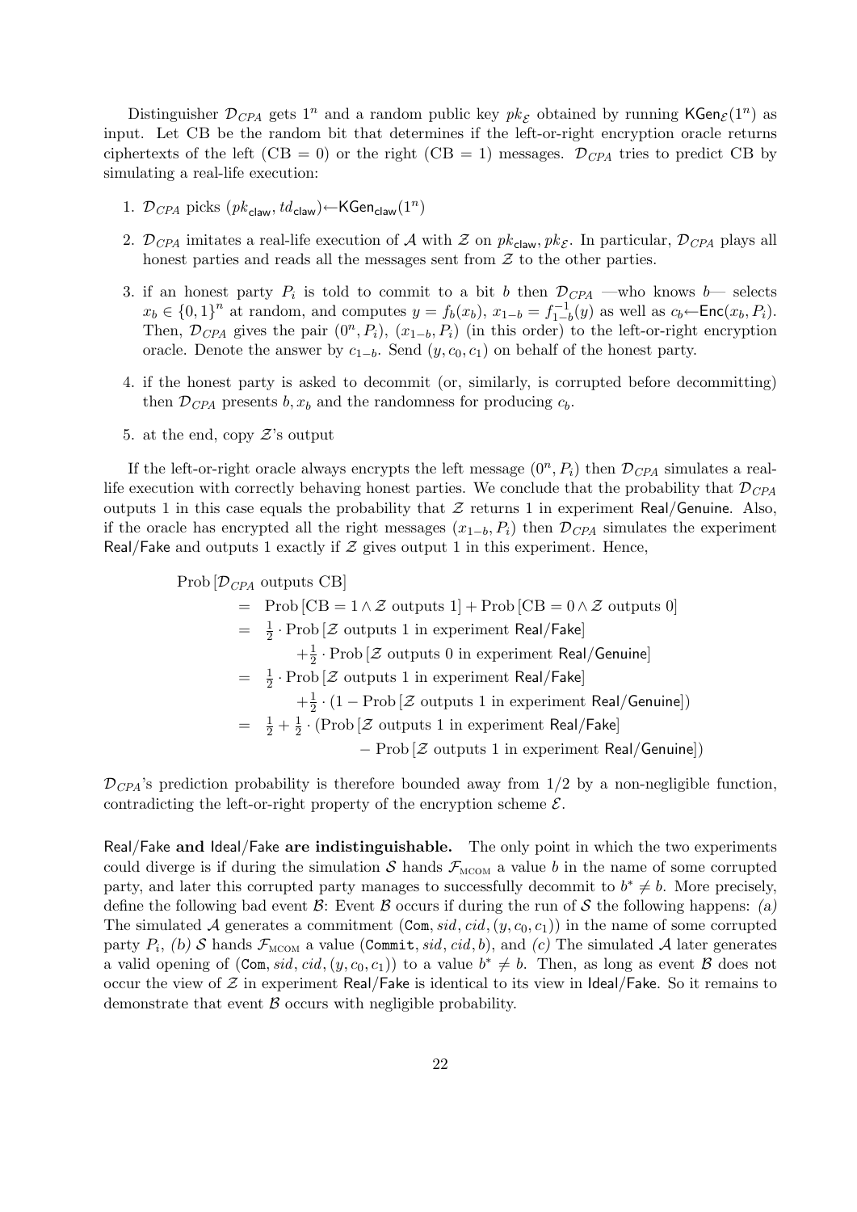Distinguisher $\mathcal{D}_{CPA}$ gets $1^n$ and a random public key $pk_{\mathcal{E}}$ obtained by running $\mathsf{KGen}_{\mathcal{E}}(1^n)$ as input. Let CB be the random bit that determines if the left-or-right encryption oracle returns ciphertexts of the left (CB = 0) or the right (CB = 1) messages. $\mathcal{D}_{CPA}$ tries to predict CB by simulating a real-life execution:

1. $\mathcal{D}_{CPA}$ picks $(pk_{\mathsf{claw}}, td_{\mathsf{claw}}) \leftarrow \mathsf{KGen}_{\mathsf{claw}}(1^n)$
2. $\mathcal{D}_{CPA}$ imitates a real-life execution of $\mathcal{A}$ with $\mathcal{Z}$ on $pk_{\mathsf{claw}}, pk_{\mathcal{E}}$. In particular, $\mathcal{D}_{CPA}$ plays all honest parties and reads all the messages sent from $\mathcal{Z}$ to the other parties.
3. if an honest party $P_i$ is told to commit to a bit $b$ then $\mathcal{D}_{CPA}$ —who knows $b$— selects $x_b \in \{0,1\}^n$ at random, and computes $y = f_b(x_b)$, $x_{1-b} = f_{1-b}^{-1}(y)$ as well as $c_b \leftarrow \mathsf{Enc}(x_b, P_i)$. Then, $\mathcal{D}_{CPA}$ gives the pair $(0^n, P_i)$, $(x_{1-b}, P_i)$ (in this order) to the left-or-right encryption oracle. Denote the answer by $c_{1-b}$. Send $(y, c_0, c_1)$ on behalf of the honest party.
4. if the honest party is asked to decommit (or, similarly, is corrupted before decommitting) then $\mathcal{D}_{CPA}$ presents $b, x_b$ and the randomness for producing $c_b$.
5. at the end, copy $\mathcal{Z}$'s output

If the left-or-right oracle always encrypts the left message $(0^n, P_i)$ then $\mathcal{D}_{CPA}$ simulates a real-life execution with correctly behaving honest parties. We conclude that the probability that $\mathcal{D}_{CPA}$ outputs 1 in this case equals the probability that $\mathcal{Z}$ returns 1 in experiment Real/Genuine. Also, if the oracle has encrypted all the right messages $(x_{1-b}, P_i)$ then $\mathcal{D}_{CPA}$ simulates the experiment Real/Fake and outputs 1 exactly if $\mathcal{Z}$ gives output 1 in this experiment. Hence,

$$
\begin{aligned}
&\mathrm{Prob}\left[\mathcal{D}_{CPA} \text{ outputs CB}\right] \\
&\quad = \mathrm{Prob}\left[\mathrm{CB} = 1 \wedge \mathcal{Z} \text{ outputs } 1\right] + \mathrm{Prob}\left[\mathrm{CB} = 0 \wedge \mathcal{Z} \text{ outputs } 0\right] \\
&\quad = \tfrac{1}{2} \cdot \mathrm{Prob}\left[\mathcal{Z} \text{ outputs 1 in experiment } \mathsf{Real/Fake}\right] \\
&\qquad\quad + \tfrac{1}{2} \cdot \mathrm{Prob}\left[\mathcal{Z} \text{ outputs 0 in experiment } \mathsf{Real/Genuine}\right] \\
&\quad = \tfrac{1}{2} \cdot \mathrm{Prob}\left[\mathcal{Z} \text{ outputs 1 in experiment } \mathsf{Real/Fake}\right] \\
&\qquad\quad + \tfrac{1}{2} \cdot \left(1 - \mathrm{Prob}\left[\mathcal{Z} \text{ outputs 1 in experiment } \mathsf{Real/Genuine}\right]\right) \\
&\quad = \tfrac{1}{2} + \tfrac{1}{2} \cdot \left(\mathrm{Prob}\left[\mathcal{Z} \text{ outputs 1 in experiment } \mathsf{Real/Fake}\right]\right. \\
&\qquad\qquad\qquad \left. - \mathrm{Prob}\left[\mathcal{Z} \text{ outputs 1 in experiment } \mathsf{Real/Genuine}\right]\right)
\end{aligned}
$$

$\mathcal{D}_{CPA}$'s prediction probability is therefore bounded away from 1/2 by a non-negligible function, contradicting the left-or-right property of the encryption scheme $\mathcal{E}$.

**Real/Fake and Ideal/Fake are indistinguishable.** The only point in which the two experiments could diverge is if during the simulation $\mathcal{S}$ hands $\mathcal{F}_{\text{MCOM}}$ a value $b$ in the name of some corrupted party, and later this corrupted party manages to successfully decommit to $b^* \neq b$. More precisely, define the following bad event $\mathcal{B}$: Event $\mathcal{B}$ occurs if during the run of $\mathcal{S}$ the following happens: *(a)* The simulated $\mathcal{A}$ generates a commitment $(\mathtt{Com}, sid, cid, (y, c_0, c_1))$ in the name of some corrupted party $P_i$, *(b)* $\mathcal{S}$ hands $\mathcal{F}_{\text{MCOM}}$ a value $(\mathtt{Commit}, sid, cid, b)$, and *(c)* The simulated $\mathcal{A}$ later generates a valid opening of $(\mathtt{Com}, sid, cid, (y, c_0, c_1))$ to a value $b^* \neq b$. Then, as long as event $\mathcal{B}$ does not occur the view of $\mathcal{Z}$ in experiment Real/Fake is identical to its view in Ideal/Fake. So it remains to demonstrate that event $\mathcal{B}$ occurs with negligible probability.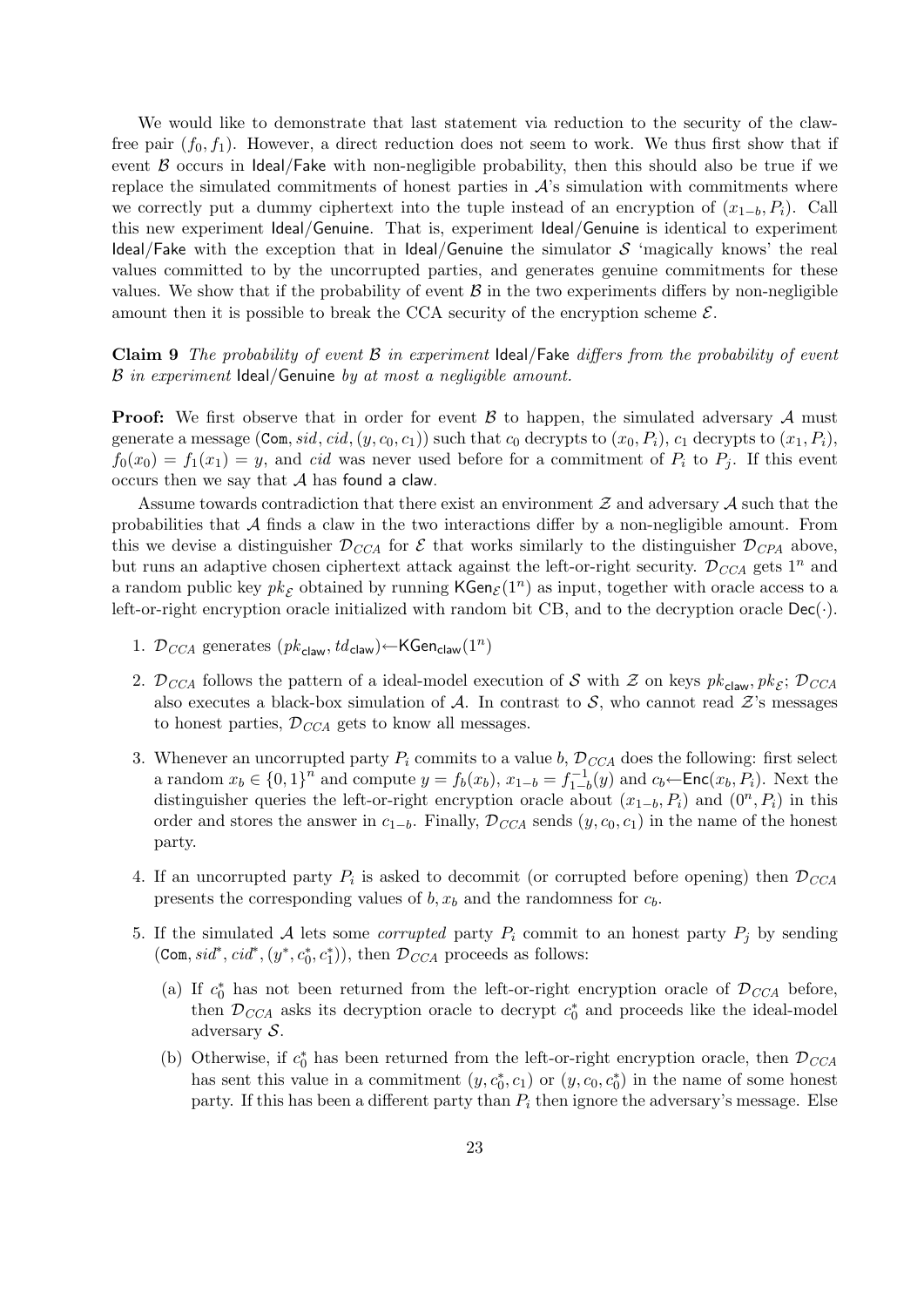We would like to demonstrate that last statement via reduction to the security of the claw-free pair $(f_0, f_1)$. However, a direct reduction does not seem to work. We thus first show that if event $\mathcal{B}$ occurs in Ideal/Fake with non-negligible probability, then this should also be true if we replace the simulated commitments of honest parties in $\mathcal{A}$'s simulation with commitments where we correctly put a dummy ciphertext into the tuple instead of an encryption of $(x_{1-b}, P_i)$. Call this new experiment Ideal/Genuine. That is, experiment Ideal/Genuine is identical to experiment Ideal/Fake with the exception that in Ideal/Genuine the simulator $\mathcal{S}$ 'magically knows' the real values committed to by the uncorrupted parties, and generates genuine commitments for these values. We show that if the probability of event $\mathcal{B}$ in the two experiments differs by non-negligible amount then it is possible to break the CCA security of the encryption scheme $\mathcal{E}$.

**Claim 9** *The probability of event $\mathcal{B}$ in experiment Ideal/Fake differs from the probability of event $\mathcal{B}$ in experiment Ideal/Genuine by at most a negligible amount.*

**Proof:** We first observe that in order for event $\mathcal{B}$ to happen, the simulated adversary $\mathcal{A}$ must generate a message $(\texttt{Com}, sid, cid, (y, c_0, c_1))$ such that $c_0$ decrypts to $(x_0, P_i)$, $c_1$ decrypts to $(x_1, P_i)$, $f_0(x_0) = f_1(x_1) = y$, and $cid$ was never used before for a commitment of $P_i$ to $P_j$. If this event occurs then we say that $\mathcal{A}$ has found a claw.

Assume towards contradiction that there exist an environment $\mathcal{Z}$ and adversary $\mathcal{A}$ such that the probabilities that $\mathcal{A}$ finds a claw in the two interactions differ by a non-negligible amount. From this we devise a distinguisher $\mathcal{D}_{CCA}$ for $\mathcal{E}$ that works similarly to the distinguisher $\mathcal{D}_{CPA}$ above, but runs an adaptive chosen ciphertext attack against the left-or-right security. $\mathcal{D}_{CCA}$ gets $1^n$ and a random public key $pk_{\mathcal{E}}$ obtained by running $\mathsf{KGen}_{\mathcal{E}}(1^n)$ as input, together with oracle access to a left-or-right encryption oracle initialized with random bit CB, and to the decryption oracle $\mathsf{Dec}(\cdot)$.

1. $\mathcal{D}_{CCA}$ generates $(pk_{\mathsf{claw}}, td_{\mathsf{claw}}) \leftarrow \mathsf{KGen}_{\mathsf{claw}}(1^n)$
2. $\mathcal{D}_{CCA}$ follows the pattern of a ideal-model execution of $\mathcal{S}$ with $\mathcal{Z}$ on keys $pk_{\mathsf{claw}}, pk_{\mathcal{E}}$; $\mathcal{D}_{CCA}$ also executes a black-box simulation of $\mathcal{A}$. In contrast to $\mathcal{S}$, who cannot read $\mathcal{Z}$'s messages to honest parties, $\mathcal{D}_{CCA}$ gets to know all messages.
3. Whenever an uncorrupted party $P_i$ commits to a value $b$, $\mathcal{D}_{CCA}$ does the following: first select a random $x_b \in \{0,1\}^n$ and compute $y = f_b(x_b)$, $x_{1-b} = f_{1-b}^{-1}(y)$ and $c_b \leftarrow \mathsf{Enc}(x_b, P_i)$. Next the distinguisher queries the left-or-right encryption oracle about $(x_{1-b}, P_i)$ and $(0^n, P_i)$ in this order and stores the answer in $c_{1-b}$. Finally, $\mathcal{D}_{CCA}$ sends $(y, c_0, c_1)$ in the name of the honest party.
4. If an uncorrupted party $P_i$ is asked to decommit (or corrupted before opening) then $\mathcal{D}_{CCA}$ presents the corresponding values of $b, x_b$ and the randomness for $c_b$.
5. If the simulated $\mathcal{A}$ lets some *corrupted* party $P_i$ commit to an honest party $P_j$ by sending $(\texttt{Com}, sid^*, cid^*, (y^*, c_0^*, c_1^*))$, then $\mathcal{D}_{CCA}$ proceeds as follows:
   (a) If $c_0^*$ has not been returned from the left-or-right encryption oracle of $\mathcal{D}_{CCA}$ before, then $\mathcal{D}_{CCA}$ asks its decryption oracle to decrypt $c_0^*$ and proceeds like the ideal-model adversary $\mathcal{S}$.
   (b) Otherwise, if $c_0^*$ has been returned from the left-or-right encryption oracle, then $\mathcal{D}_{CCA}$ has sent this value in a commitment $(y, c_0^*, c_1)$ or $(y, c_0, c_0^*)$ in the name of some honest party. If this has been a different party than $P_i$ then ignore the adversary's message. Else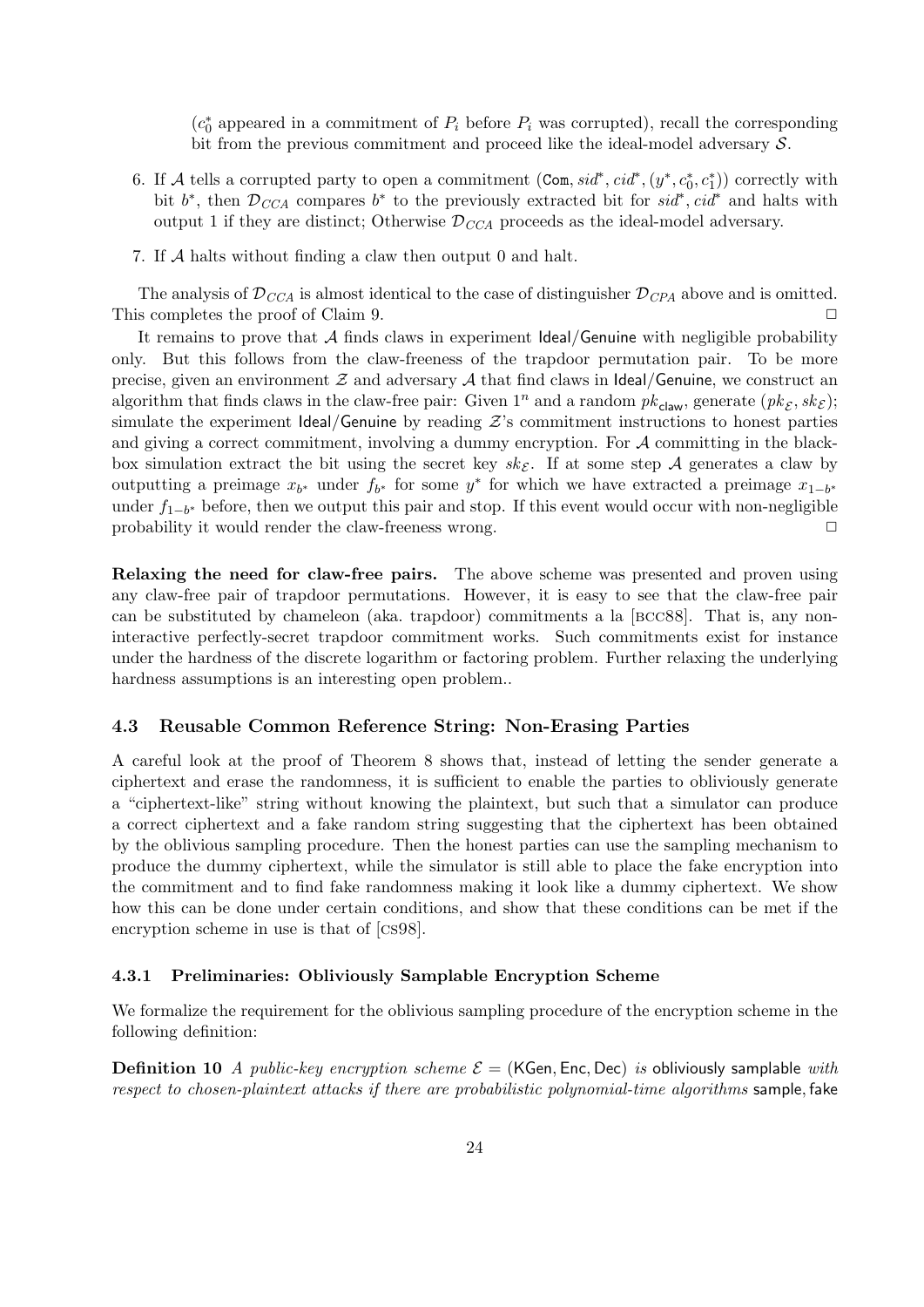($c_0^*$ appeared in a commitment of $P_i$ before $P_i$ was corrupted), recall the corresponding bit from the previous commitment and proceed like the ideal-model adversary $\mathcal{S}$.

6. If $\mathcal{A}$ tells a corrupted party to open a commitment $(\texttt{Com}, sid^*, cid^*, (y^*, c_0^*, c_1^*))$ correctly with bit $b^*$, then $\mathcal{D}_{CCA}$ compares $b^*$ to the previously extracted bit for $sid^*, cid^*$ and halts with output 1 if they are distinct; Otherwise $\mathcal{D}_{CCA}$ proceeds as the ideal-model adversary.

7. If $\mathcal{A}$ halts without finding a claw then output 0 and halt.

The analysis of $\mathcal{D}_{CCA}$ is almost identical to the case of distinguisher $\mathcal{D}_{CPA}$ above and is omitted. This completes the proof of Claim 9. □

It remains to prove that $\mathcal{A}$ finds claws in experiment Ideal/Genuine with negligible probability only. But this follows from the claw-freeness of the trapdoor permutation pair. To be more precise, given an environment $\mathcal{Z}$ and adversary $\mathcal{A}$ that find claws in Ideal/Genuine, we construct an algorithm that finds claws in the claw-free pair: Given $1^n$ and a random $pk_{\mathsf{claw}}$, generate $(pk_{\mathcal{E}}, sk_{\mathcal{E}})$; simulate the experiment Ideal/Genuine by reading $\mathcal{Z}$'s commitment instructions to honest parties and giving a correct commitment, involving a dummy encryption. For $\mathcal{A}$ committing in the black-box simulation extract the bit using the secret key $sk_{\mathcal{E}}$. If at some step $\mathcal{A}$ generates a claw by outputting a preimage $x_{b^*}$ under $f_{b^*}$ for some $y^*$ for which we have extracted a preimage $x_{1-b^*}$ under $f_{1-b^*}$ before, then we output this pair and stop. If this event would occur with non-negligible probability it would render the claw-freeness wrong. □

**Relaxing the need for claw-free pairs.** The above scheme was presented and proven using any claw-free pair of trapdoor permutations. However, it is easy to see that the claw-free pair can be substituted by chameleon (aka. trapdoor) commitments a la [BCC88]. That is, any non-interactive perfectly-secret trapdoor commitment works. Such commitments exist for instance under the hardness of the discrete logarithm or factoring problem. Further relaxing the underlying hardness assumptions is an interesting open problem..

### 4.3 Reusable Common Reference String: Non-Erasing Parties

A careful look at the proof of Theorem 8 shows that, instead of letting the sender generate a ciphertext and erase the randomness, it is sufficient to enable the parties to obliviously generate a "ciphertext-like" string without knowing the plaintext, but such that a simulator can produce a correct ciphertext and a fake random string suggesting that the ciphertext has been obtained by the oblivious sampling procedure. Then the honest parties can use the sampling mechanism to produce the dummy ciphertext, while the simulator is still able to place the fake encryption into the commitment and to find fake randomness making it look like a dummy ciphertext. We show how this can be done under certain conditions, and show that these conditions can be met if the encryption scheme in use is that of [CS98].

#### 4.3.1 Preliminaries: Obliviously Samplable Encryption Scheme

We formalize the requirement for the oblivious sampling procedure of the encryption scheme in the following definition:

**Definition 10** *A public-key encryption scheme $\mathcal{E} = (\mathsf{KGen}, \mathsf{Enc}, \mathsf{Dec})$ is* obliviously samplable *with respect to chosen-plaintext attacks if there are probabilistic polynomial-time algorithms* sample, fake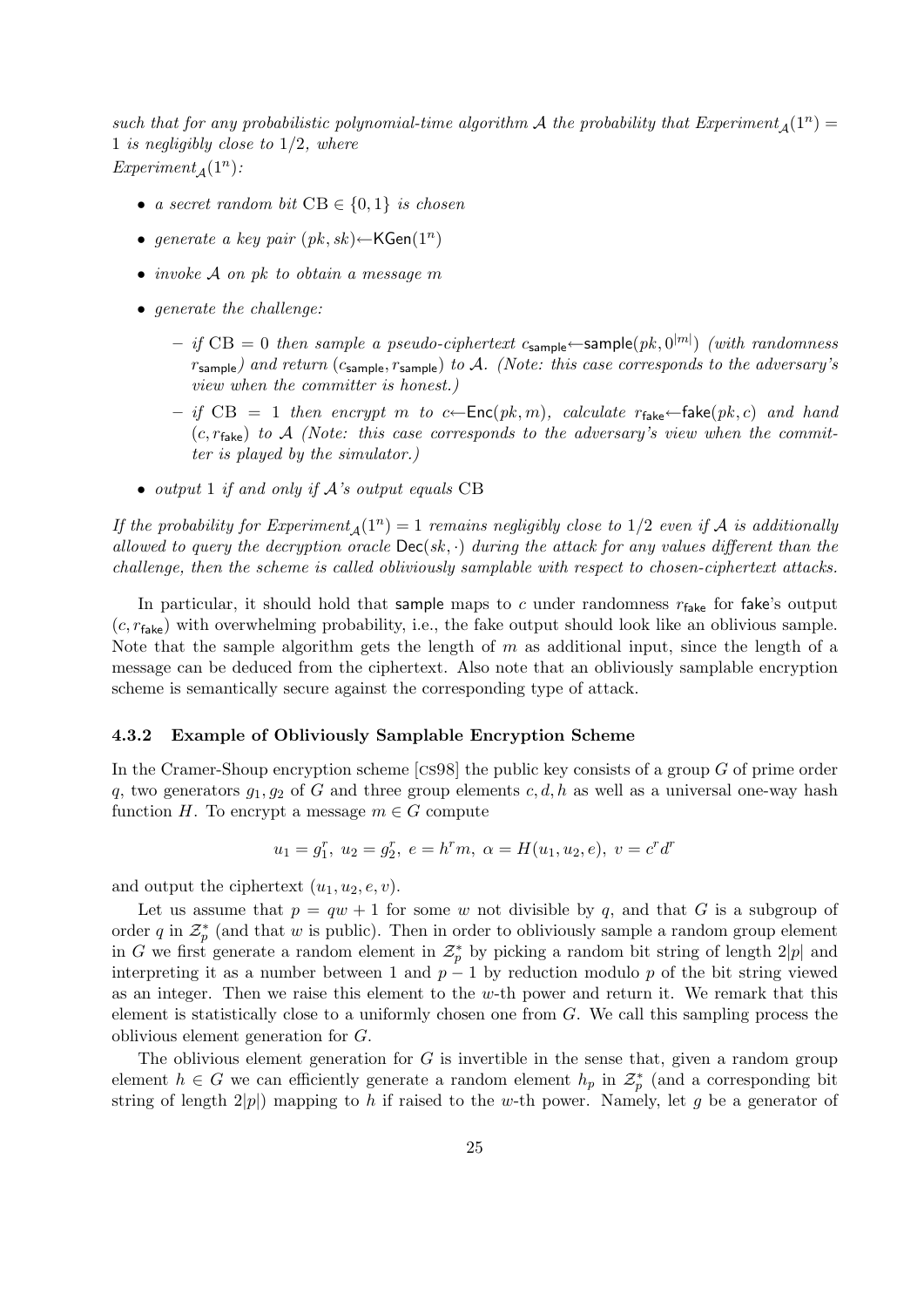*such that for any probabilistic polynomial-time algorithm $\mathcal{A}$ the probability that Experiment$_{\mathcal{A}}(1^n) = 1$ is negligibly close to $1/2$, where*
*Experiment$_{\mathcal{A}}(1^n)$:*

- *a secret random bit $\mathrm{CB} \in \{0,1\}$ is chosen*
- *generate a key pair $(pk, sk) \leftarrow \mathsf{KGen}(1^n)$*
- *invoke $\mathcal{A}$ on $pk$ to obtain a message $m$*
- *generate the challenge:*
  - *if $\mathrm{CB} = 0$ then sample a pseudo-ciphertext $c_{\mathsf{sample}} \leftarrow \mathsf{sample}(pk, 0^{|m|})$ (with randomness $r_{\mathsf{sample}}$) and return $(c_{\mathsf{sample}}, r_{\mathsf{sample}})$ to $\mathcal{A}$. (Note: this case corresponds to the adversary's view when the committer is honest.)*
  - *if $\mathrm{CB} = 1$ then encrypt $m$ to $c \leftarrow \mathsf{Enc}(pk, m)$, calculate $r_{\mathsf{fake}} \leftarrow \mathsf{fake}(pk, c)$ and hand $(c, r_{\mathsf{fake}})$ to $\mathcal{A}$ (Note: this case corresponds to the adversary's view when the committer is played by the simulator.)*
- *output 1 if and only if $\mathcal{A}$'s output equals CB*

*If the probability for Experiment$_{\mathcal{A}}(1^n) = 1$ remains negligibly close to $1/2$ even if $\mathcal{A}$ is additionally allowed to query the decryption oracle $\mathsf{Dec}(sk, \cdot)$ during the attack for any values different than the challenge, then the scheme is called obliviously samplable with respect to chosen-ciphertext attacks.*

In particular, it should hold that $\mathsf{sample}$ maps to $c$ under randomness $r_{\mathsf{fake}}$ for $\mathsf{fake}$'s output $(c, r_{\mathsf{fake}})$ with overwhelming probability, i.e., the fake output should look like an oblivious sample. Note that the sample algorithm gets the length of $m$ as additional input, since the length of a message can be deduced from the ciphertext. Also note that an obliviously samplable encryption scheme is semantically secure against the corresponding type of attack.

#### 4.3.2 Example of Obliviously Samplable Encryption Scheme

In the Cramer-Shoup encryption scheme [CS98] the public key consists of a group $G$ of prime order $q$, two generators $g_1, g_2$ of $G$ and three group elements $c, d, h$ as well as a universal one-way hash function $H$. To encrypt a message $m \in G$ compute

$$u_1 = g_1^r,\ u_2 = g_2^r,\ e = h^r m,\ \alpha = H(u_1, u_2, e),\ v = c^r d^r$$

and output the ciphertext $(u_1, u_2, e, v)$.

Let us assume that $p = qw + 1$ for some $w$ not divisible by $q$, and that $G$ is a subgroup of order $q$ in $\mathcal{Z}_p^*$ (and that $w$ is public). Then in order to obliviously sample a random group element in $G$ we first generate a random element in $\mathcal{Z}_p^*$ by picking a random bit string of length $2|p|$ and interpreting it as a number between 1 and $p-1$ by reduction modulo $p$ of the bit string viewed as an integer. Then we raise this element to the $w$-th power and return it. We remark that this element is statistically close to a uniformly chosen one from $G$. We call this sampling process the oblivious element generation for $G$.

The oblivious element generation for $G$ is invertible in the sense that, given a random group element $h \in G$ we can efficiently generate a random element $h_p$ in $\mathcal{Z}_p^*$ (and a corresponding bit string of length $2|p|$) mapping to $h$ if raised to the $w$-th power. Namely, let $g$ be a generator of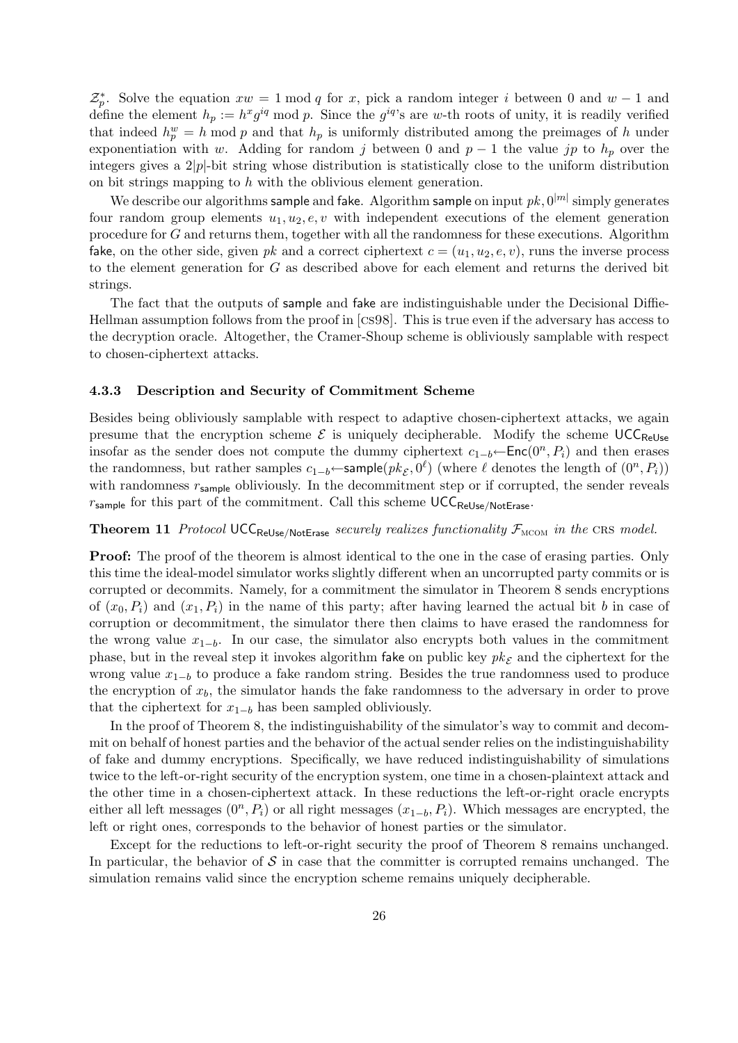$\mathcal{Z}_p^*$. Solve the equation $xw = 1 \bmod q$ for $x$, pick a random integer $i$ between 0 and $w-1$ and define the element $h_p := h^x g^{iq} \bmod p$. Since the $g^{iq}$'s are $w$-th roots of unity, it is readily verified that indeed $h_p^w = h \bmod p$ and that $h_p$ is uniformly distributed among the preimages of $h$ under exponentiation with $w$. Adding for random $j$ between 0 and $p-1$ the value $jp$ to $h_p$ over the integers gives a $2|p|$-bit string whose distribution is statistically close to the uniform distribution on bit strings mapping to $h$ with the oblivious element generation.

We describe our algorithms sample and fake. Algorithm sample on input $pk, 0^{|m|}$ simply generates four random group elements $u_1, u_2, e, v$ with independent executions of the element generation procedure for $G$ and returns them, together with all the randomness for these executions. Algorithm fake, on the other side, given $pk$ and a correct ciphertext $c = (u_1, u_2, e, v)$, runs the inverse process to the element generation for $G$ as described above for each element and returns the derived bit strings.

The fact that the outputs of sample and fake are indistinguishable under the Decisional Diffie-Hellman assumption follows from the proof in [CS98]. This is true even if the adversary has access to the decryption oracle. Altogether, the Cramer-Shoup scheme is obliviously samplable with respect to chosen-ciphertext attacks.

### 4.3.3 Description and Security of Commitment Scheme

Besides being obliviously samplable with respect to adaptive chosen-ciphertext attacks, we again presume that the encryption scheme $\mathcal{E}$ is uniquely decipherable. Modify the scheme $\mathsf{UCC}_{\mathsf{ReUse}}$ insofar as the sender does not compute the dummy ciphertext $c_{1-b} \leftarrow \mathsf{Enc}(0^n, P_i)$ and then erases the randomness, but rather samples $c_{1-b} \leftarrow \mathsf{sample}(pk_{\mathcal{E}}, 0^\ell)$ (where $\ell$ denotes the length of $(0^n, P_i)$) with randomness $r_{\mathsf{sample}}$ obliviously. In the decommitment step or if corrupted, the sender reveals $r_{\mathsf{sample}}$ for this part of the commitment. Call this scheme $\mathsf{UCC}_{\mathsf{ReUse/NotErase}}$.

**Theorem 11** *Protocol* $\mathsf{UCC}_{\mathsf{ReUse/NotErase}}$ *securely realizes functionality* $\mathcal{F}_{\text{MCOM}}$ *in the* CRS *model.*

**Proof:** The proof of the theorem is almost identical to the one in the case of erasing parties. Only this time the ideal-model simulator works slightly different when an uncorrupted party commits or is corrupted or decommits. Namely, for a commitment the simulator in Theorem 8 sends encryptions of $(x_0, P_i)$ and $(x_1, P_i)$ in the name of this party; after having learned the actual bit $b$ in case of corruption or decommitment, the simulator there then claims to have erased the randomness for the wrong value $x_{1-b}$. In our case, the simulator also encrypts both values in the commitment phase, but in the reveal step it invokes algorithm fake on public key $pk_{\mathcal{E}}$ and the ciphertext for the wrong value $x_{1-b}$ to produce a fake random string. Besides the true randomness used to produce the encryption of $x_b$, the simulator hands the fake randomness to the adversary in order to prove that the ciphertext for $x_{1-b}$ has been sampled obliviously.

In the proof of Theorem 8, the indistinguishability of the simulator's way to commit and decommit on behalf of honest parties and the behavior of the actual sender relies on the indistinguishability of fake and dummy encryptions. Specifically, we have reduced indistinguishability of simulations twice to the left-or-right security of the encryption system, one time in a chosen-plaintext attack and the other time in a chosen-ciphertext attack. In these reductions the left-or-right oracle encrypts either all left messages $(0^n, P_i)$ or all right messages $(x_{1-b}, P_i)$. Which messages are encrypted, the left or right ones, corresponds to the behavior of honest parties or the simulator.

Except for the reductions to left-or-right security the proof of Theorem 8 remains unchanged. In particular, the behavior of $\mathcal{S}$ in case that the committer is corrupted remains unchanged. The simulation remains valid since the encryption scheme remains uniquely decipherable.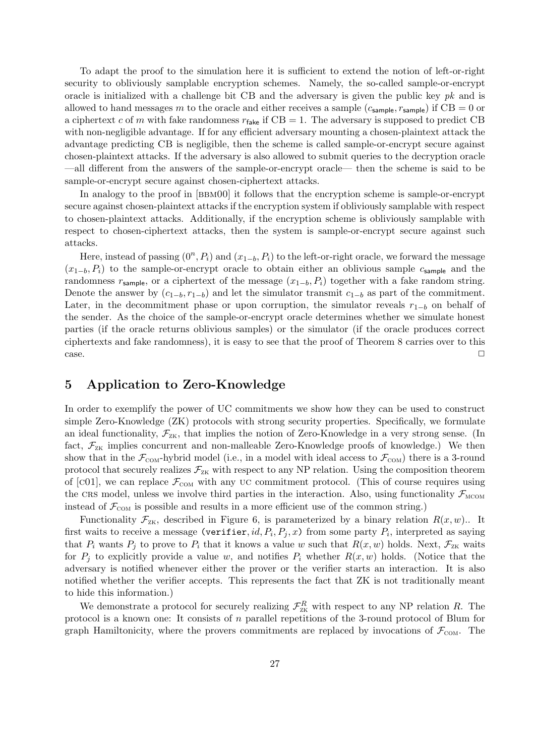To adapt the proof to the simulation here it is sufficient to extend the notion of left-or-right security to obliviously samplable encryption schemes. Namely, the so-called sample-or-encrypt oracle is initialized with a challenge bit CB and the adversary is given the public key $pk$ and is allowed to hand messages $m$ to the oracle and either receives a sample $(c_{\mathsf{sample}}, r_{\mathsf{sample}})$ if $\mathrm{CB} = 0$ or a ciphertext $c$ of $m$ with fake randomness $r_{\mathsf{fake}}$ if $\mathrm{CB} = 1$. The adversary is supposed to predict CB with non-negligible advantage. If for any efficient adversary mounting a chosen-plaintext attack the advantage predicting CB is negligible, then the scheme is called sample-or-encrypt secure against chosen-plaintext attacks. If the adversary is also allowed to submit queries to the decryption oracle —all different from the answers of the sample-or-encrypt oracle— then the scheme is said to be sample-or-encrypt secure against chosen-ciphertext attacks.

In analogy to the proof in [BBM00] it follows that the encryption scheme is sample-or-encrypt secure against chosen-plaintext attacks if the encryption system if obliviously samplable with respect to chosen-plaintext attacks. Additionally, if the encryption scheme is obliviously samplable with respect to chosen-ciphertext attacks, then the system is sample-or-encrypt secure against such attacks.

Here, instead of passing $(0^n, P_i)$ and $(x_{1-b}, P_i)$ to the left-or-right oracle, we forward the message $(x_{1-b}, P_i)$ to the sample-or-encrypt oracle to obtain either an oblivious sample $c_{\mathsf{sample}}$ and the randomness $r_{\mathsf{sample}}$, or a ciphertext of the message $(x_{1-b}, P_i)$ together with a fake random string. Denote the answer by $(c_{1-b}, r_{1-b})$ and let the simulator transmit $c_{1-b}$ as part of the commitment. Later, in the decommitment phase or upon corruption, the simulator reveals $r_{1-b}$ on behalf of the sender. As the choice of the sample-or-encrypt oracle determines whether we simulate honest parties (if the oracle returns oblivious samples) or the simulator (if the oracle produces correct ciphertexts and fake randomness), it is easy to see that the proof of Theorem 8 carries over to this case. □

## 5 Application to Zero-Knowledge

In order to exemplify the power of UC commitments we show how they can be used to construct simple Zero-Knowledge (ZK) protocols with strong security properties. Specifically, we formulate an ideal functionality, $\mathcal{F}_{\text{ZK}}$, that implies the notion of Zero-Knowledge in a very strong sense. (In fact, $\mathcal{F}_{\text{ZK}}$ implies concurrent and non-malleable Zero-Knowledge proofs of knowledge.) We then show that in the $\mathcal{F}_{\text{COM}}$-hybrid model (i.e., in a model with ideal access to $\mathcal{F}_{\text{COM}}$) there is a 3-round protocol that securely realizes $\mathcal{F}_{\text{ZK}}$ with respect to any NP relation. Using the composition theorem of [C01], we can replace $\mathcal{F}_{\text{COM}}$ with any UC commitment protocol. (This of course requires using the CRS model, unless we involve third parties in the interaction. Also, using functionality $\mathcal{F}_{\text{MCOM}}$ instead of $\mathcal{F}_{\text{COM}}$ is possible and results in a more efficient use of the common string.)

Functionality $\mathcal{F}_{\text{ZK}}$, described in Figure 6, is parameterized by a binary relation $R(x, w)$.. It first waits to receive a message (`verifier`, $id, P_i, P_j, x$) from some party $P_i$, interpreted as saying that $P_i$ wants $P_j$ to prove to $P_i$ that it knows a value $w$ such that $R(x, w)$ holds. Next, $\mathcal{F}_{\text{ZK}}$ waits for $P_j$ to explicitly provide a value $w$, and notifies $P_i$ whether $R(x, w)$ holds. (Notice that the adversary is notified whenever either the prover or the verifier starts an interaction. It is also notified whether the verifier accepts. This represents the fact that ZK is not traditionally meant to hide this information.)

We demonstrate a protocol for securely realizing $\mathcal{F}^R_{\text{ZK}}$ with respect to any NP relation $R$. The protocol is a known one: It consists of $n$ parallel repetitions of the 3-round protocol of Blum for graph Hamiltonicity, where the provers commitments are replaced by invocations of $\mathcal{F}_{\text{COM}}$. The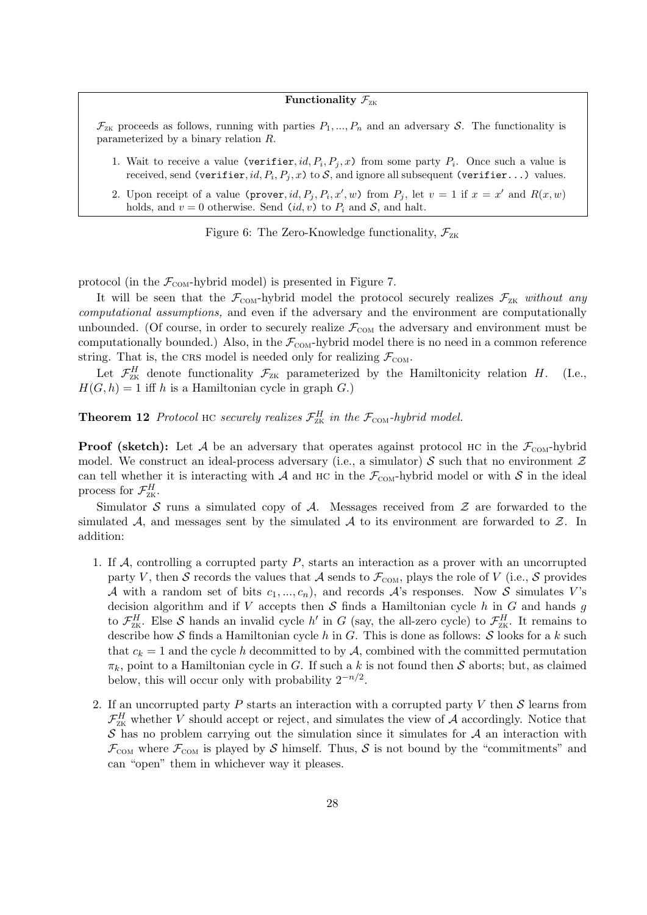**Functionality $\mathcal{F}_{\text{ZK}}$**

$\mathcal{F}_{\text{ZK}}$ proceeds as follows, running with parties $P_1, ..., P_n$ and an adversary $\mathcal{S}$. The functionality is parameterized by a binary relation $R$.

1. Wait to receive a value (verifier, $id, P_i, P_j, x$) from some party $P_i$. Once such a value is received, send (verifier, $id, P_i, P_j, x$) to $\mathcal{S}$, and ignore all subsequent (verifier...) values.
2. Upon receipt of a value (prover, $id, P_j, P_i, x', w$) from $P_j$, let $v = 1$ if $x = x'$ and $R(x, w)$ holds, and $v = 0$ otherwise. Send $(id, v)$ to $P_i$ and $\mathcal{S}$, and halt.

Figure 6: The Zero-Knowledge functionality, $\mathcal{F}_{\text{ZK}}$

protocol (in the $\mathcal{F}_{\text{COM}}$-hybrid model) is presented in Figure 7.

It will be seen that the $\mathcal{F}_{\text{COM}}$-hybrid model the protocol securely realizes $\mathcal{F}_{\text{ZK}}$ *without any computational assumptions,* and even if the adversary and the environment are computationally unbounded. (Of course, in order to securely realize $\mathcal{F}_{\text{COM}}$ the adversary and environment must be computationally bounded.) Also, in the $\mathcal{F}_{\text{COM}}$-hybrid model there is no need in a common reference string. That is, the CRS model is needed only for realizing $\mathcal{F}_{\text{COM}}$.

Let $\mathcal{F}^H_{\text{ZK}}$ denote functionality $\mathcal{F}_{\text{ZK}}$ parameterized by the Hamiltonicity relation $H$. (I.e., $H(G, h) = 1$ iff $h$ is a Hamiltonian cycle in graph $G$.)

**Theorem 12** *Protocol* HC *securely realizes $\mathcal{F}^H_{\text{ZK}}$ in the $\mathcal{F}_{\text{COM}}$-hybrid model.*

**Proof (sketch):** Let $\mathcal{A}$ be an adversary that operates against protocol HC in the $\mathcal{F}_{\text{COM}}$-hybrid model. We construct an ideal-process adversary (i.e., a simulator) $\mathcal{S}$ such that no environment $\mathcal{Z}$ can tell whether it is interacting with $\mathcal{A}$ and HC in the $\mathcal{F}_{\text{COM}}$-hybrid model or with $\mathcal{S}$ in the ideal process for $\mathcal{F}^H_{\text{ZK}}$.

Simulator $\mathcal{S}$ runs a simulated copy of $\mathcal{A}$. Messages received from $\mathcal{Z}$ are forwarded to the simulated $\mathcal{A}$, and messages sent by the simulated $\mathcal{A}$ to its environment are forwarded to $\mathcal{Z}$. In addition:

1. If $\mathcal{A}$, controlling a corrupted party $P$, starts an interaction as a prover with an uncorrupted party $V$, then $\mathcal{S}$ records the values that $\mathcal{A}$ sends to $\mathcal{F}_{\text{COM}}$, plays the role of $V$ (i.e., $\mathcal{S}$ provides $\mathcal{A}$ with a random set of bits $c_1, ..., c_n$), and records $\mathcal{A}$'s responses. Now $\mathcal{S}$ simulates $V$'s decision algorithm and if $V$ accepts then $\mathcal{S}$ finds a Hamiltonian cycle $h$ in $G$ and hands $g$ to $\mathcal{F}^H_{\text{ZK}}$. Else $\mathcal{S}$ hands an invalid cycle $h'$ in $G$ (say, the all-zero cycle) to $\mathcal{F}^H_{\text{ZK}}$. It remains to describe how $\mathcal{S}$ finds a Hamiltonian cycle $h$ in $G$. This is done as follows: $\mathcal{S}$ looks for a $k$ such that $c_k = 1$ and the cycle $h$ decommitted to by $\mathcal{A}$, combined with the committed permutation $\pi_k$, point to a Hamiltonian cycle in $G$. If such a $k$ is not found then $\mathcal{S}$ aborts; but, as claimed below, this will occur only with probability $2^{-n/2}$.
2. If an uncorrupted party $P$ starts an interaction with a corrupted party $V$ then $\mathcal{S}$ learns from $\mathcal{F}^H_{\text{ZK}}$ whether $V$ should accept or reject, and simulates the view of $\mathcal{A}$ accordingly. Notice that $\mathcal{S}$ has no problem carrying out the simulation since it simulates for $\mathcal{A}$ an interaction with $\mathcal{F}_{\text{COM}}$ where $\mathcal{F}_{\text{COM}}$ is played by $\mathcal{S}$ himself. Thus, $\mathcal{S}$ is not bound by the "commitments" and can "open" them in whichever way it pleases.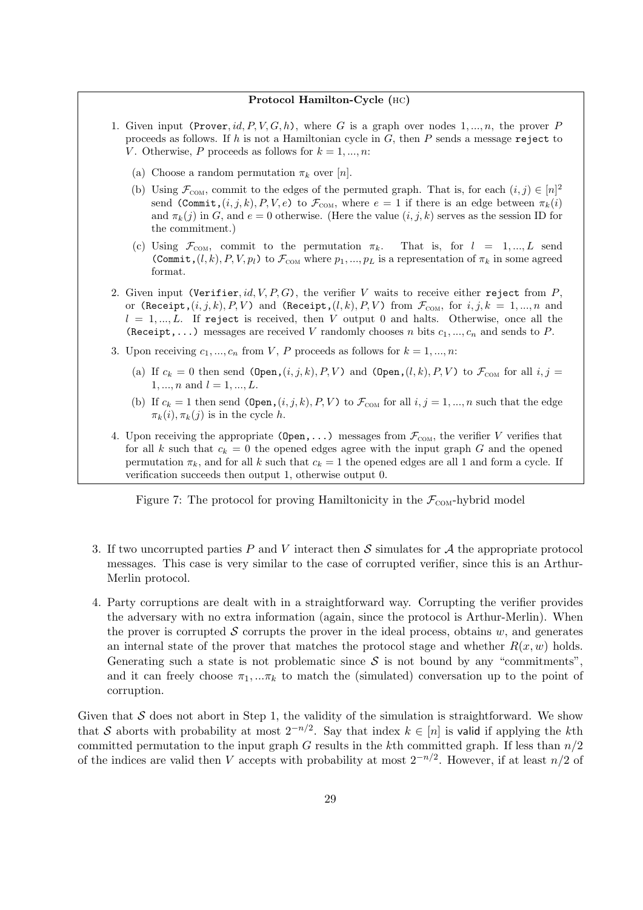**Protocol Hamilton-Cycle (HC)**

1. Given input (Prover, $id, P, V, G, h$), where $G$ is a graph over nodes $1, ..., n$, the prover $P$ proceeds as follows. If $h$ is not a Hamiltonian cycle in $G$, then $P$ sends a message reject to $V$. Otherwise, $P$ proceeds as follows for $k = 1, ..., n$:

   (a) Choose a random permutation $\pi_k$ over $[n]$.

   (b) Using $\mathcal{F}_{\text{COM}}$, commit to the edges of the permuted graph. That is, for each $(i,j) \in [n]^2$ send (Commit, $(i,j,k), P, V, e$) to $\mathcal{F}_{\text{COM}}$, where $e = 1$ if there is an edge between $\pi_k(i)$ and $\pi_k(j)$ in $G$, and $e = 0$ otherwise. (Here the value $(i,j,k)$ serves as the session ID for the commitment.)

   (c) Using $\mathcal{F}_{\text{COM}}$, commit to the permutation $\pi_k$. That is, for $l = 1, ..., L$ send (Commit, $(l,k), P, V, p_l$) to $\mathcal{F}_{\text{COM}}$ where $p_1, ..., p_L$ is a representation of $\pi_k$ in some agreed format.

2. Given input (Verifier, $id, V, P, G$), the verifier $V$ waits to receive either reject from $P$, or (Receipt, $(i,j,k), P, V$) and (Receipt, $(l,k), P, V$) from $\mathcal{F}_{\text{COM}}$, for $i, j, k = 1, ..., n$ and $l = 1, ..., L$. If reject is received, then $V$ output 0 and halts. Otherwise, once all the (Receipt, ...) messages are received $V$ randomly chooses $n$ bits $c_1, ..., c_n$ and sends to $P$.

3. Upon receiving $c_1, ..., c_n$ from $V$, $P$ proceeds as follows for $k = 1, ..., n$:

   (a) If $c_k = 0$ then send (Open, $(i,j,k), P, V$) and (Open, $(l,k), P, V$) to $\mathcal{F}_{\text{COM}}$ for all $i, j = 1, ..., n$ and $l = 1, ..., L$.

   (b) If $c_k = 1$ then send (Open, $(i,j,k), P, V$) to $\mathcal{F}_{\text{COM}}$ for all $i, j = 1, ..., n$ such that the edge $\pi_k(i), \pi_k(j)$ is in the cycle $h$.

4. Upon receiving the appropriate (Open, ...) messages from $\mathcal{F}_{\text{COM}}$, the verifier $V$ verifies that for all $k$ such that $c_k = 0$ the opened edges agree with the input graph $G$ and the opened permutation $\pi_k$, and for all $k$ such that $c_k = 1$ the opened edges are all 1 and form a cycle. If verification succeeds then output 1, otherwise output 0.

Figure 7: The protocol for proving Hamiltonicity in the $\mathcal{F}_{\text{COM}}$-hybrid model

3. If two uncorrupted parties $P$ and $V$ interact then $\mathcal{S}$ simulates for $\mathcal{A}$ the appropriate protocol messages. This case is very similar to the case of corrupted verifier, since this is an Arthur-Merlin protocol.

4. Party corruptions are dealt with in a straightforward way. Corrupting the verifier provides the adversary with no extra information (again, since the protocol is Arthur-Merlin). When the prover is corrupted $\mathcal{S}$ corrupts the prover in the ideal process, obtains $w$, and generates an internal state of the prover that matches the protocol stage and whether $R(x,w)$ holds. Generating such a state is not problematic since $\mathcal{S}$ is not bound by any "commitments", and it can freely choose $\pi_1, ...\pi_k$ to match the (simulated) conversation up to the point of corruption.

Given that $\mathcal{S}$ does not abort in Step 1, the validity of the simulation is straightforward. We show that $\mathcal{S}$ aborts with probability at most $2^{-n/2}$. Say that index $k \in [n]$ is valid if applying the $k$th committed permutation to the input graph $G$ results in the $k$th committed graph. If less than $n/2$ of the indices are valid then $V$ accepts with probability at most $2^{-n/2}$. However, if at least $n/2$ of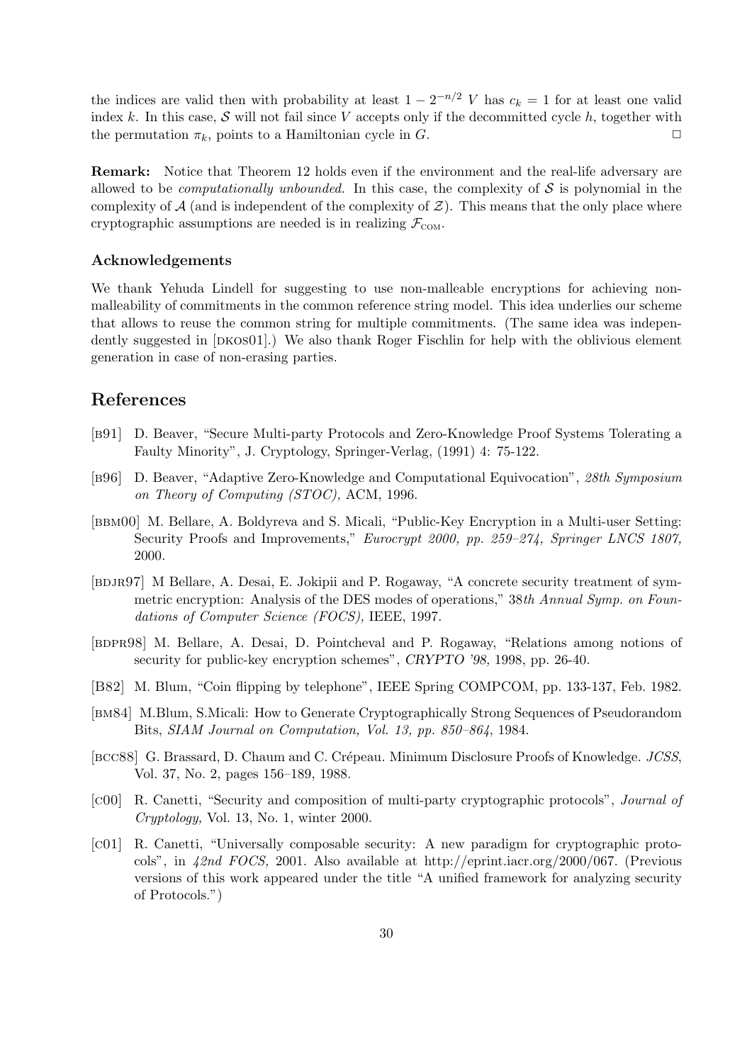the indices are valid then with probability at least $1 - 2^{-n/2}$ $V$ has $c_k = 1$ for at least one valid index $k$. In this case, $\mathcal{S}$ will not fail since $V$ accepts only if the decommitted cycle $h$, together with the permutation $\pi_k$, points to a Hamiltonian cycle in $G$. □

**Remark:** Notice that Theorem 12 holds even if the environment and the real-life adversary are allowed to be *computationally unbounded.* In this case, the complexity of $\mathcal{S}$ is polynomial in the complexity of $\mathcal{A}$ (and is independent of the complexity of $\mathcal{Z}$). This means that the only place where cryptographic assumptions are needed is in realizing $\mathcal{F}_{\text{COM}}$.

### Acknowledgements

We thank Yehuda Lindell for suggesting to use non-malleable encryptions for achieving non-malleability of commitments in the common reference string model. This idea underlies our scheme that allows to reuse the common string for multiple commitments. (The same idea was independently suggested in [DKOS01].) We also thank Roger Fischlin for help with the oblivious element generation in case of non-erasing parties.

## References

- [B91] D. Beaver, "Secure Multi-party Protocols and Zero-Knowledge Proof Systems Tolerating a Faulty Minority", J. Cryptology, Springer-Verlag, (1991) 4: 75-122.
- [B96] D. Beaver, "Adaptive Zero-Knowledge and Computational Equivocation", *28th Symposium on Theory of Computing (STOC),* ACM, 1996.
- [BBM00] M. Bellare, A. Boldyreva and S. Micali, "Public-Key Encryption in a Multi-user Setting: Security Proofs and Improvements," *Eurocrypt 2000, pp. 259–274, Springer LNCS 1807,* 2000.
- [BDJR97] M Bellare, A. Desai, E. Jokipii and P. Rogaway, "A concrete security treatment of symmetric encryption: Analysis of the DES modes of operations," 38*th Annual Symp. on Foundations of Computer Science (FOCS),* IEEE, 1997.
- [BDPR98] M. Bellare, A. Desai, D. Pointcheval and P. Rogaway, "Relations among notions of security for public-key encryption schemes", *CRYPTO '98,* 1998, pp. 26-40.
- [B82] M. Blum, "Coin flipping by telephone", IEEE Spring COMPCOM, pp. 133-137, Feb. 1982.
- [BM84] M.Blum, S.Micali: How to Generate Cryptographically Strong Sequences of Pseudorandom Bits, *SIAM Journal on Computation, Vol. 13, pp. 850–864*, 1984.
- [BCC88] G. Brassard, D. Chaum and C. Crépeau. Minimum Disclosure Proofs of Knowledge. *JCSS*, Vol. 37, No. 2, pages 156–189, 1988.
- [C00] R. Canetti, "Security and composition of multi-party cryptographic protocols", *Journal of Cryptology,* Vol. 13, No. 1, winter 2000.
- [C01] R. Canetti, "Universally composable security: A new paradigm for cryptographic protocols", in *42nd FOCS,* 2001. Also available at http://eprint.iacr.org/2000/067. (Previous versions of this work appeared under the title "A unified framework for analyzing security of Protocols.")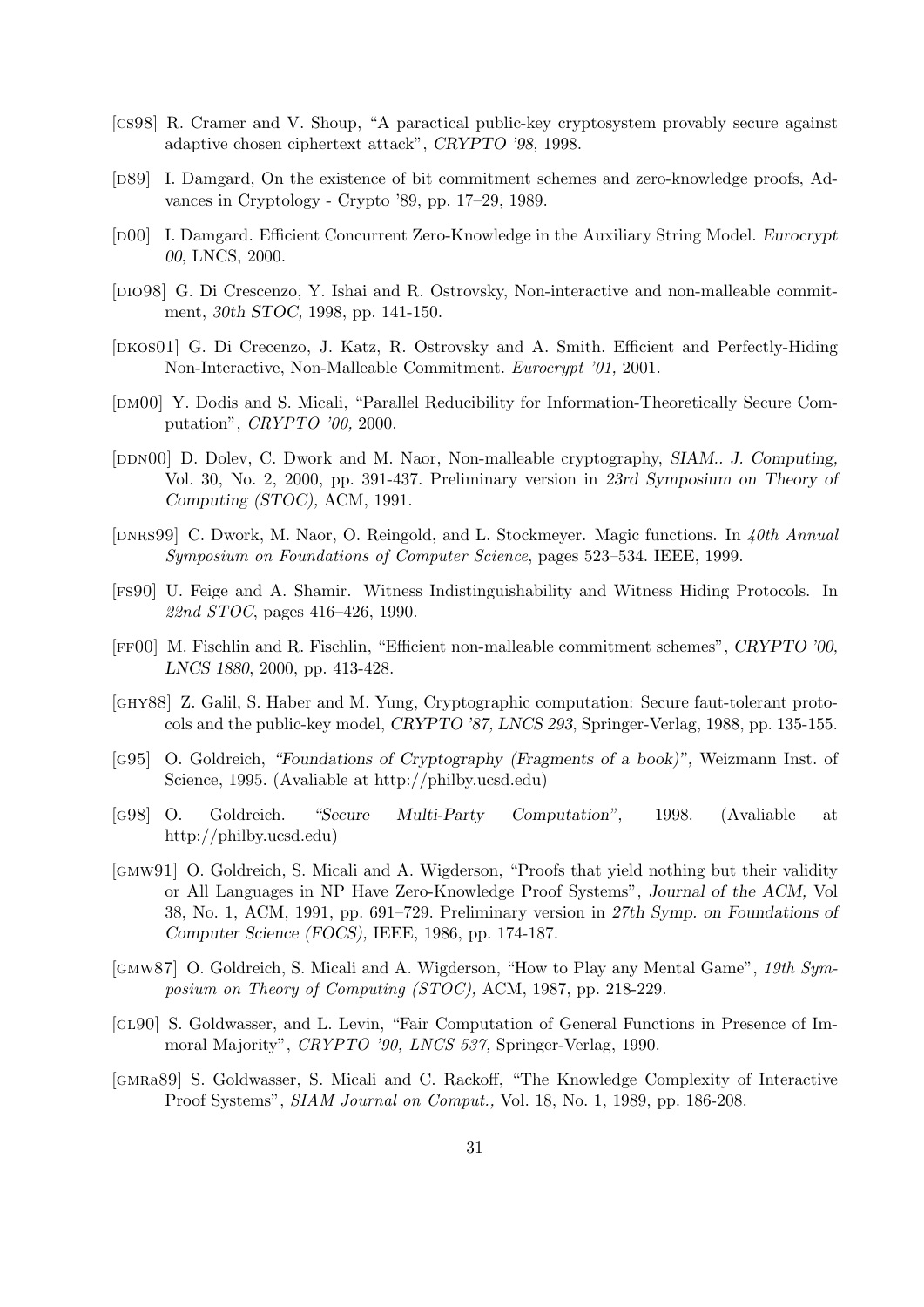[CS98] R. Cramer and V. Shoup, "A paractical public-key cryptosystem provably secure against adaptive chosen ciphertext attack", *CRYPTO '98,* 1998.

[D89] I. Damgard, On the existence of bit commitment schemes and zero-knowledge proofs, Advances in Cryptology - Crypto '89, pp. 17–29, 1989.

[D00] I. Damgard. Efficient Concurrent Zero-Knowledge in the Auxiliary String Model. *Eurocrypt 00*, LNCS, 2000.

[DIO98] G. Di Crescenzo, Y. Ishai and R. Ostrovsky, Non-interactive and non-malleable commitment, *30th STOC*, 1998, pp. 141-150.

[DKOS01] G. Di Crecenzo, J. Katz, R. Ostrovsky and A. Smith. Efficient and Perfectly-Hiding Non-Interactive, Non-Malleable Commitment. *Eurocrypt '01,* 2001.

[DM00] Y. Dodis and S. Micali, "Parallel Reducibility for Information-Theoretically Secure Computation", *CRYPTO '00,* 2000.

[DDN00] D. Dolev, C. Dwork and M. Naor, Non-malleable cryptography, *SIAM.. J. Computing,* Vol. 30, No. 2, 2000, pp. 391-437. Preliminary version in *23rd Symposium on Theory of Computing (STOC),* ACM, 1991.

[DNRS99] C. Dwork, M. Naor, O. Reingold, and L. Stockmeyer. Magic functions. In *40th Annual Symposium on Foundations of Computer Science*, pages 523–534. IEEE, 1999.

[FS90] U. Feige and A. Shamir. Witness Indistinguishability and Witness Hiding Protocols. In *22nd STOC*, pages 416–426, 1990.

[FF00] M. Fischlin and R. Fischlin, "Efficient non-malleable commitment schemes", *CRYPTO '00, LNCS 1880*, 2000, pp. 413-428.

[GHY88] Z. Galil, S. Haber and M. Yung, Cryptographic computation: Secure faut-tolerant protocols and the public-key model, *CRYPTO '87, LNCS 293*, Springer-Verlag, 1988, pp. 135-155.

[G95] O. Goldreich, *"Foundations of Cryptography (Fragments of a book)",* Weizmann Inst. of Science, 1995. (Avaliable at http://philby.ucsd.edu)

[G98] O. Goldreich. *"Secure Multi-Party Computation",* 1998. (Avaliable at http://philby.ucsd.edu)

[GMW91] O. Goldreich, S. Micali and A. Wigderson, "Proofs that yield nothing but their validity or All Languages in NP Have Zero-Knowledge Proof Systems", *Journal of the ACM,* Vol 38, No. 1, ACM, 1991, pp. 691–729. Preliminary version in *27th Symp. on Foundations of Computer Science (FOCS),* IEEE, 1986, pp. 174-187.

[GMW87] O. Goldreich, S. Micali and A. Wigderson, "How to Play any Mental Game", *19th Symposium on Theory of Computing (STOC),* ACM, 1987, pp. 218-229.

[GL90] S. Goldwasser, and L. Levin, "Fair Computation of General Functions in Presence of Immoral Majority", *CRYPTO '90, LNCS 537,* Springer-Verlag, 1990.

[GMRa89] S. Goldwasser, S. Micali and C. Rackoff, "The Knowledge Complexity of Interactive Proof Systems", *SIAM Journal on Comput.,* Vol. 18, No. 1, 1989, pp. 186-208.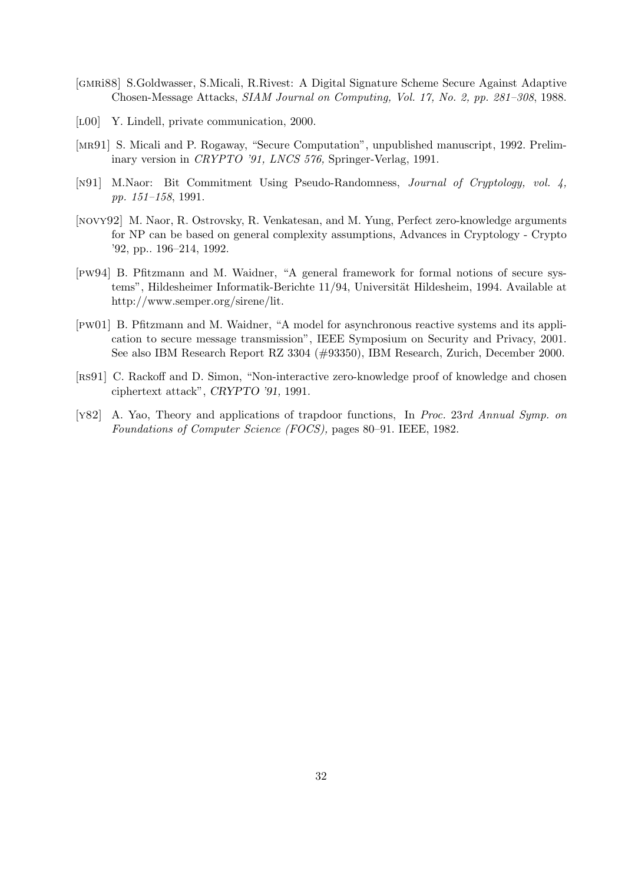[GMRi88] S.Goldwasser, S.Micali, R.Rivest: A Digital Signature Scheme Secure Against Adaptive Chosen-Message Attacks, *SIAM Journal on Computing, Vol. 17, No. 2, pp. 281–308*, 1988.

[L00] Y. Lindell, private communication, 2000.

[MR91] S. Micali and P. Rogaway, "Secure Computation", unpublished manuscript, 1992. Preliminary version in *CRYPTO '91, LNCS 576,* Springer-Verlag, 1991.

[N91] M.Naor: Bit Commitment Using Pseudo-Randomness, *Journal of Cryptology, vol. 4, pp. 151–158*, 1991.

[NOVY92] M. Naor, R. Ostrovsky, R. Venkatesan, and M. Yung, Perfect zero-knowledge arguments for NP can be based on general complexity assumptions, Advances in Cryptology - Crypto '92, pp.. 196–214, 1992.

[PW94] B. Pfitzmann and M. Waidner, "A general framework for formal notions of secure systems", Hildesheimer Informatik-Berichte 11/94, Universität Hildesheim, 1994. Available at http://www.semper.org/sirene/lit.

[PW01] B. Pfitzmann and M. Waidner, "A model for asynchronous reactive systems and its application to secure message transmission", IEEE Symposium on Security and Privacy, 2001. See also IBM Research Report RZ 3304 (#93350), IBM Research, Zurich, December 2000.

[RS91] C. Rackoff and D. Simon, "Non-interactive zero-knowledge proof of knowledge and chosen ciphertext attack", *CRYPTO '91,* 1991.

[Y82] A. Yao, Theory and applications of trapdoor functions, In *Proc. 23rd Annual Symp. on Foundations of Computer Science (FOCS),* pages 80–91. IEEE, 1982.